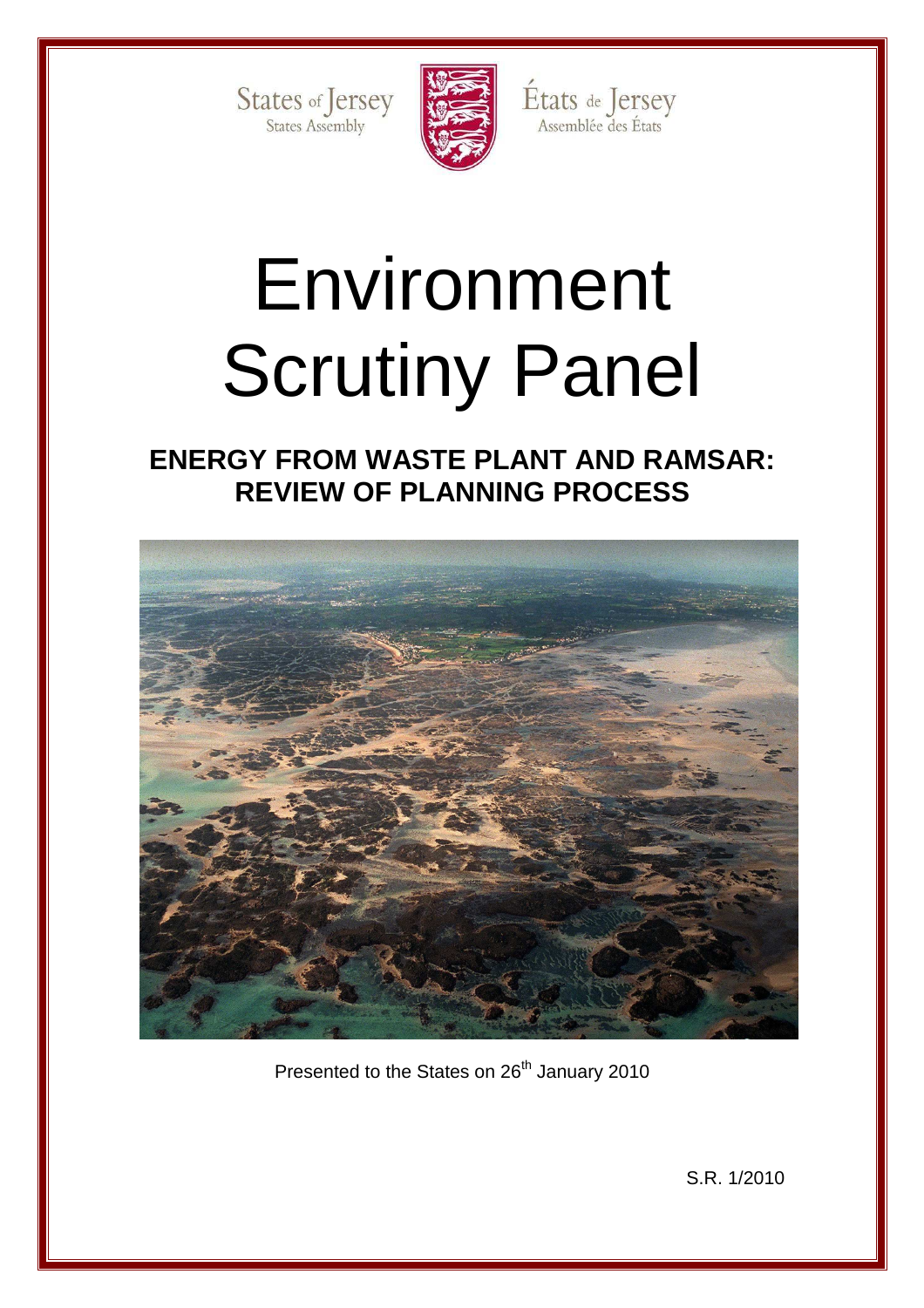States of Jersey
States Assembly

États de Jersey
Assemblée des États

# Environment Scrutiny Panel

## ENERGY FROM WASTE PLANT AND RAMSAR: REVIEW OF PLANNING PROCESS

Presented to the States on 26th January 2010

S.R. 1/2010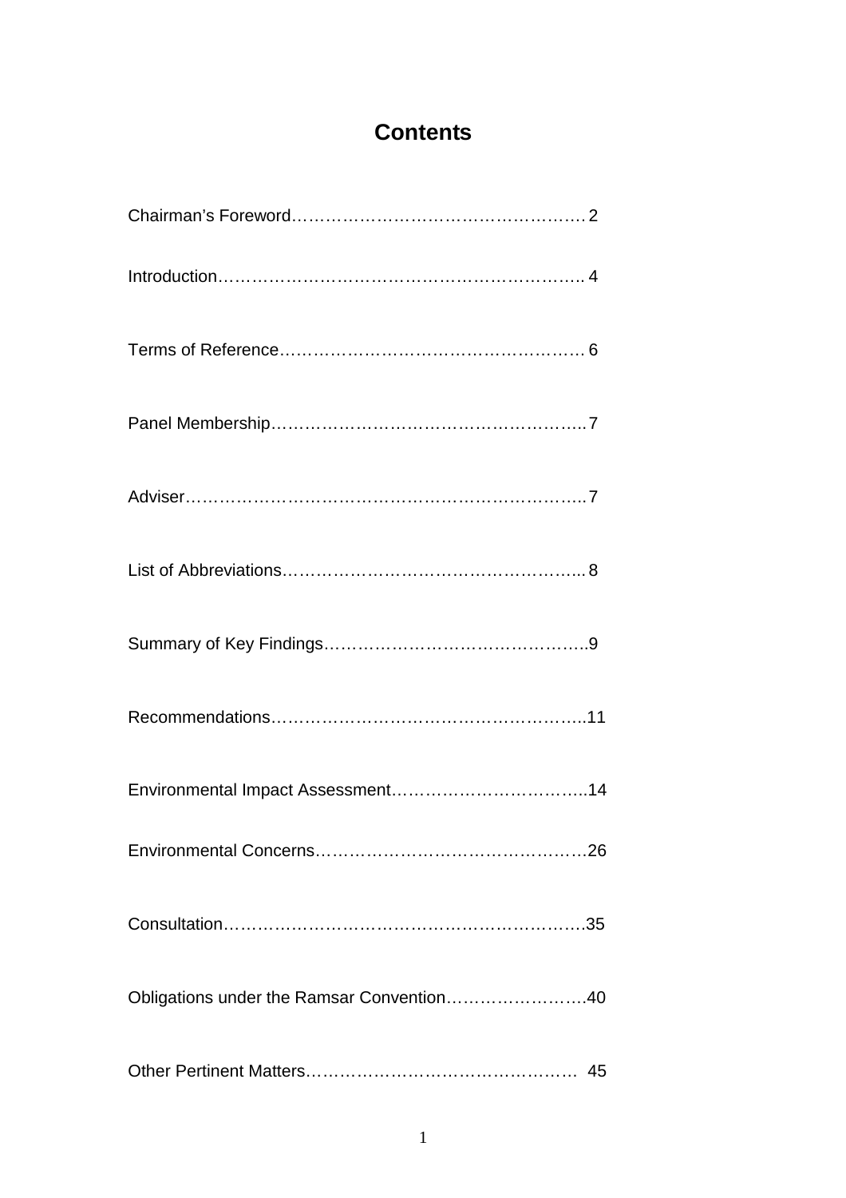# Contents

Chairman's Foreword…………………………………………… 2

Introduction……………………………………………………… 4

Terms of Reference……………………………………………… 6

Panel Membership…………………………………………….. 7

Adviser………………………………………………………….. 7

List of Abbreviations………………………………………….. 8

Summary of Key Findings………………………………………9

Recommendations……………………………………………..11

Environmental Impact Assessment…………………………..14

Environmental Concerns……………………………………….26

Consultation……………………………………………………..35

Obligations under the Ramsar Convention…………………..40

Other Pertinent Matters……………………………………… 45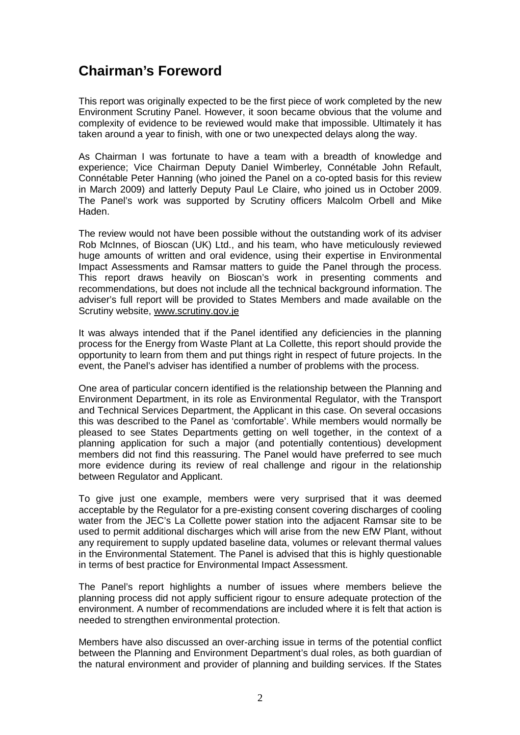# Chairman's Foreword

This report was originally expected to be the first piece of work completed by the new Environment Scrutiny Panel. However, it soon became obvious that the volume and complexity of evidence to be reviewed would make that impossible. Ultimately it has taken around a year to finish, with one or two unexpected delays along the way.

As Chairman I was fortunate to have a team with a breadth of knowledge and experience; Vice Chairman Deputy Daniel Wimberley, Connétable John Refault, Connétable Peter Hanning (who joined the Panel on a co-opted basis for this review in March 2009) and latterly Deputy Paul Le Claire, who joined us in October 2009. The Panel's work was supported by Scrutiny officers Malcolm Orbell and Mike Haden.

The review would not have been possible without the outstanding work of its adviser Rob McInnes, of Bioscan (UK) Ltd., and his team, who have meticulously reviewed huge amounts of written and oral evidence, using their expertise in Environmental Impact Assessments and Ramsar matters to guide the Panel through the process. This report draws heavily on Bioscan's work in presenting comments and recommendations, but does not include all the technical background information. The adviser's full report will be provided to States Members and made available on the Scrutiny website, www.scrutiny.gov.je

It was always intended that if the Panel identified any deficiencies in the planning process for the Energy from Waste Plant at La Collette, this report should provide the opportunity to learn from them and put things right in respect of future projects. In the event, the Panel's adviser has identified a number of problems with the process.

One area of particular concern identified is the relationship between the Planning and Environment Department, in its role as Environmental Regulator, with the Transport and Technical Services Department, the Applicant in this case. On several occasions this was described to the Panel as 'comfortable'. While members would normally be pleased to see States Departments getting on well together, in the context of a planning application for such a major (and potentially contentious) development members did not find this reassuring. The Panel would have preferred to see much more evidence during its review of real challenge and rigour in the relationship between Regulator and Applicant.

To give just one example, members were very surprised that it was deemed acceptable by the Regulator for a pre-existing consent covering discharges of cooling water from the JEC's La Collette power station into the adjacent Ramsar site to be used to permit additional discharges which will arise from the new EfW Plant, without any requirement to supply updated baseline data, volumes or relevant thermal values in the Environmental Statement. The Panel is advised that this is highly questionable in terms of best practice for Environmental Impact Assessment.

The Panel's report highlights a number of issues where members believe the planning process did not apply sufficient rigour to ensure adequate protection of the environment. A number of recommendations are included where it is felt that action is needed to strengthen environmental protection.

Members have also discussed an over-arching issue in terms of the potential conflict between the Planning and Environment Department's dual roles, as both guardian of the natural environment and provider of planning and building services. If the States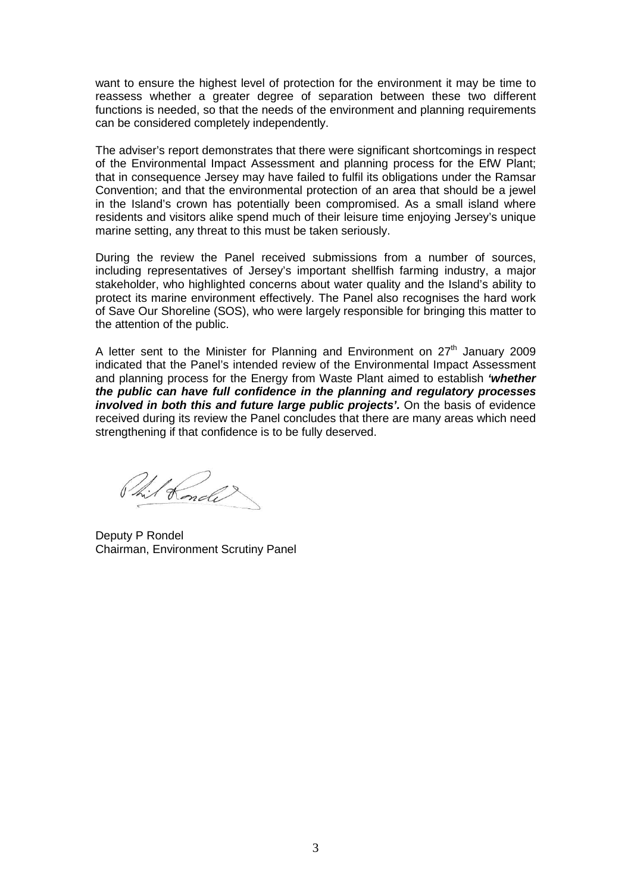want to ensure the highest level of protection for the environment it may be time to reassess whether a greater degree of separation between these two different functions is needed, so that the needs of the environment and planning requirements can be considered completely independently.

The adviser's report demonstrates that there were significant shortcomings in respect of the Environmental Impact Assessment and planning process for the EfW Plant; that in consequence Jersey may have failed to fulfil its obligations under the Ramsar Convention; and that the environmental protection of an area that should be a jewel in the Island's crown has potentially been compromised. As a small island where residents and visitors alike spend much of their leisure time enjoying Jersey's unique marine setting, any threat to this must be taken seriously.

During the review the Panel received submissions from a number of sources, including representatives of Jersey's important shellfish farming industry, a major stakeholder, who highlighted concerns about water quality and the Island's ability to protect its marine environment effectively. The Panel also recognises the hard work of Save Our Shoreline (SOS), who were largely responsible for bringing this matter to the attention of the public.

A letter sent to the Minister for Planning and Environment on 27th January 2009 indicated that the Panel's intended review of the Environmental Impact Assessment and planning process for the Energy from Waste Plant aimed to establish ***'whether the public can have full confidence in the planning and regulatory processes involved in both this and future large public projects'.*** On the basis of evidence received during its review the Panel concludes that there are many areas which need strengthening if that confidence is to be fully deserved.

Deputy P Rondel
Chairman, Environment Scrutiny Panel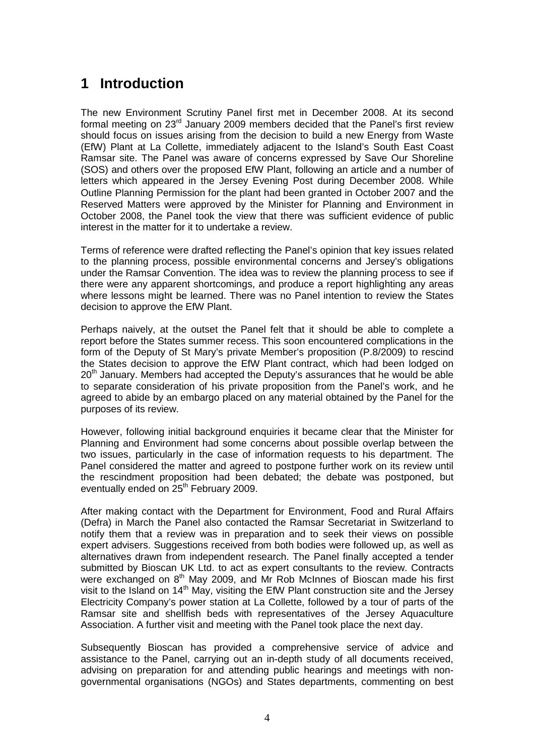# 1 Introduction

The new Environment Scrutiny Panel first met in December 2008. At its second formal meeting on 23rd January 2009 members decided that the Panel's first review should focus on issues arising from the decision to build a new Energy from Waste (EfW) Plant at La Collette, immediately adjacent to the Island's South East Coast Ramsar site. The Panel was aware of concerns expressed by Save Our Shoreline (SOS) and others over the proposed EfW Plant, following an article and a number of letters which appeared in the Jersey Evening Post during December 2008. While Outline Planning Permission for the plant had been granted in October 2007 and the Reserved Matters were approved by the Minister for Planning and Environment in October 2008, the Panel took the view that there was sufficient evidence of public interest in the matter for it to undertake a review.

Terms of reference were drafted reflecting the Panel's opinion that key issues related to the planning process, possible environmental concerns and Jersey's obligations under the Ramsar Convention. The idea was to review the planning process to see if there were any apparent shortcomings, and produce a report highlighting any areas where lessons might be learned. There was no Panel intention to review the States decision to approve the EfW Plant.

Perhaps naively, at the outset the Panel felt that it should be able to complete a report before the States summer recess. This soon encountered complications in the form of the Deputy of St Mary's private Member's proposition (P.8/2009) to rescind the States decision to approve the EfW Plant contract, which had been lodged on 20th January. Members had accepted the Deputy's assurances that he would be able to separate consideration of his private proposition from the Panel's work, and he agreed to abide by an embargo placed on any material obtained by the Panel for the purposes of its review.

However, following initial background enquiries it became clear that the Minister for Planning and Environment had some concerns about possible overlap between the two issues, particularly in the case of information requests to his department. The Panel considered the matter and agreed to postpone further work on its review until the rescindment proposition had been debated; the debate was postponed, but eventually ended on 25th February 2009.

After making contact with the Department for Environment, Food and Rural Affairs (Defra) in March the Panel also contacted the Ramsar Secretariat in Switzerland to notify them that a review was in preparation and to seek their views on possible expert advisers. Suggestions received from both bodies were followed up, as well as alternatives drawn from independent research. The Panel finally accepted a tender submitted by Bioscan UK Ltd. to act as expert consultants to the review. Contracts were exchanged on 8th May 2009, and Mr Rob McInnes of Bioscan made his first visit to the Island on 14th May, visiting the EfW Plant construction site and the Jersey Electricity Company's power station at La Collette, followed by a tour of parts of the Ramsar site and shellfish beds with representatives of the Jersey Aquaculture Association. A further visit and meeting with the Panel took place the next day.

Subsequently Bioscan has provided a comprehensive service of advice and assistance to the Panel, carrying out an in-depth study of all documents received, advising on preparation for and attending public hearings and meetings with non-governmental organisations (NGOs) and States departments, commenting on best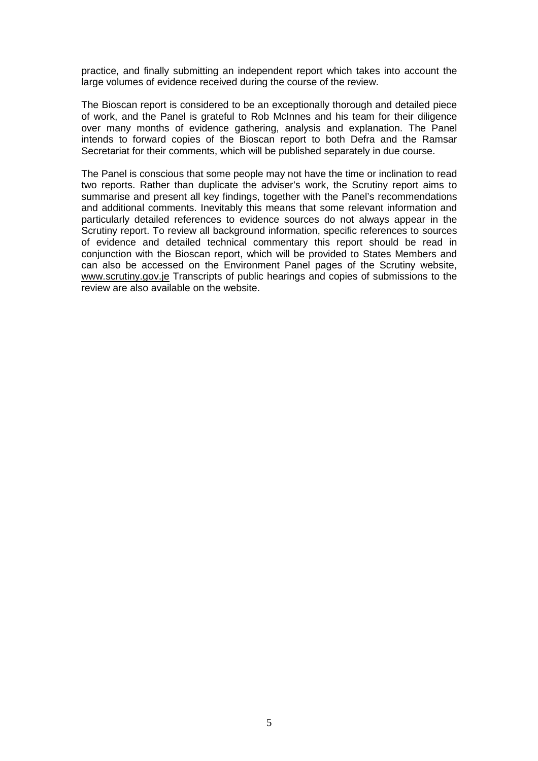practice, and finally submitting an independent report which takes into account the large volumes of evidence received during the course of the review.

The Bioscan report is considered to be an exceptionally thorough and detailed piece of work, and the Panel is grateful to Rob McInnes and his team for their diligence over many months of evidence gathering, analysis and explanation. The Panel intends to forward copies of the Bioscan report to both Defra and the Ramsar Secretariat for their comments, which will be published separately in due course.

The Panel is conscious that some people may not have the time or inclination to read two reports. Rather than duplicate the adviser's work, the Scrutiny report aims to summarise and present all key findings, together with the Panel's recommendations and additional comments. Inevitably this means that some relevant information and particularly detailed references to evidence sources do not always appear in the Scrutiny report. To review all background information, specific references to sources of evidence and detailed technical commentary this report should be read in conjunction with the Bioscan report, which will be provided to States Members and can also be accessed on the Environment Panel pages of the Scrutiny website, www.scrutiny.gov.je Transcripts of public hearings and copies of submissions to the review are also available on the website.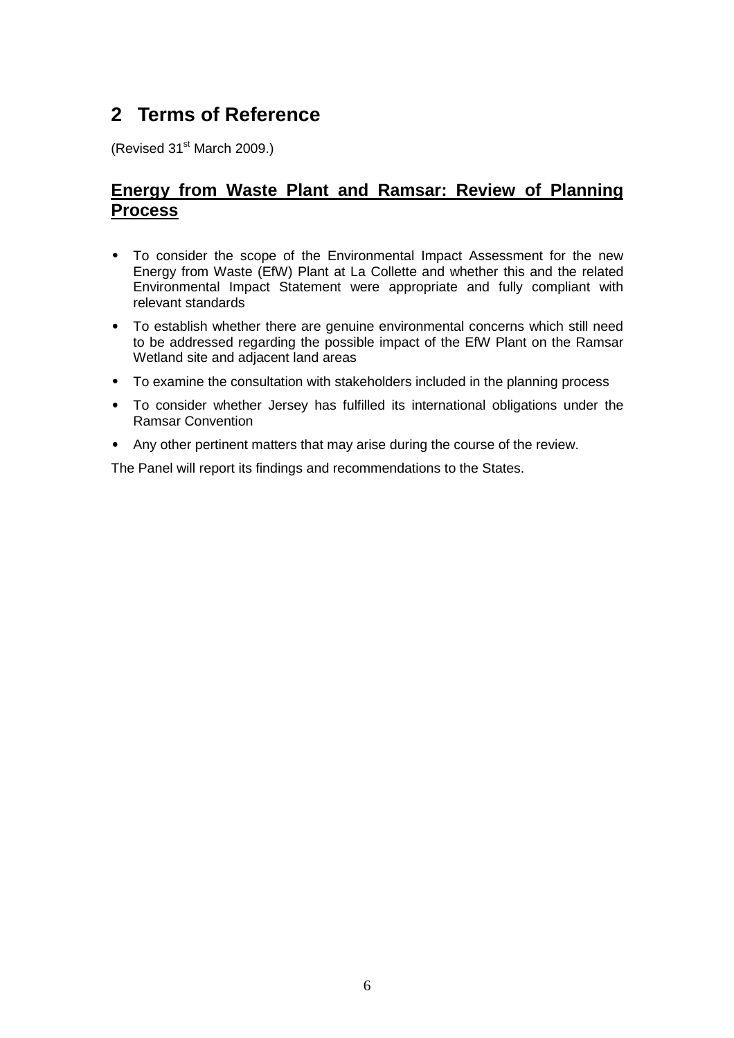## 2 Terms of Reference

(Revised 31st March 2009.)

**Energy from Waste Plant and Ramsar: Review of Planning Process**

- To consider the scope of the Environmental Impact Assessment for the new Energy from Waste (EfW) Plant at La Collette and whether this and the related Environmental Impact Statement were appropriate and fully compliant with relevant standards
- To establish whether there are genuine environmental concerns which still need to be addressed regarding the possible impact of the EfW Plant on the Ramsar Wetland site and adjacent land areas
- To examine the consultation with stakeholders included in the planning process
- To consider whether Jersey has fulfilled its international obligations under the Ramsar Convention
- Any other pertinent matters that may arise during the course of the review.

The Panel will report its findings and recommendations to the States.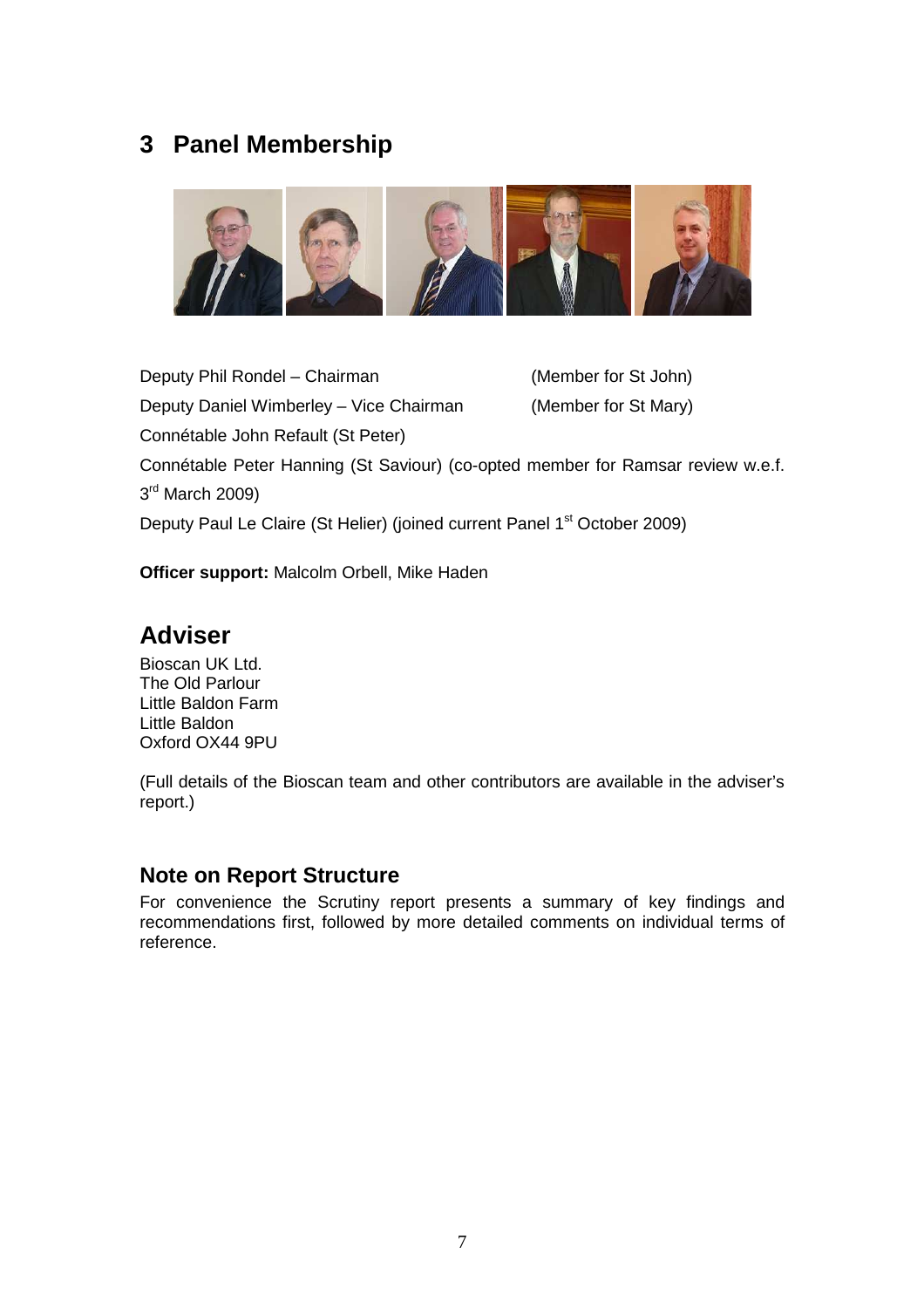# 3 Panel Membership

Deputy Phil Rondel – Chairman (Member for St John)

Deputy Daniel Wimberley – Vice Chairman (Member for St Mary)

Connétable John Refault (St Peter)

Connétable Peter Hanning (St Saviour) (co-opted member for Ramsar review w.e.f. 3rd March 2009)

Deputy Paul Le Claire (St Helier) (joined current Panel 1st October 2009)

**Officer support:** Malcolm Orbell, Mike Haden

## Adviser

Bioscan UK Ltd.
The Old Parlour
Little Baldon Farm
Little Baldon
Oxford OX44 9PU

(Full details of the Bioscan team and other contributors are available in the adviser's report.)

### Note on Report Structure

For convenience the Scrutiny report presents a summary of key findings and recommendations first, followed by more detailed comments on individual terms of reference.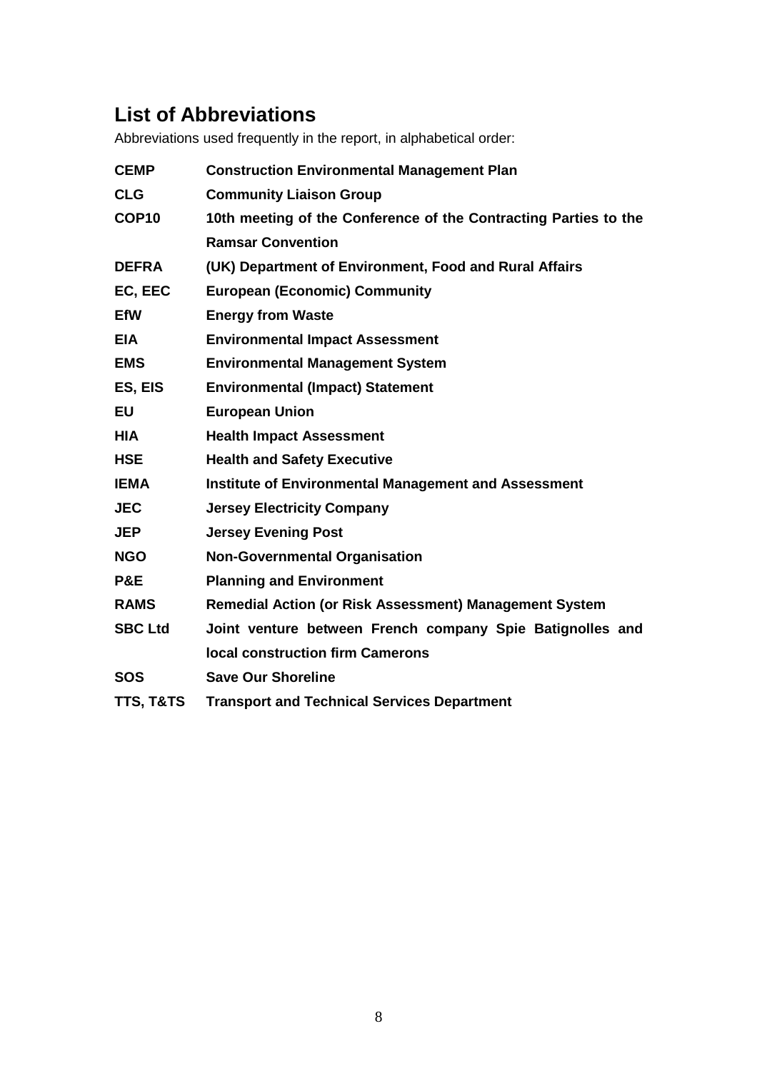## List of Abbreviations

Abbreviations used frequently in the report, in alphabetical order:

| | |
|---|---|
| **CEMP** | **Construction Environmental Management Plan** |
| **CLG** | **Community Liaison Group** |
| **COP10** | **10th meeting of the Conference of the Contracting Parties to the Ramsar Convention** |
| **DEFRA** | **(UK) Department of Environment, Food and Rural Affairs** |
| **EC, EEC** | **European (Economic) Community** |
| **EfW** | **Energy from Waste** |
| **EIA** | **Environmental Impact Assessment** |
| **EMS** | **Environmental Management System** |
| **ES, EIS** | **Environmental (Impact) Statement** |
| **EU** | **European Union** |
| **HIA** | **Health Impact Assessment** |
| **HSE** | **Health and Safety Executive** |
| **IEMA** | **Institute of Environmental Management and Assessment** |
| **JEC** | **Jersey Electricity Company** |
| **JEP** | **Jersey Evening Post** |
| **NGO** | **Non-Governmental Organisation** |
| **P&E** | **Planning and Environment** |
| **RAMS** | **Remedial Action (or Risk Assessment) Management System** |
| **SBC Ltd** | **Joint venture between French company Spie Batignolles and local construction firm Camerons** |
| **SOS** | **Save Our Shoreline** |
| **TTS, T&TS** | **Transport and Technical Services Department** |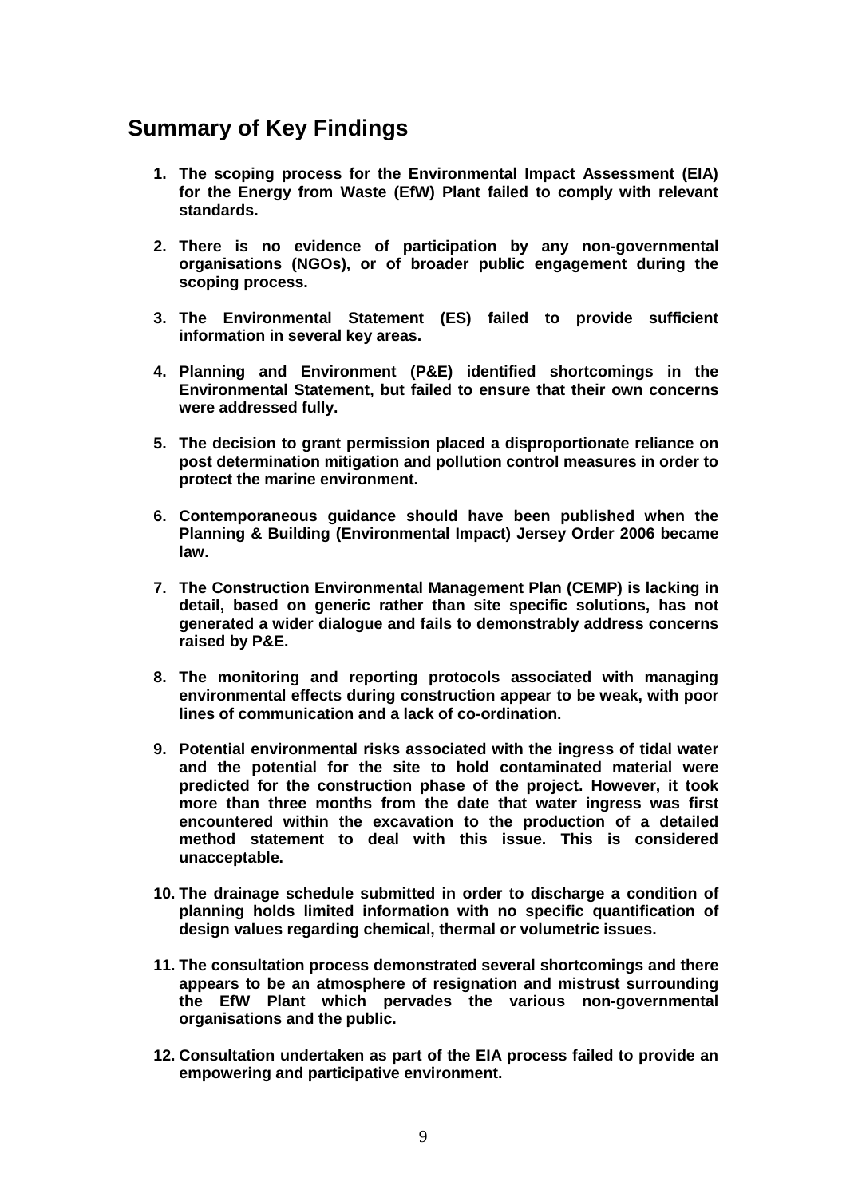## Summary of Key Findings

1. **The scoping process for the Environmental Impact Assessment (EIA) for the Energy from Waste (EfW) Plant failed to comply with relevant standards.**

2. **There is no evidence of participation by any non-governmental organisations (NGOs), or of broader public engagement during the scoping process.**

3. **The Environmental Statement (ES) failed to provide sufficient information in several key areas.**

4. **Planning and Environment (P&E) identified shortcomings in the Environmental Statement, but failed to ensure that their own concerns were addressed fully.**

5. **The decision to grant permission placed a disproportionate reliance on post determination mitigation and pollution control measures in order to protect the marine environment.**

6. **Contemporaneous guidance should have been published when the Planning & Building (Environmental Impact) Jersey Order 2006 became law.**

7. **The Construction Environmental Management Plan (CEMP) is lacking in detail, based on generic rather than site specific solutions, has not generated a wider dialogue and fails to demonstrably address concerns raised by P&E.**

8. **The monitoring and reporting protocols associated with managing environmental effects during construction appear to be weak, with poor lines of communication and a lack of co-ordination.**

9. **Potential environmental risks associated with the ingress of tidal water and the potential for the site to hold contaminated material were predicted for the construction phase of the project. However, it took more than three months from the date that water ingress was first encountered within the excavation to the production of a detailed method statement to deal with this issue. This is considered unacceptable.**

10. **The drainage schedule submitted in order to discharge a condition of planning holds limited information with no specific quantification of design values regarding chemical, thermal or volumetric issues.**

11. **The consultation process demonstrated several shortcomings and there appears to be an atmosphere of resignation and mistrust surrounding the EfW Plant which pervades the various non-governmental organisations and the public.**

12. **Consultation undertaken as part of the EIA process failed to provide an empowering and participative environment.**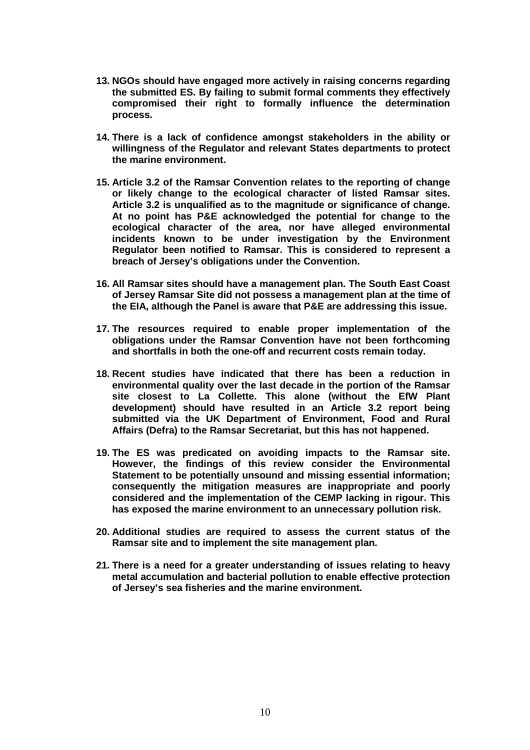13. **NGOs should have engaged more actively in raising concerns regarding the submitted ES. By failing to submit formal comments they effectively compromised their right to formally influence the determination process.**

14. **There is a lack of confidence amongst stakeholders in the ability or willingness of the Regulator and relevant States departments to protect the marine environment.**

15. **Article 3.2 of the Ramsar Convention relates to the reporting of change or likely change to the ecological character of listed Ramsar sites. Article 3.2 is unqualified as to the magnitude or significance of change. At no point has P&E acknowledged the potential for change to the ecological character of the area, nor have alleged environmental incidents known to be under investigation by the Environment Regulator been notified to Ramsar. This is considered to represent a breach of Jersey's obligations under the Convention.**

16. **All Ramsar sites should have a management plan. The South East Coast of Jersey Ramsar Site did not possess a management plan at the time of the EIA, although the Panel is aware that P&E are addressing this issue.**

17. **The resources required to enable proper implementation of the obligations under the Ramsar Convention have not been forthcoming and shortfalls in both the one-off and recurrent costs remain today.**

18. **Recent studies have indicated that there has been a reduction in environmental quality over the last decade in the portion of the Ramsar site closest to La Collette. This alone (without the EfW Plant development) should have resulted in an Article 3.2 report being submitted via the UK Department of Environment, Food and Rural Affairs (Defra) to the Ramsar Secretariat, but this has not happened.**

19. **The ES was predicated on avoiding impacts to the Ramsar site. However, the findings of this review consider the Environmental Statement to be potentially unsound and missing essential information; consequently the mitigation measures are inappropriate and poorly considered and the implementation of the CEMP lacking in rigour. This has exposed the marine environment to an unnecessary pollution risk.**

20. **Additional studies are required to assess the current status of the Ramsar site and to implement the site management plan.**

21. **There is a need for a greater understanding of issues relating to heavy metal accumulation and bacterial pollution to enable effective protection of Jersey's sea fisheries and the marine environment.**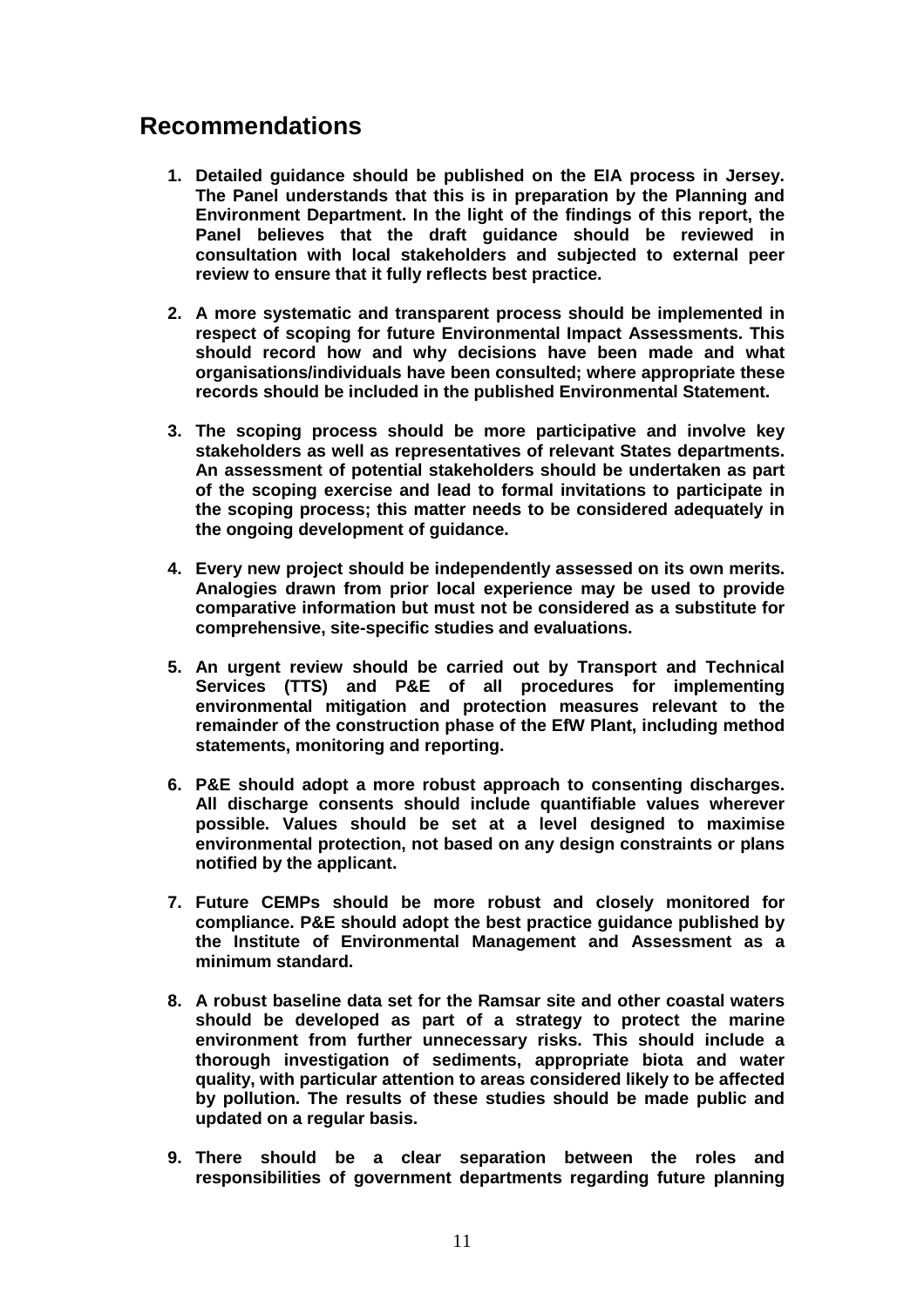## Recommendations

1. **Detailed guidance should be published on the EIA process in Jersey. The Panel understands that this is in preparation by the Planning and Environment Department. In the light of the findings of this report, the Panel believes that the draft guidance should be reviewed in consultation with local stakeholders and subjected to external peer review to ensure that it fully reflects best practice.**

2. **A more systematic and transparent process should be implemented in respect of scoping for future Environmental Impact Assessments. This should record how and why decisions have been made and what organisations/individuals have been consulted; where appropriate these records should be included in the published Environmental Statement.**

3. **The scoping process should be more participative and involve key stakeholders as well as representatives of relevant States departments. An assessment of potential stakeholders should be undertaken as part of the scoping exercise and lead to formal invitations to participate in the scoping process; this matter needs to be considered adequately in the ongoing development of guidance.**

4. **Every new project should be independently assessed on its own merits. Analogies drawn from prior local experience may be used to provide comparative information but must not be considered as a substitute for comprehensive, site-specific studies and evaluations.**

5. **An urgent review should be carried out by Transport and Technical Services (TTS) and P&E of all procedures for implementing environmental mitigation and protection measures relevant to the remainder of the construction phase of the EfW Plant, including method statements, monitoring and reporting.**

6. **P&E should adopt a more robust approach to consenting discharges. All discharge consents should include quantifiable values wherever possible. Values should be set at a level designed to maximise environmental protection, not based on any design constraints or plans notified by the applicant.**

7. **Future CEMPs should be more robust and closely monitored for compliance. P&E should adopt the best practice guidance published by the Institute of Environmental Management and Assessment as a minimum standard.**

8. **A robust baseline data set for the Ramsar site and other coastal waters should be developed as part of a strategy to protect the marine environment from further unnecessary risks. This should include a thorough investigation of sediments, appropriate biota and water quality, with particular attention to areas considered likely to be affected by pollution. The results of these studies should be made public and updated on a regular basis.**

9. **There should be a clear separation between the roles and responsibilities of government departments regarding future planning**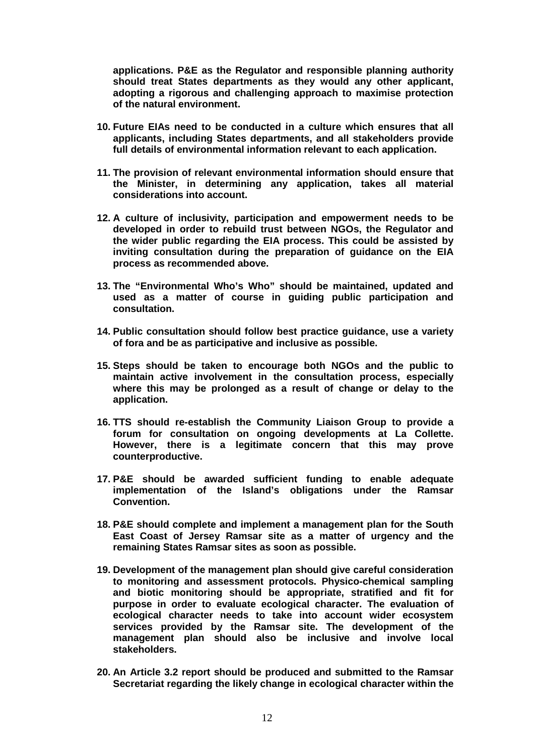**applications. P&E as the Regulator and responsible planning authority should treat States departments as they would any other applicant, adopting a rigorous and challenging approach to maximise protection of the natural environment.**

10. **Future EIAs need to be conducted in a culture which ensures that all applicants, including States departments, and all stakeholders provide full details of environmental information relevant to each application.**

11. **The provision of relevant environmental information should ensure that the Minister, in determining any application, takes all material considerations into account.**

12. **A culture of inclusivity, participation and empowerment needs to be developed in order to rebuild trust between NGOs, the Regulator and the wider public regarding the EIA process. This could be assisted by inviting consultation during the preparation of guidance on the EIA process as recommended above.**

13. **The "Environmental Who's Who" should be maintained, updated and used as a matter of course in guiding public participation and consultation.**

14. **Public consultation should follow best practice guidance, use a variety of fora and be as participative and inclusive as possible.**

15. **Steps should be taken to encourage both NGOs and the public to maintain active involvement in the consultation process, especially where this may be prolonged as a result of change or delay to the application.**

16. **TTS should re-establish the Community Liaison Group to provide a forum for consultation on ongoing developments at La Collette. However, there is a legitimate concern that this may prove counterproductive.**

17. **P&E should be awarded sufficient funding to enable adequate implementation of the Island's obligations under the Ramsar Convention.**

18. **P&E should complete and implement a management plan for the South East Coast of Jersey Ramsar site as a matter of urgency and the remaining States Ramsar sites as soon as possible.**

19. **Development of the management plan should give careful consideration to monitoring and assessment protocols. Physico-chemical sampling and biotic monitoring should be appropriate, stratified and fit for purpose in order to evaluate ecological character. The evaluation of ecological character needs to take into account wider ecosystem services provided by the Ramsar site. The development of the management plan should also be inclusive and involve local stakeholders.**

20. **An Article 3.2 report should be produced and submitted to the Ramsar Secretariat regarding the likely change in ecological character within the**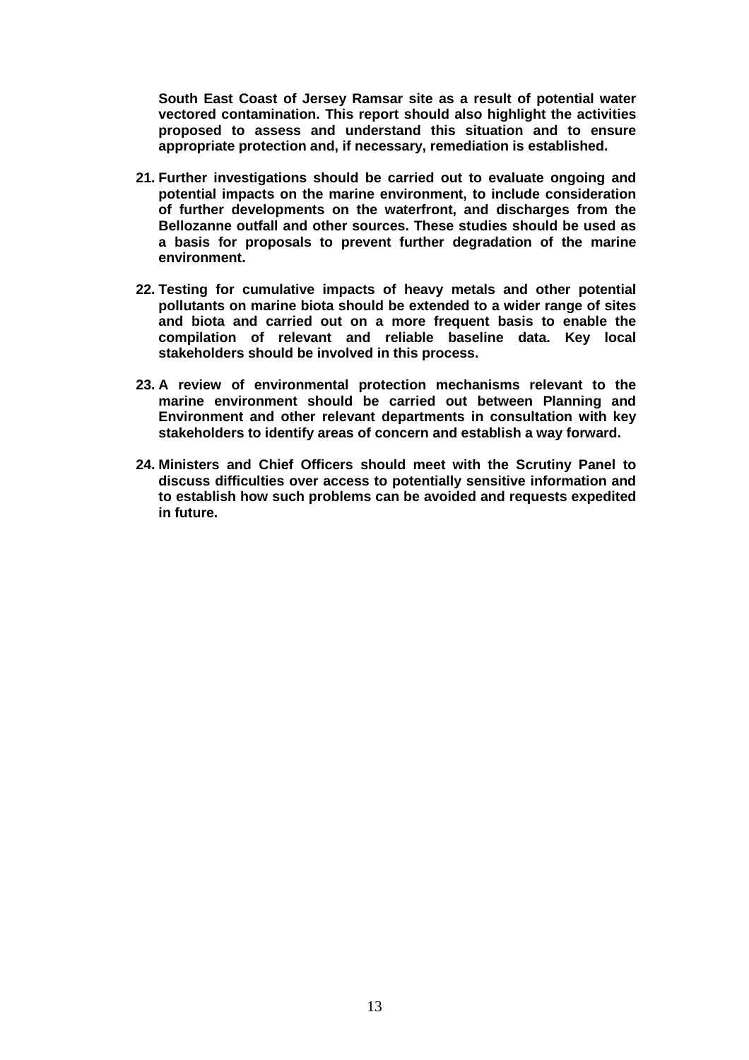**South East Coast of Jersey Ramsar site as a result of potential water vectored contamination. This report should also highlight the activities proposed to assess and understand this situation and to ensure appropriate protection and, if necessary, remediation is established.**

21. **Further investigations should be carried out to evaluate ongoing and potential impacts on the marine environment, to include consideration of further developments on the waterfront, and discharges from the Bellozanne outfall and other sources. These studies should be used as a basis for proposals to prevent further degradation of the marine environment.**

22. **Testing for cumulative impacts of heavy metals and other potential pollutants on marine biota should be extended to a wider range of sites and biota and carried out on a more frequent basis to enable the compilation of relevant and reliable baseline data. Key local stakeholders should be involved in this process.**

23. **A review of environmental protection mechanisms relevant to the marine environment should be carried out between Planning and Environment and other relevant departments in consultation with key stakeholders to identify areas of concern and establish a way forward.**

24. **Ministers and Chief Officers should meet with the Scrutiny Panel to discuss difficulties over access to potentially sensitive information and to establish how such problems can be avoided and requests expedited in future.**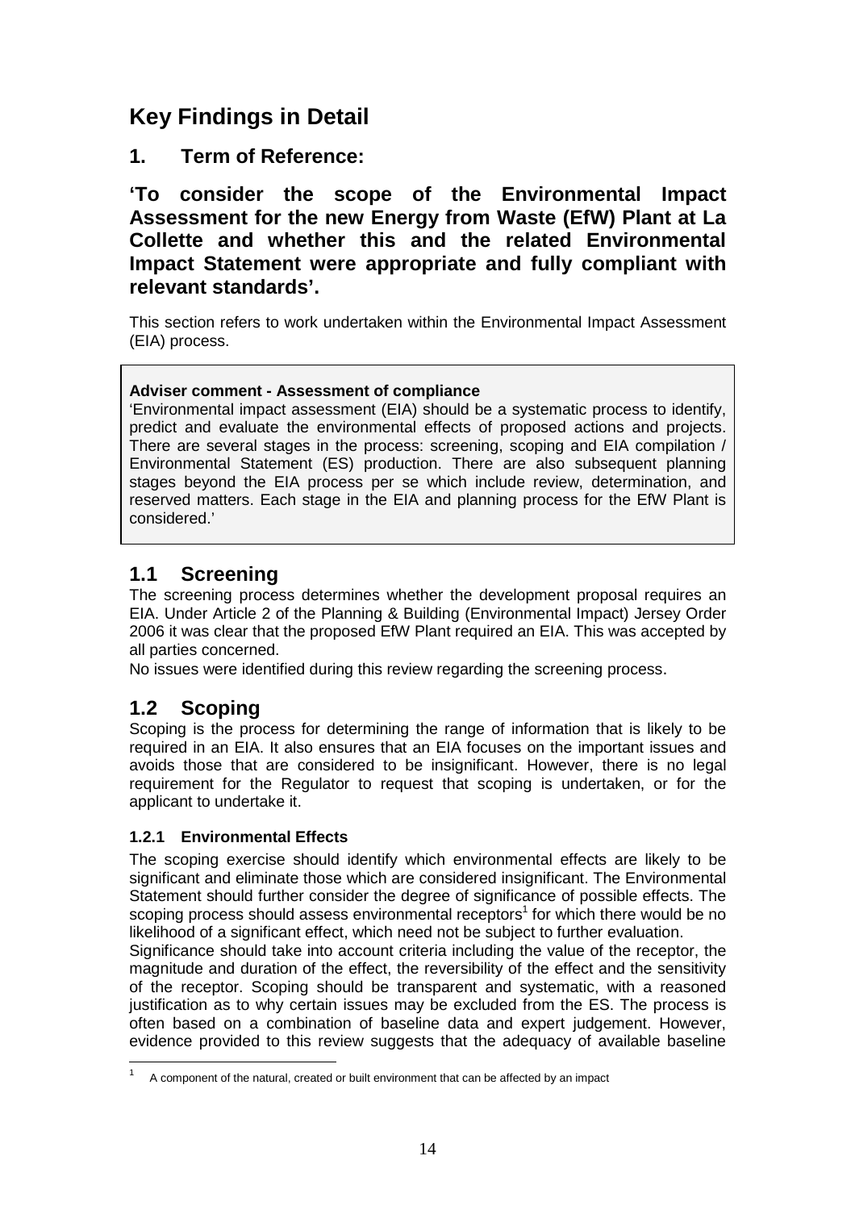# Key Findings in Detail

## 1. Term of Reference:

## 'To consider the scope of the Environmental Impact Assessment for the new Energy from Waste (EfW) Plant at La Collette and whether this and the related Environmental Impact Statement were appropriate and fully compliant with relevant standards'.

This section refers to work undertaken within the Environmental Impact Assessment (EIA) process.

> **Adviser comment - Assessment of compliance**
> 'Environmental impact assessment (EIA) should be a systematic process to identify, predict and evaluate the environmental effects of proposed actions and projects. There are several stages in the process: screening, scoping and EIA compilation / Environmental Statement (ES) production. There are also subsequent planning stages beyond the EIA process per se which include review, determination, and reserved matters. Each stage in the EIA and planning process for the EfW Plant is considered.'

## 1.1 Screening

The screening process determines whether the development proposal requires an EIA. Under Article 2 of the Planning & Building (Environmental Impact) Jersey Order 2006 it was clear that the proposed EfW Plant required an EIA. This was accepted by all parties concerned.

No issues were identified during this review regarding the screening process.

## 1.2 Scoping

Scoping is the process for determining the range of information that is likely to be required in an EIA. It also ensures that an EIA focuses on the important issues and avoids those that are considered to be insignificant. However, there is no legal requirement for the Regulator to request that scoping is undertaken, or for the applicant to undertake it.

### 1.2.1 Environmental Effects

The scoping exercise should identify which environmental effects are likely to be significant and eliminate those which are considered insignificant. The Environmental Statement should further consider the degree of significance of possible effects. The scoping process should assess environmental receptors[1] for which there would be no likelihood of a significant effect, which need not be subject to further evaluation.

Significance should take into account criteria including the value of the receptor, the magnitude and duration of the effect, the reversibility of the effect and the sensitivity of the receptor. Scoping should be transparent and systematic, with a reasoned justification as to why certain issues may be excluded from the ES. The process is often based on a combination of baseline data and expert judgement. However, evidence provided to this review suggests that the adequacy of available baseline

[1] A component of the natural, created or built environment that can be affected by an impact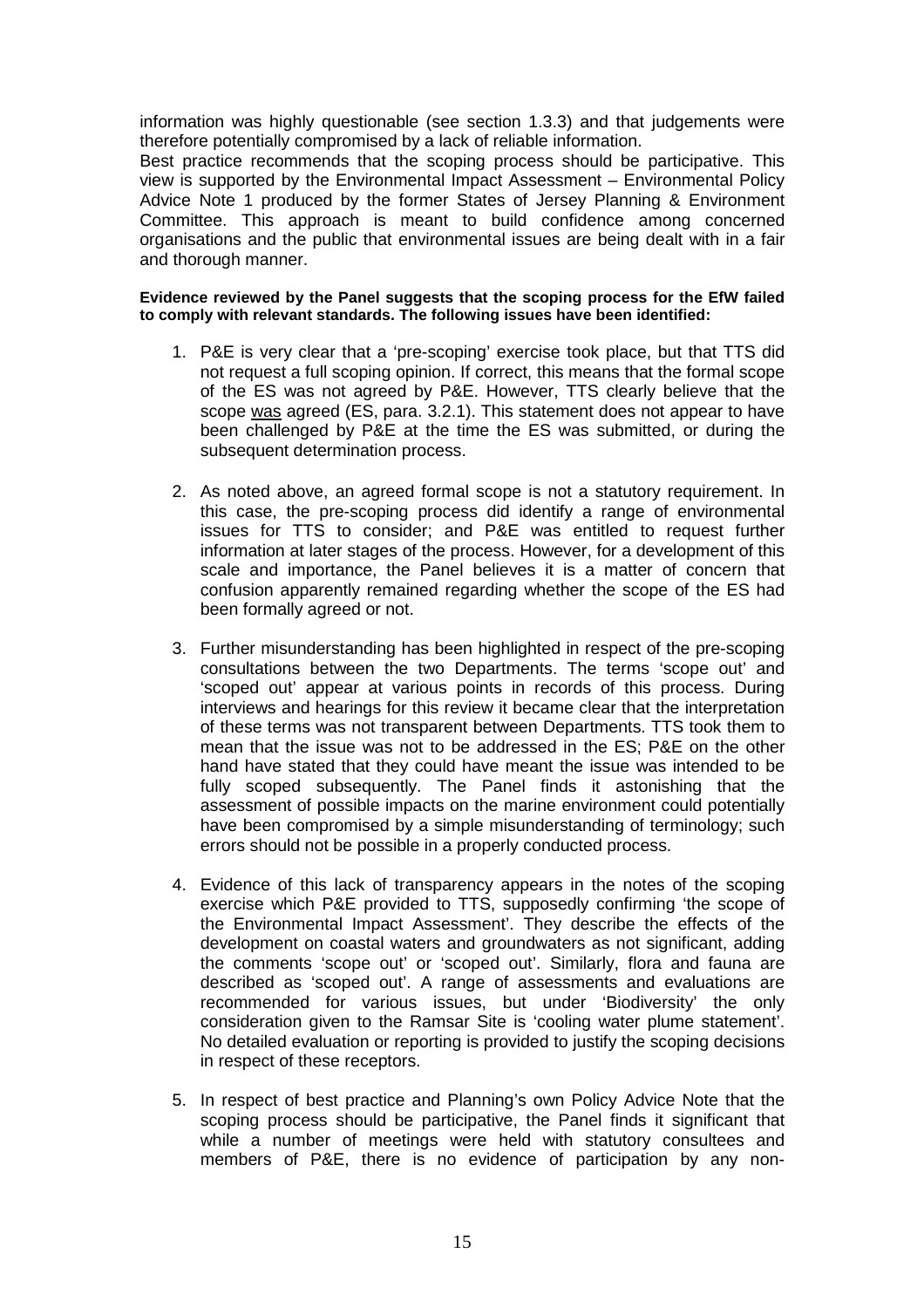information was highly questionable (see section 1.3.3) and that judgements were therefore potentially compromised by a lack of reliable information.

Best practice recommends that the scoping process should be participative. This view is supported by the Environmental Impact Assessment – Environmental Policy Advice Note 1 produced by the former States of Jersey Planning & Environment Committee. This approach is meant to build confidence among concerned organisations and the public that environmental issues are being dealt with in a fair and thorough manner.

**Evidence reviewed by the Panel suggests that the scoping process for the EfW failed to comply with relevant standards. The following issues have been identified:**

1. P&E is very clear that a 'pre-scoping' exercise took place, but that TTS did not request a full scoping opinion. If correct, this means that the formal scope of the ES was not agreed by P&E. However, TTS clearly believe that the scope <u>was</u> agreed (ES, para. 3.2.1). This statement does not appear to have been challenged by P&E at the time the ES was submitted, or during the subsequent determination process.

2. As noted above, an agreed formal scope is not a statutory requirement. In this case, the pre-scoping process did identify a range of environmental issues for TTS to consider; and P&E was entitled to request further information at later stages of the process. However, for a development of this scale and importance, the Panel believes it is a matter of concern that confusion apparently remained regarding whether the scope of the ES had been formally agreed or not.

3. Further misunderstanding has been highlighted in respect of the pre-scoping consultations between the two Departments. The terms 'scope out' and 'scoped out' appear at various points in records of this process. During interviews and hearings for this review it became clear that the interpretation of these terms was not transparent between Departments. TTS took them to mean that the issue was not to be addressed in the ES; P&E on the other hand have stated that they could have meant the issue was intended to be fully scoped subsequently. The Panel finds it astonishing that the assessment of possible impacts on the marine environment could potentially have been compromised by a simple misunderstanding of terminology; such errors should not be possible in a properly conducted process.

4. Evidence of this lack of transparency appears in the notes of the scoping exercise which P&E provided to TTS, supposedly confirming 'the scope of the Environmental Impact Assessment'. They describe the effects of the development on coastal waters and groundwaters as not significant, adding the comments 'scope out' or 'scoped out'. Similarly, flora and fauna are described as 'scoped out'. A range of assessments and evaluations are recommended for various issues, but under 'Biodiversity' the only consideration given to the Ramsar Site is 'cooling water plume statement'. No detailed evaluation or reporting is provided to justify the scoping decisions in respect of these receptors.

5. In respect of best practice and Planning's own Policy Advice Note that the scoping process should be participative, the Panel finds it significant that while a number of meetings were held with statutory consultees and members of P&E, there is no evidence of participation by any non-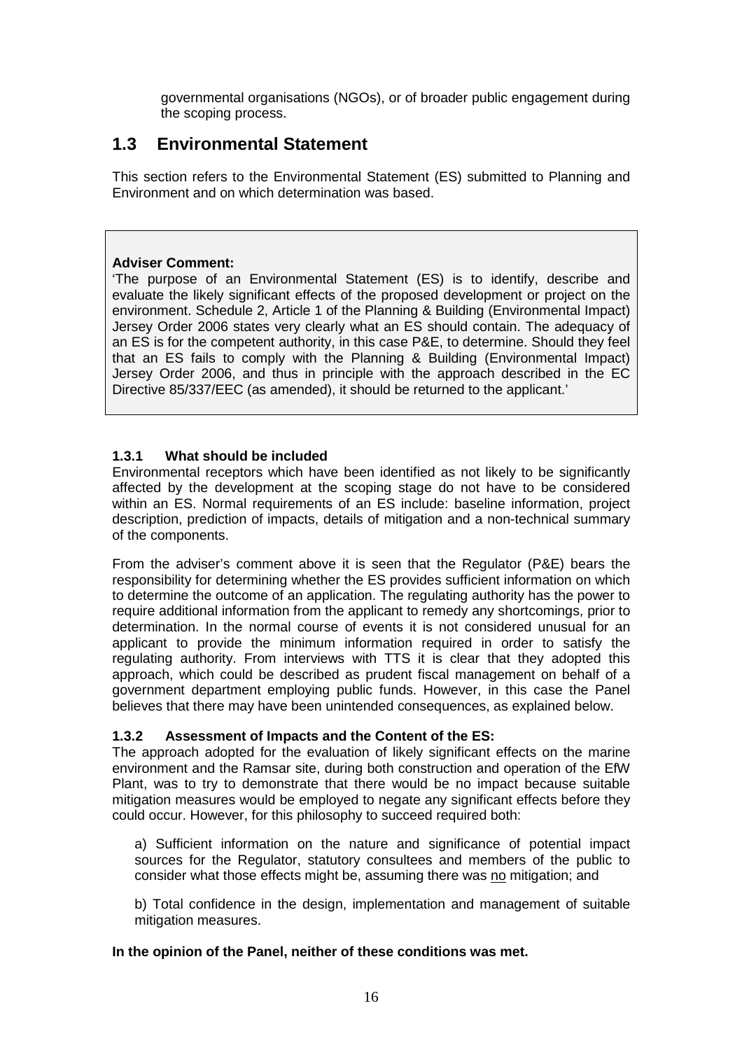governmental organisations (NGOs), or of broader public engagement during the scoping process.

## 1.3 Environmental Statement

This section refers to the Environmental Statement (ES) submitted to Planning and Environment and on which determination was based.

> **Adviser Comment:**
> 'The purpose of an Environmental Statement (ES) is to identify, describe and evaluate the likely significant effects of the proposed development or project on the environment. Schedule 2, Article 1 of the Planning & Building (Environmental Impact) Jersey Order 2006 states very clearly what an ES should contain. The adequacy of an ES is for the competent authority, in this case P&E, to determine. Should they feel that an ES fails to comply with the Planning & Building (Environmental Impact) Jersey Order 2006, and thus in principle with the approach described in the EC Directive 85/337/EEC (as amended), it should be returned to the applicant.'

### 1.3.1 What should be included

Environmental receptors which have been identified as not likely to be significantly affected by the development at the scoping stage do not have to be considered within an ES. Normal requirements of an ES include: baseline information, project description, prediction of impacts, details of mitigation and a non-technical summary of the components.

From the adviser's comment above it is seen that the Regulator (P&E) bears the responsibility for determining whether the ES provides sufficient information on which to determine the outcome of an application. The regulating authority has the power to require additional information from the applicant to remedy any shortcomings, prior to determination. In the normal course of events it is not considered unusual for an applicant to provide the minimum information required in order to satisfy the regulating authority. From interviews with TTS it is clear that they adopted this approach, which could be described as prudent fiscal management on behalf of a government department employing public funds. However, in this case the Panel believes that there may have been unintended consequences, as explained below.

### 1.3.2 Assessment of Impacts and the Content of the ES:

The approach adopted for the evaluation of likely significant effects on the marine environment and the Ramsar site, during both construction and operation of the EfW Plant, was to try to demonstrate that there would be no impact because suitable mitigation measures would be employed to negate any significant effects before they could occur. However, for this philosophy to succeed required both:

a) Sufficient information on the nature and significance of potential impact sources for the Regulator, statutory consultees and members of the public to consider what those effects might be, assuming there was <u>no</u> mitigation; and

b) Total confidence in the design, implementation and management of suitable mitigation measures.

**In the opinion of the Panel, neither of these conditions was met.**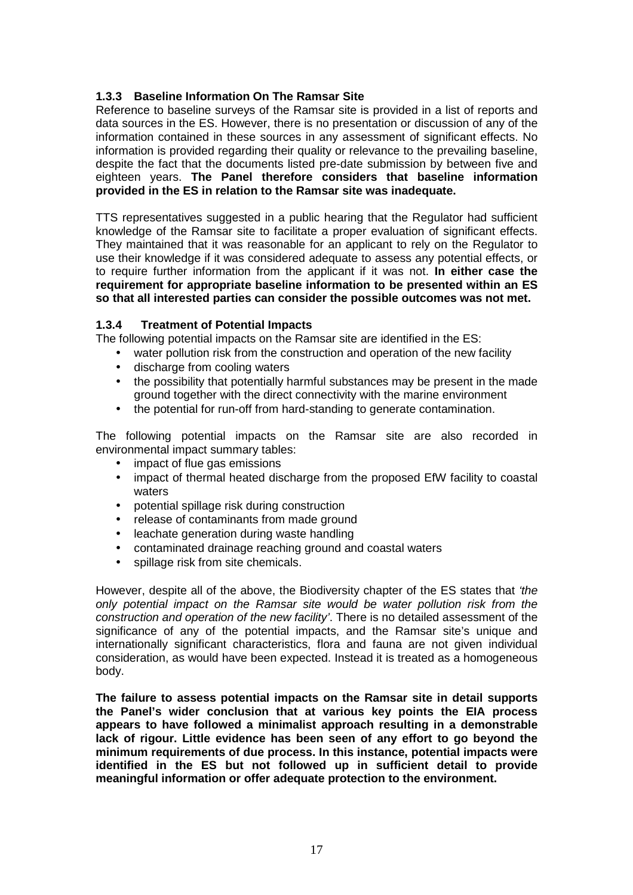### 1.3.3 Baseline Information On The Ramsar Site

Reference to baseline surveys of the Ramsar site is provided in a list of reports and data sources in the ES. However, there is no presentation or discussion of any of the information contained in these sources in any assessment of significant effects. No information is provided regarding their quality or relevance to the prevailing baseline, despite the fact that the documents listed pre-date submission by between five and eighteen years. **The Panel therefore considers that baseline information provided in the ES in relation to the Ramsar site was inadequate.**

TTS representatives suggested in a public hearing that the Regulator had sufficient knowledge of the Ramsar site to facilitate a proper evaluation of significant effects. They maintained that it was reasonable for an applicant to rely on the Regulator to use their knowledge if it was considered adequate to assess any potential effects, or to require further information from the applicant if it was not. **In either case the requirement for appropriate baseline information to be presented within an ES so that all interested parties can consider the possible outcomes was not met.**

### 1.3.4 Treatment of Potential Impacts

The following potential impacts on the Ramsar site are identified in the ES:

- water pollution risk from the construction and operation of the new facility
- discharge from cooling waters
- the possibility that potentially harmful substances may be present in the made ground together with the direct connectivity with the marine environment
- the potential for run-off from hard-standing to generate contamination.

The following potential impacts on the Ramsar site are also recorded in environmental impact summary tables:

- impact of flue gas emissions
- impact of thermal heated discharge from the proposed EfW facility to coastal waters
- potential spillage risk during construction
- release of contaminants from made ground
- leachate generation during waste handling
- contaminated drainage reaching ground and coastal waters
- spillage risk from site chemicals.

However, despite all of the above, the Biodiversity chapter of the ES states that *'the only potential impact on the Ramsar site would be water pollution risk from the construction and operation of the new facility'*. There is no detailed assessment of the significance of any of the potential impacts, and the Ramsar site's unique and internationally significant characteristics, flora and fauna are not given individual consideration, as would have been expected. Instead it is treated as a homogeneous body.

**The failure to assess potential impacts on the Ramsar site in detail supports the Panel's wider conclusion that at various key points the EIA process appears to have followed a minimalist approach resulting in a demonstrable lack of rigour. Little evidence has been seen of any effort to go beyond the minimum requirements of due process. In this instance, potential impacts were identified in the ES but not followed up in sufficient detail to provide meaningful information or offer adequate protection to the environment.**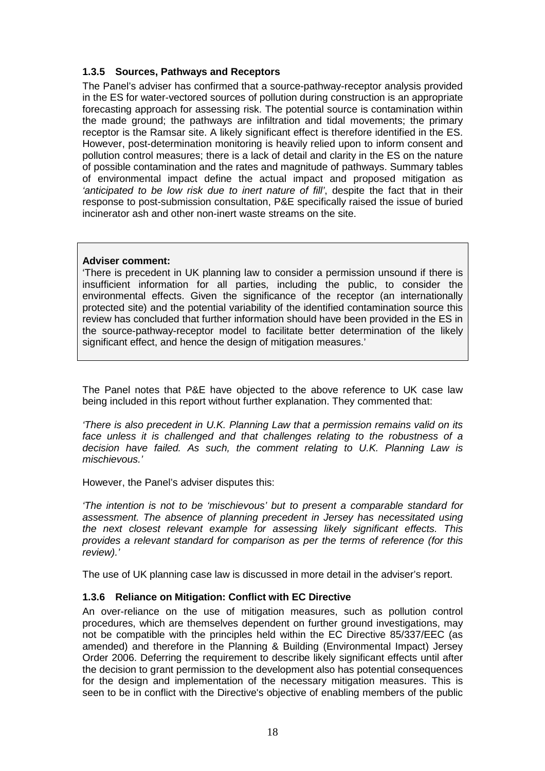### 1.3.5 Sources, Pathways and Receptors

The Panel's adviser has confirmed that a source-pathway-receptor analysis provided in the ES for water-vectored sources of pollution during construction is an appropriate forecasting approach for assessing risk. The potential source is contamination within the made ground; the pathways are infiltration and tidal movements; the primary receptor is the Ramsar site. A likely significant effect is therefore identified in the ES. However, post-determination monitoring is heavily relied upon to inform consent and pollution control measures; there is a lack of detail and clarity in the ES on the nature of possible contamination and the rates and magnitude of pathways. Summary tables of environmental impact define the actual impact and proposed mitigation as *'anticipated to be low risk due to inert nature of fill'*, despite the fact that in their response to post-submission consultation, P&E specifically raised the issue of buried incinerator ash and other non-inert waste streams on the site.

> **Adviser comment:**
> 'There is precedent in UK planning law to consider a permission unsound if there is insufficient information for all parties, including the public, to consider the environmental effects. Given the significance of the receptor (an internationally protected site) and the potential variability of the identified contamination source this review has concluded that further information should have been provided in the ES in the source-pathway-receptor model to facilitate better determination of the likely significant effect, and hence the design of mitigation measures.'

The Panel notes that P&E have objected to the above reference to UK case law being included in this report without further explanation. They commented that:

*'There is also precedent in U.K. Planning Law that a permission remains valid on its face unless it is challenged and that challenges relating to the robustness of a decision have failed. As such, the comment relating to U.K. Planning Law is mischievous.'*

However, the Panel's adviser disputes this:

*'The intention is not to be 'mischievous' but to present a comparable standard for assessment. The absence of planning precedent in Jersey has necessitated using the next closest relevant example for assessing likely significant effects. This provides a relevant standard for comparison as per the terms of reference (for this review).'*

The use of UK planning case law is discussed in more detail in the adviser's report.

### 1.3.6 Reliance on Mitigation: Conflict with EC Directive

An over-reliance on the use of mitigation measures, such as pollution control procedures, which are themselves dependent on further ground investigations, may not be compatible with the principles held within the EC Directive 85/337/EEC (as amended) and therefore in the Planning & Building (Environmental Impact) Jersey Order 2006. Deferring the requirement to describe likely significant effects until after the decision to grant permission to the development also has potential consequences for the design and implementation of the necessary mitigation measures. This is seen to be in conflict with the Directive's objective of enabling members of the public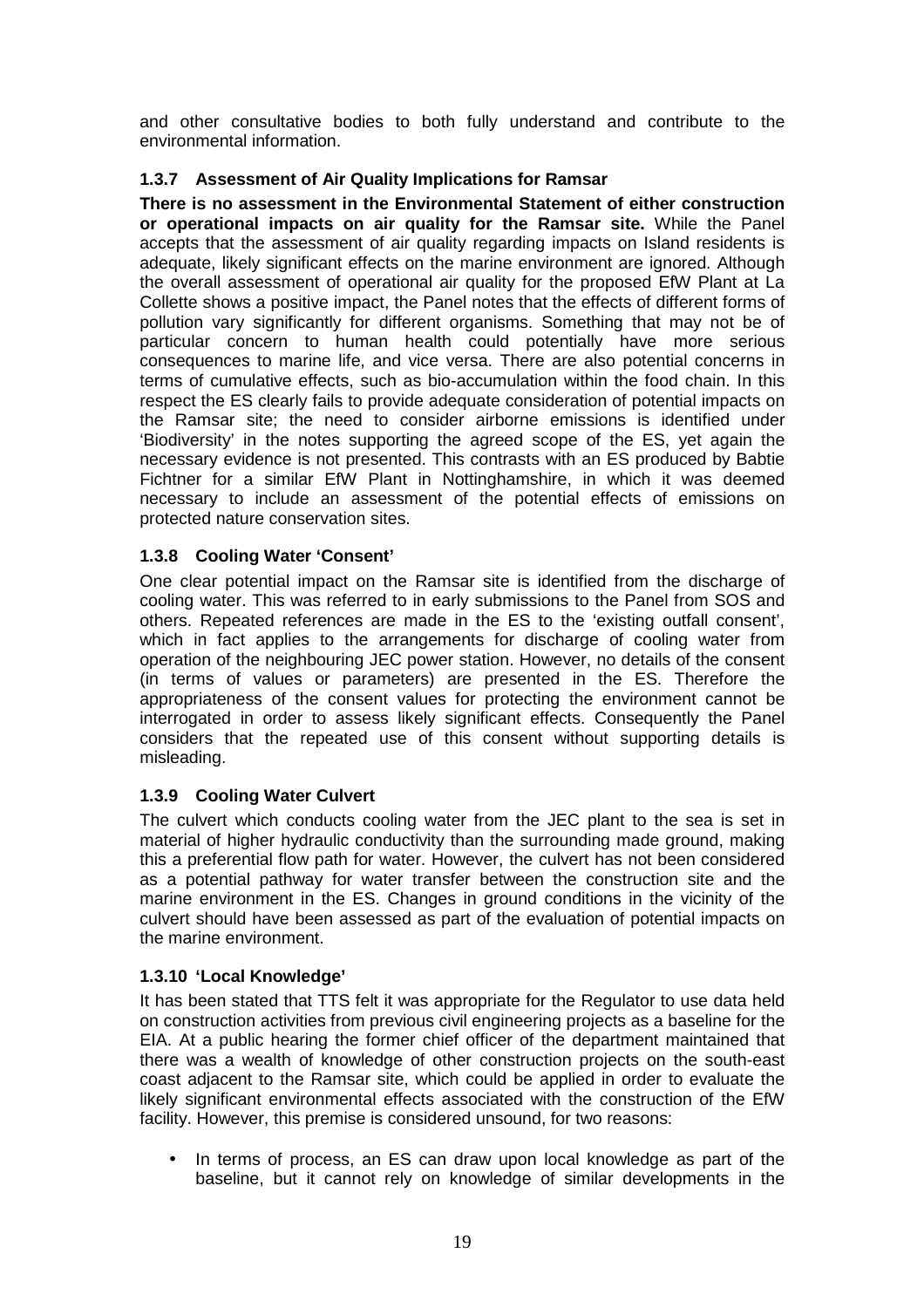and other consultative bodies to both fully understand and contribute to the environmental information.

### 1.3.7 Assessment of Air Quality Implications for Ramsar

**There is no assessment in the Environmental Statement of either construction or operational impacts on air quality for the Ramsar site.** While the Panel accepts that the assessment of air quality regarding impacts on Island residents is adequate, likely significant effects on the marine environment are ignored. Although the overall assessment of operational air quality for the proposed EfW Plant at La Collette shows a positive impact, the Panel notes that the effects of different forms of pollution vary significantly for different organisms. Something that may not be of particular concern to human health could potentially have more serious consequences to marine life, and vice versa. There are also potential concerns in terms of cumulative effects, such as bio-accumulation within the food chain. In this respect the ES clearly fails to provide adequate consideration of potential impacts on the Ramsar site; the need to consider airborne emissions is identified under 'Biodiversity' in the notes supporting the agreed scope of the ES, yet again the necessary evidence is not presented. This contrasts with an ES produced by Babtie Fichtner for a similar EfW Plant in Nottinghamshire, in which it was deemed necessary to include an assessment of the potential effects of emissions on protected nature conservation sites.

### 1.3.8 Cooling Water 'Consent'

One clear potential impact on the Ramsar site is identified from the discharge of cooling water. This was referred to in early submissions to the Panel from SOS and others. Repeated references are made in the ES to the 'existing outfall consent', which in fact applies to the arrangements for discharge of cooling water from operation of the neighbouring JEC power station. However, no details of the consent (in terms of values or parameters) are presented in the ES. Therefore the appropriateness of the consent values for protecting the environment cannot be interrogated in order to assess likely significant effects. Consequently the Panel considers that the repeated use of this consent without supporting details is misleading.

### 1.3.9 Cooling Water Culvert

The culvert which conducts cooling water from the JEC plant to the sea is set in material of higher hydraulic conductivity than the surrounding made ground, making this a preferential flow path for water. However, the culvert has not been considered as a potential pathway for water transfer between the construction site and the marine environment in the ES. Changes in ground conditions in the vicinity of the culvert should have been assessed as part of the evaluation of potential impacts on the marine environment.

### 1.3.10 'Local Knowledge'

It has been stated that TTS felt it was appropriate for the Regulator to use data held on construction activities from previous civil engineering projects as a baseline for the EIA. At a public hearing the former chief officer of the department maintained that there was a wealth of knowledge of other construction projects on the south-east coast adjacent to the Ramsar site, which could be applied in order to evaluate the likely significant environmental effects associated with the construction of the EfW facility. However, this premise is considered unsound, for two reasons:

- In terms of process, an ES can draw upon local knowledge as part of the baseline, but it cannot rely on knowledge of similar developments in the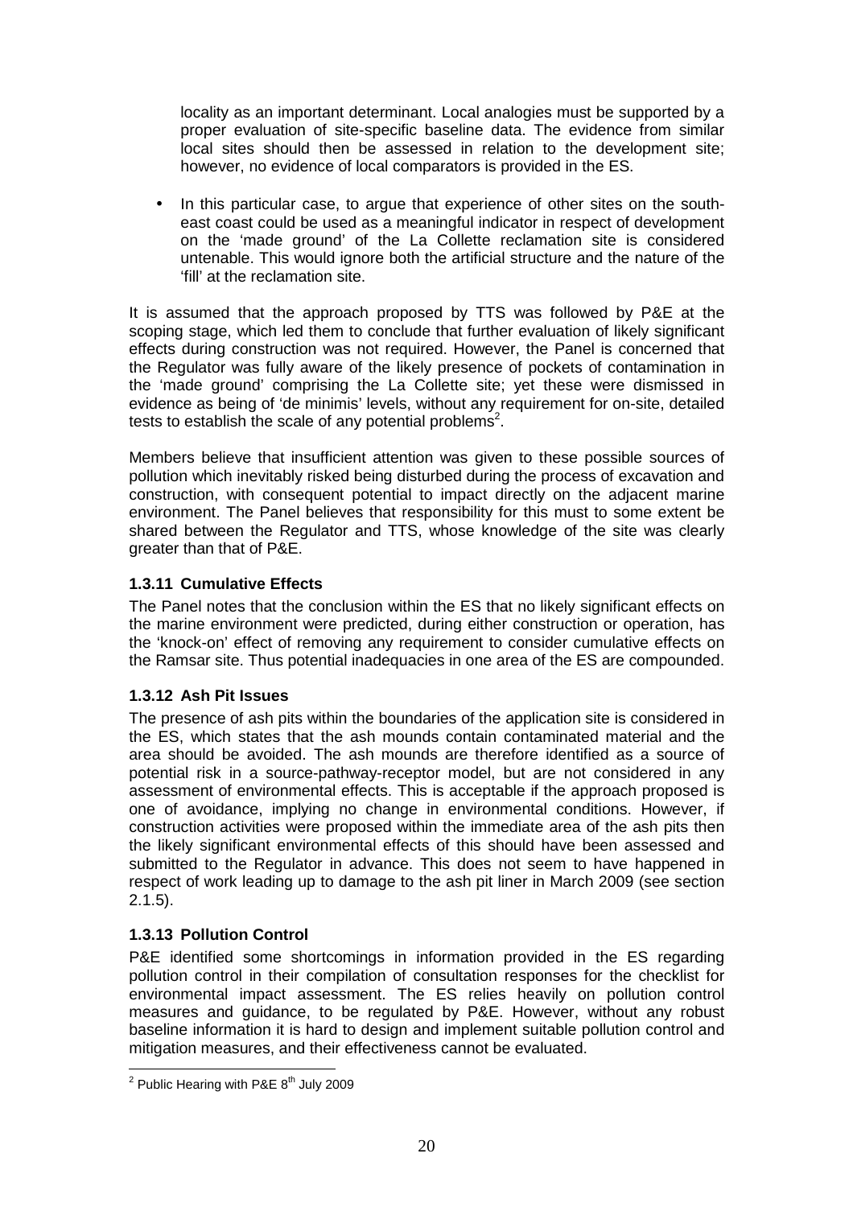locality as an important determinant. Local analogies must be supported by a proper evaluation of site-specific baseline data. The evidence from similar local sites should then be assessed in relation to the development site; however, no evidence of local comparators is provided in the ES.

- In this particular case, to argue that experience of other sites on the south-east coast could be used as a meaningful indicator in respect of development on the 'made ground' of the La Collette reclamation site is considered untenable. This would ignore both the artificial structure and the nature of the 'fill' at the reclamation site.

It is assumed that the approach proposed by TTS was followed by P&E at the scoping stage, which led them to conclude that further evaluation of likely significant effects during construction was not required. However, the Panel is concerned that the Regulator was fully aware of the likely presence of pockets of contamination in the 'made ground' comprising the La Collette site; yet these were dismissed in evidence as being of 'de minimis' levels, without any requirement for on-site, detailed tests to establish the scale of any potential problems[2].

Members believe that insufficient attention was given to these possible sources of pollution which inevitably risked being disturbed during the process of excavation and construction, with consequent potential to impact directly on the adjacent marine environment. The Panel believes that responsibility for this must to some extent be shared between the Regulator and TTS, whose knowledge of the site was clearly greater than that of P&E.

### 1.3.11 Cumulative Effects

The Panel notes that the conclusion within the ES that no likely significant effects on the marine environment were predicted, during either construction or operation, has the 'knock-on' effect of removing any requirement to consider cumulative effects on the Ramsar site. Thus potential inadequacies in one area of the ES are compounded.

### 1.3.12 Ash Pit Issues

The presence of ash pits within the boundaries of the application site is considered in the ES, which states that the ash mounds contain contaminated material and the area should be avoided. The ash mounds are therefore identified as a source of potential risk in a source-pathway-receptor model, but are not considered in any assessment of environmental effects. This is acceptable if the approach proposed is one of avoidance, implying no change in environmental conditions. However, if construction activities were proposed within the immediate area of the ash pits then the likely significant environmental effects of this should have been assessed and submitted to the Regulator in advance. This does not seem to have happened in respect of work leading up to damage to the ash pit liner in March 2009 (see section 2.1.5).

### 1.3.13 Pollution Control

P&E identified some shortcomings in information provided in the ES regarding pollution control in their compilation of consultation responses for the checklist for environmental impact assessment. The ES relies heavily on pollution control measures and guidance, to be regulated by P&E. However, without any robust baseline information it is hard to design and implement suitable pollution control and mitigation measures, and their effectiveness cannot be evaluated.

---

[2] Public Hearing with P&E 8th July 2009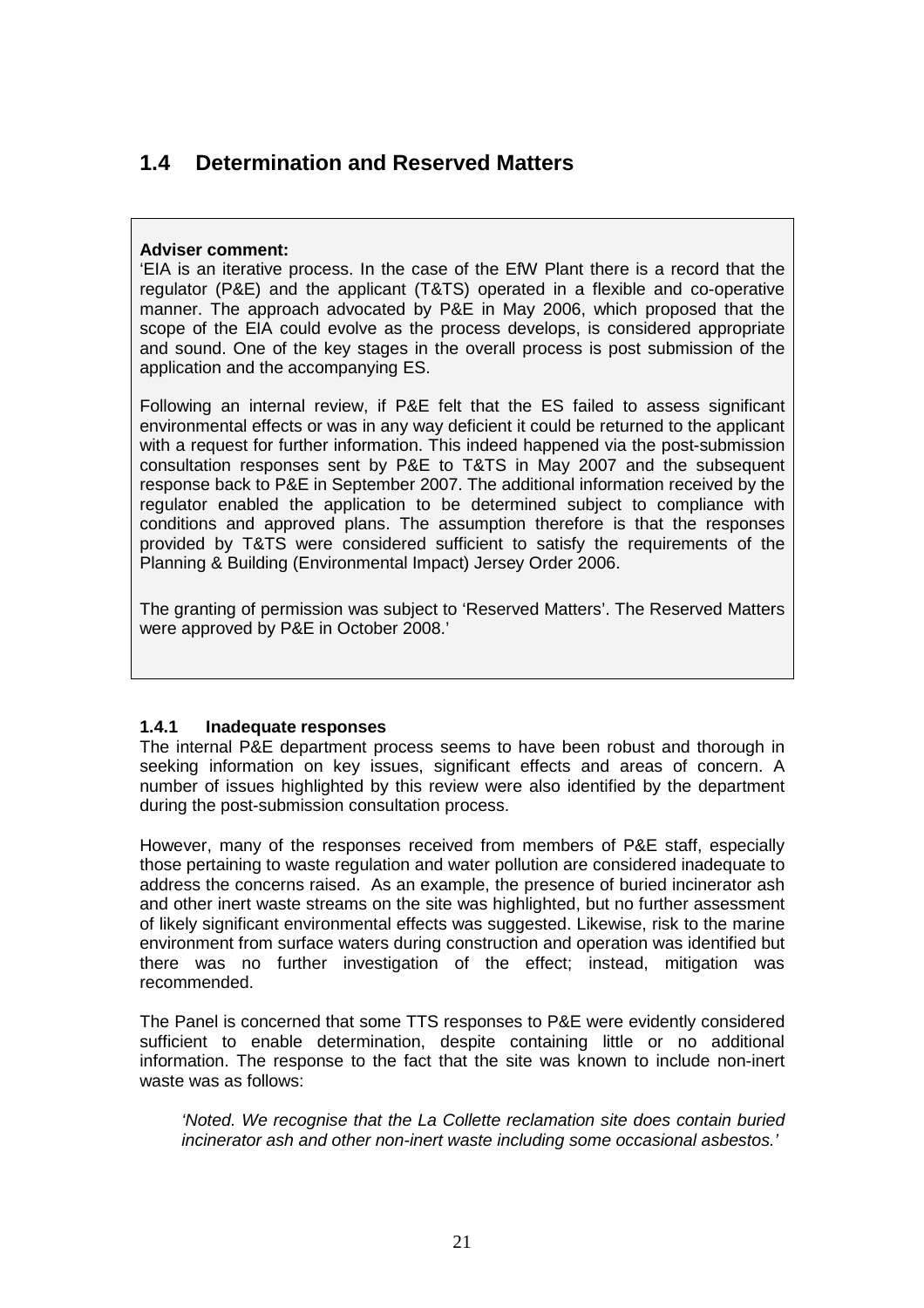## 1.4 Determination and Reserved Matters

> **Adviser comment:**
> 'EIA is an iterative process. In the case of the EfW Plant there is a record that the regulator (P&E) and the applicant (T&TS) operated in a flexible and co-operative manner. The approach advocated by P&E in May 2006, which proposed that the scope of the EIA could evolve as the process develops, is considered appropriate and sound. One of the key stages in the overall process is post submission of the application and the accompanying ES.
>
> Following an internal review, if P&E felt that the ES failed to assess significant environmental effects or was in any way deficient it could be returned to the applicant with a request for further information. This indeed happened via the post-submission consultation responses sent by P&E to T&TS in May 2007 and the subsequent response back to P&E in September 2007. The additional information received by the regulator enabled the application to be determined subject to compliance with conditions and approved plans. The assumption therefore is that the responses provided by T&TS were considered sufficient to satisfy the requirements of the Planning & Building (Environmental Impact) Jersey Order 2006.
>
> The granting of permission was subject to 'Reserved Matters'. The Reserved Matters were approved by P&E in October 2008.'

#### 1.4.1 Inadequate responses

The internal P&E department process seems to have been robust and thorough in seeking information on key issues, significant effects and areas of concern. A number of issues highlighted by this review were also identified by the department during the post-submission consultation process.

However, many of the responses received from members of P&E staff, especially those pertaining to waste regulation and water pollution are considered inadequate to address the concerns raised. As an example, the presence of buried incinerator ash and other inert waste streams on the site was highlighted, but no further assessment of likely significant environmental effects was suggested. Likewise, risk to the marine environment from surface waters during construction and operation was identified but there was no further investigation of the effect; instead, mitigation was recommended.

The Panel is concerned that some TTS responses to P&E were evidently considered sufficient to enable determination, despite containing little or no additional information. The response to the fact that the site was known to include non-inert waste was as follows:

> *'Noted. We recognise that the La Collette reclamation site does contain buried incinerator ash and other non-inert waste including some occasional asbestos.'*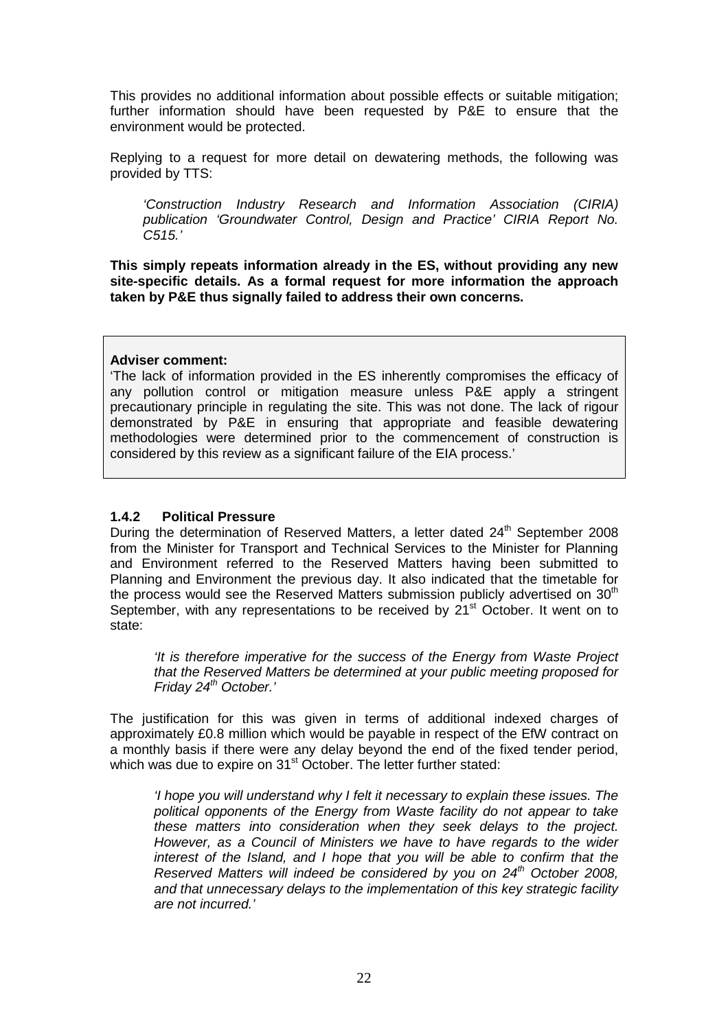This provides no additional information about possible effects or suitable mitigation; further information should have been requested by P&E to ensure that the environment would be protected.

Replying to a request for more detail on dewatering methods, the following was provided by TTS:

> *'Construction Industry Research and Information Association (CIRIA) publication 'Groundwater Control, Design and Practice' CIRIA Report No. C515.'*

**This simply repeats information already in the ES, without providing any new site-specific details. As a formal request for more information the approach taken by P&E thus signally failed to address their own concerns.**

> **Adviser comment:**
> 'The lack of information provided in the ES inherently compromises the efficacy of any pollution control or mitigation measure unless P&E apply a stringent precautionary principle in regulating the site. This was not done. The lack of rigour demonstrated by P&E in ensuring that appropriate and feasible dewatering methodologies were determined prior to the commencement of construction is considered by this review as a significant failure of the EIA process.'

### 1.4.2 Political Pressure

During the determination of Reserved Matters, a letter dated 24th September 2008 from the Minister for Transport and Technical Services to the Minister for Planning and Environment referred to the Reserved Matters having been submitted to Planning and Environment the previous day. It also indicated that the timetable for the process would see the Reserved Matters submission publicly advertised on 30th September, with any representations to be received by 21st October. It went on to state:

> *'It is therefore imperative for the success of the Energy from Waste Project that the Reserved Matters be determined at your public meeting proposed for Friday 24th October.'*

The justification for this was given in terms of additional indexed charges of approximately £0.8 million which would be payable in respect of the EfW contract on a monthly basis if there were any delay beyond the end of the fixed tender period, which was due to expire on 31st October. The letter further stated:

> *'I hope you will understand why I felt it necessary to explain these issues. The political opponents of the Energy from Waste facility do not appear to take these matters into consideration when they seek delays to the project. However, as a Council of Ministers we have to have regards to the wider interest of the Island, and I hope that you will be able to confirm that the Reserved Matters will indeed be considered by you on 24th October 2008, and that unnecessary delays to the implementation of this key strategic facility are not incurred.'*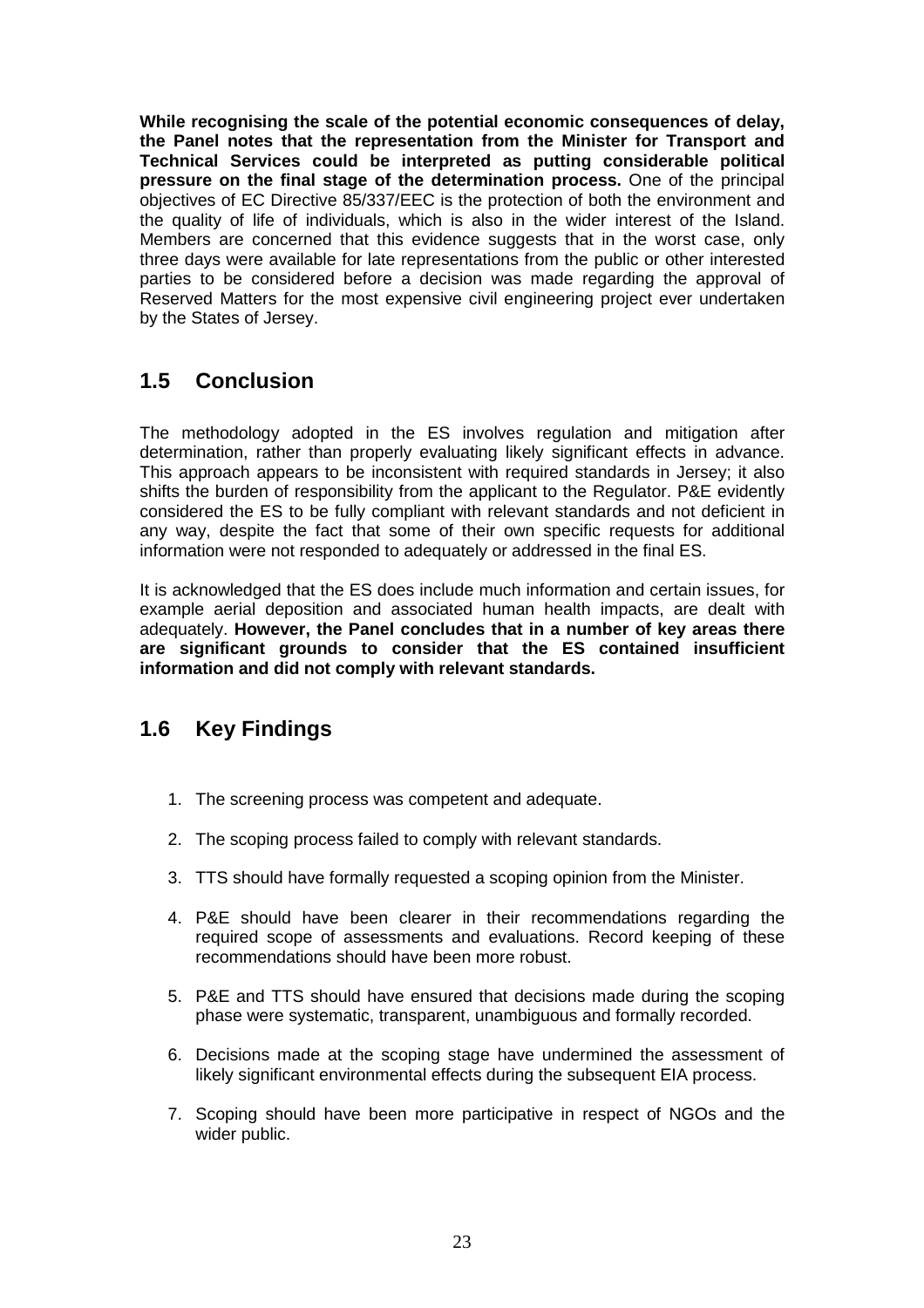**While recognising the scale of the potential economic consequences of delay, the Panel notes that the representation from the Minister for Transport and Technical Services could be interpreted as putting considerable political pressure on the final stage of the determination process.** One of the principal objectives of EC Directive 85/337/EEC is the protection of both the environment and the quality of life of individuals, which is also in the wider interest of the Island. Members are concerned that this evidence suggests that in the worst case, only three days were available for late representations from the public or other interested parties to be considered before a decision was made regarding the approval of Reserved Matters for the most expensive civil engineering project ever undertaken by the States of Jersey.

## 1.5 Conclusion

The methodology adopted in the ES involves regulation and mitigation after determination, rather than properly evaluating likely significant effects in advance. This approach appears to be inconsistent with required standards in Jersey; it also shifts the burden of responsibility from the applicant to the Regulator. P&E evidently considered the ES to be fully compliant with relevant standards and not deficient in any way, despite the fact that some of their own specific requests for additional information were not responded to adequately or addressed in the final ES.

It is acknowledged that the ES does include much information and certain issues, for example aerial deposition and associated human health impacts, are dealt with adequately. **However, the Panel concludes that in a number of key areas there are significant grounds to consider that the ES contained insufficient information and did not comply with relevant standards.**

## 1.6 Key Findings

1. The screening process was competent and adequate.
2. The scoping process failed to comply with relevant standards.
3. TTS should have formally requested a scoping opinion from the Minister.
4. P&E should have been clearer in their recommendations regarding the required scope of assessments and evaluations. Record keeping of these recommendations should have been more robust.
5. P&E and TTS should have ensured that decisions made during the scoping phase were systematic, transparent, unambiguous and formally recorded.
6. Decisions made at the scoping stage have undermined the assessment of likely significant environmental effects during the subsequent EIA process.
7. Scoping should have been more participative in respect of NGOs and the wider public.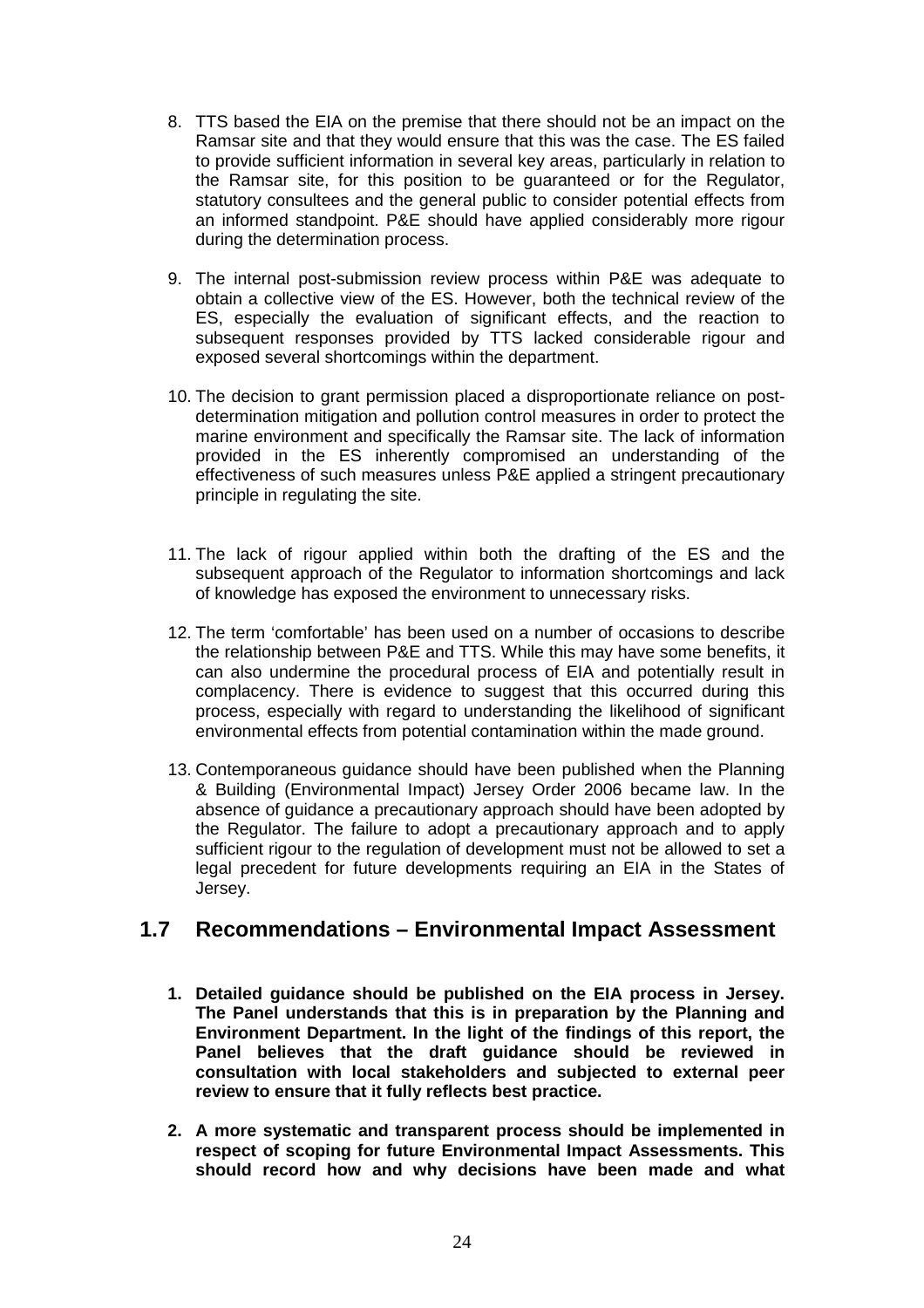8. TTS based the EIA on the premise that there should not be an impact on the Ramsar site and that they would ensure that this was the case. The ES failed to provide sufficient information in several key areas, particularly in relation to the Ramsar site, for this position to be guaranteed or for the Regulator, statutory consultees and the general public to consider potential effects from an informed standpoint. P&E should have applied considerably more rigour during the determination process.

9. The internal post-submission review process within P&E was adequate to obtain a collective view of the ES. However, both the technical review of the ES, especially the evaluation of significant effects, and the reaction to subsequent responses provided by TTS lacked considerable rigour and exposed several shortcomings within the department.

10. The decision to grant permission placed a disproportionate reliance on post-determination mitigation and pollution control measures in order to protect the marine environment and specifically the Ramsar site. The lack of information provided in the ES inherently compromised an understanding of the effectiveness of such measures unless P&E applied a stringent precautionary principle in regulating the site.

11. The lack of rigour applied within both the drafting of the ES and the subsequent approach of the Regulator to information shortcomings and lack of knowledge has exposed the environment to unnecessary risks.

12. The term 'comfortable' has been used on a number of occasions to describe the relationship between P&E and TTS. While this may have some benefits, it can also undermine the procedural process of EIA and potentially result in complacency. There is evidence to suggest that this occurred during this process, especially with regard to understanding the likelihood of significant environmental effects from potential contamination within the made ground.

13. Contemporaneous guidance should have been published when the Planning & Building (Environmental Impact) Jersey Order 2006 became law. In the absence of guidance a precautionary approach should have been adopted by the Regulator. The failure to adopt a precautionary approach and to apply sufficient rigour to the regulation of development must not be allowed to set a legal precedent for future developments requiring an EIA in the States of Jersey.

## 1.7 Recommendations – Environmental Impact Assessment

1. **Detailed guidance should be published on the EIA process in Jersey. The Panel understands that this is in preparation by the Planning and Environment Department. In the light of the findings of this report, the Panel believes that the draft guidance should be reviewed in consultation with local stakeholders and subjected to external peer review to ensure that it fully reflects best practice.**

2. **A more systematic and transparent process should be implemented in respect of scoping for future Environmental Impact Assessments. This should record how and why decisions have been made and what**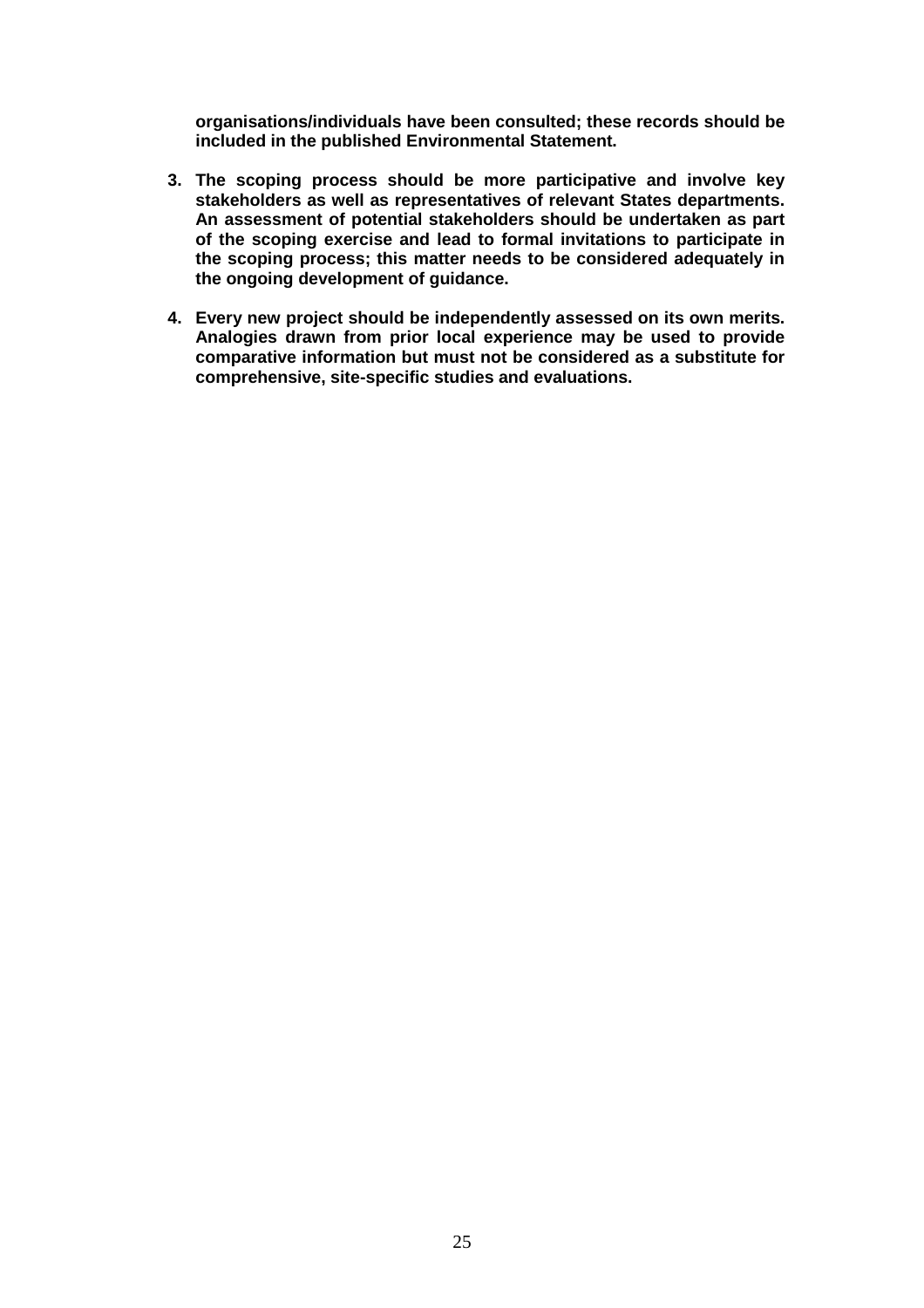**organisations/individuals have been consulted; these records should be included in the published Environmental Statement.**

3. **The scoping process should be more participative and involve key stakeholders as well as representatives of relevant States departments. An assessment of potential stakeholders should be undertaken as part of the scoping exercise and lead to formal invitations to participate in the scoping process; this matter needs to be considered adequately in the ongoing development of guidance.**

4. **Every new project should be independently assessed on its own merits. Analogies drawn from prior local experience may be used to provide comparative information but must not be considered as a substitute for comprehensive, site-specific studies and evaluations.**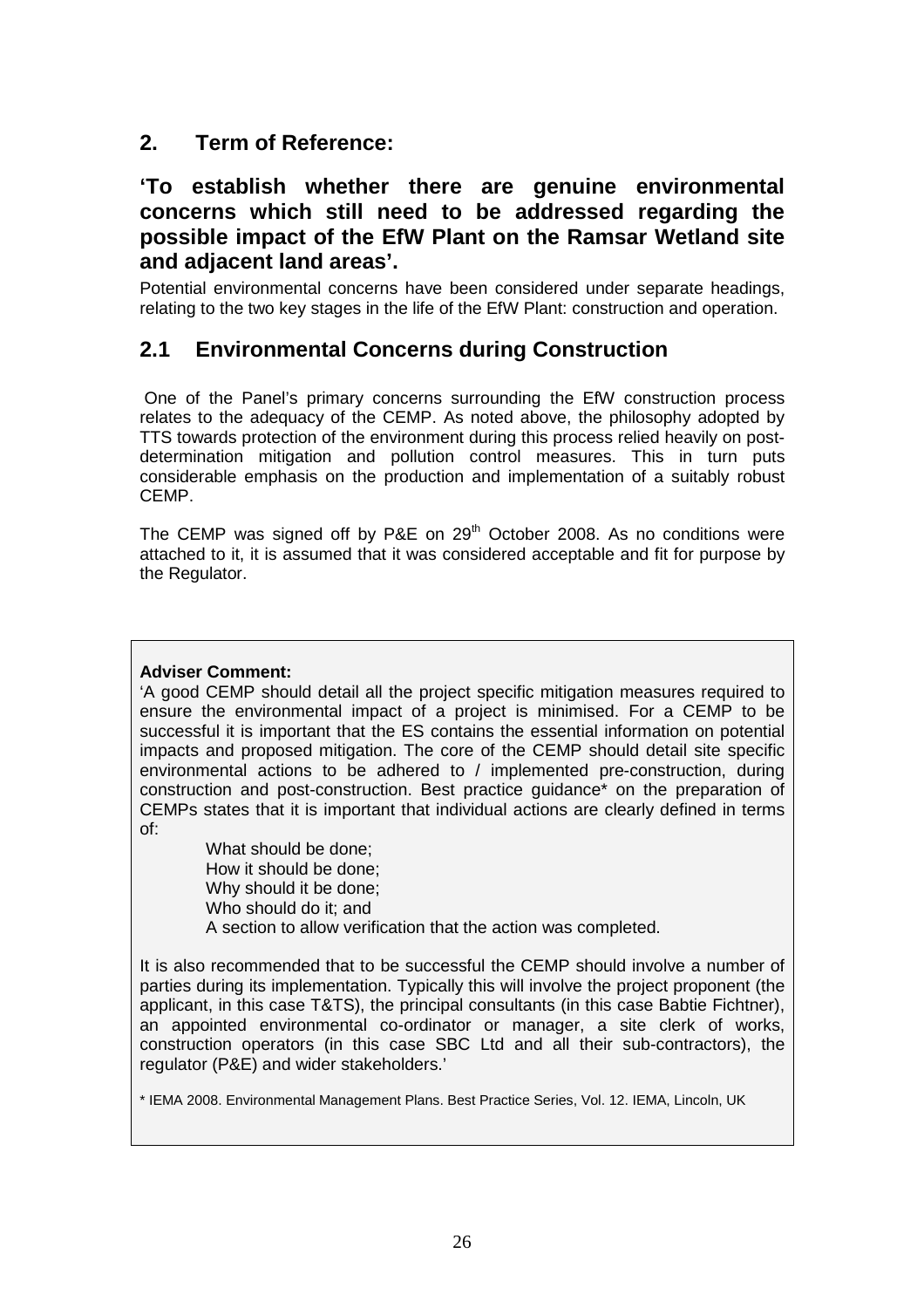## 2. Term of Reference:

### 'To establish whether there are genuine environmental concerns which still need to be addressed regarding the possible impact of the EfW Plant on the Ramsar Wetland site and adjacent land areas'.

Potential environmental concerns have been considered under separate headings, relating to the two key stages in the life of the EfW Plant: construction and operation.

## 2.1 Environmental Concerns during Construction

One of the Panel's primary concerns surrounding the EfW construction process relates to the adequacy of the CEMP. As noted above, the philosophy adopted by TTS towards protection of the environment during this process relied heavily on post-determination mitigation and pollution control measures. This in turn puts considerable emphasis on the production and implementation of a suitably robust CEMP.

The CEMP was signed off by P&E on 29th October 2008. As no conditions were attached to it, it is assumed that it was considered acceptable and fit for purpose by the Regulator.

> **Adviser Comment:**
> 'A good CEMP should detail all the project specific mitigation measures required to ensure the environmental impact of a project is minimised. For a CEMP to be successful it is important that the ES contains the essential information on potential impacts and proposed mitigation. The core of the CEMP should detail site specific environmental actions to be adhered to / implemented pre-construction, during construction and post-construction. Best practice guidance* on the preparation of CEMPs states that it is important that individual actions are clearly defined in terms of:
>
> - What should be done;
> - How it should be done;
> - Why should it be done;
> - Who should do it; and
> - A section to allow verification that the action was completed.
>
> It is also recommended that to be successful the CEMP should involve a number of parties during its implementation. Typically this will involve the project proponent (the applicant, in this case T&TS), the principal consultants (in this case Babtie Fichtner), an appointed environmental co-ordinator or manager, a site clerk of works, construction operators (in this case SBC Ltd and all their sub-contractors), the regulator (P&E) and wider stakeholders.'
>
> \* IEMA 2008. Environmental Management Plans. Best Practice Series, Vol. 12. IEMA, Lincoln, UK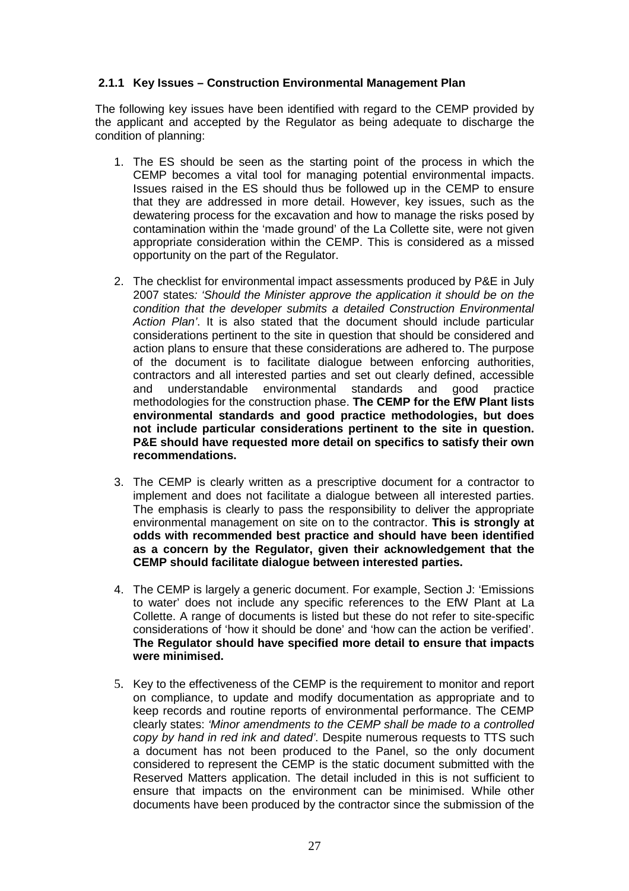#### 2.1.1 Key Issues – Construction Environmental Management Plan

The following key issues have been identified with regard to the CEMP provided by the applicant and accepted by the Regulator as being adequate to discharge the condition of planning:

1. The ES should be seen as the starting point of the process in which the CEMP becomes a vital tool for managing potential environmental impacts. Issues raised in the ES should thus be followed up in the CEMP to ensure that they are addressed in more detail. However, key issues, such as the dewatering process for the excavation and how to manage the risks posed by contamination within the 'made ground' of the La Collette site, were not given appropriate consideration within the CEMP. This is considered as a missed opportunity on the part of the Regulator.

2. The checklist for environmental impact assessments produced by P&E in July 2007 states*: 'Should the Minister approve the application it should be on the condition that the developer submits a detailed Construction Environmental Action Plan'*. It is also stated that the document should include particular considerations pertinent to the site in question that should be considered and action plans to ensure that these considerations are adhered to. The purpose of the document is to facilitate dialogue between enforcing authorities, contractors and all interested parties and set out clearly defined, accessible and understandable environmental standards and good practice methodologies for the construction phase. **The CEMP for the EfW Plant lists environmental standards and good practice methodologies, but does not include particular considerations pertinent to the site in question. P&E should have requested more detail on specifics to satisfy their own recommendations.**

3. The CEMP is clearly written as a prescriptive document for a contractor to implement and does not facilitate a dialogue between all interested parties. The emphasis is clearly to pass the responsibility to deliver the appropriate environmental management on site on to the contractor. **This is strongly at odds with recommended best practice and should have been identified as a concern by the Regulator, given their acknowledgement that the CEMP should facilitate dialogue between interested parties.**

4. The CEMP is largely a generic document. For example, Section J: 'Emissions to water' does not include any specific references to the EfW Plant at La Collette. A range of documents is listed but these do not refer to site-specific considerations of 'how it should be done' and 'how can the action be verified'. **The Regulator should have specified more detail to ensure that impacts were minimised.**

5. Key to the effectiveness of the CEMP is the requirement to monitor and report on compliance, to update and modify documentation as appropriate and to keep records and routine reports of environmental performance. The CEMP clearly states: *'Minor amendments to the CEMP shall be made to a controlled copy by hand in red ink and dated'*. Despite numerous requests to TTS such a document has not been produced to the Panel, so the only document considered to represent the CEMP is the static document submitted with the Reserved Matters application. The detail included in this is not sufficient to ensure that impacts on the environment can be minimised. While other documents have been produced by the contractor since the submission of the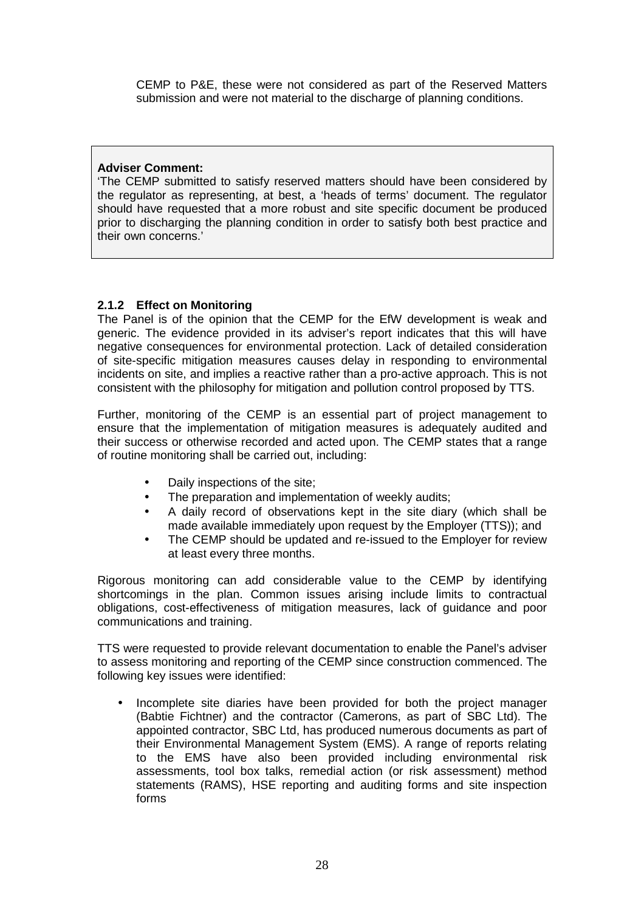CEMP to P&E, these were not considered as part of the Reserved Matters submission and were not material to the discharge of planning conditions.

> **Adviser Comment:**
> 'The CEMP submitted to satisfy reserved matters should have been considered by the regulator as representing, at best, a 'heads of terms' document. The regulator should have requested that a more robust and site specific document be produced prior to discharging the planning condition in order to satisfy both best practice and their own concerns.'

#### 2.1.2 Effect on Monitoring

The Panel is of the opinion that the CEMP for the EfW development is weak and generic. The evidence provided in its adviser's report indicates that this will have negative consequences for environmental protection. Lack of detailed consideration of site-specific mitigation measures causes delay in responding to environmental incidents on site, and implies a reactive rather than a pro-active approach. This is not consistent with the philosophy for mitigation and pollution control proposed by TTS.

Further, monitoring of the CEMP is an essential part of project management to ensure that the implementation of mitigation measures is adequately audited and their success or otherwise recorded and acted upon. The CEMP states that a range of routine monitoring shall be carried out, including:

- Daily inspections of the site;
- The preparation and implementation of weekly audits;
- A daily record of observations kept in the site diary (which shall be made available immediately upon request by the Employer (TTS)); and
- The CEMP should be updated and re-issued to the Employer for review at least every three months.

Rigorous monitoring can add considerable value to the CEMP by identifying shortcomings in the plan. Common issues arising include limits to contractual obligations, cost-effectiveness of mitigation measures, lack of guidance and poor communications and training.

TTS were requested to provide relevant documentation to enable the Panel's adviser to assess monitoring and reporting of the CEMP since construction commenced. The following key issues were identified:

- Incomplete site diaries have been provided for both the project manager (Babtie Fichtner) and the contractor (Camerons, as part of SBC Ltd). The appointed contractor, SBC Ltd, has produced numerous documents as part of their Environmental Management System (EMS). A range of reports relating to the EMS have also been provided including environmental risk assessments, tool box talks, remedial action (or risk assessment) method statements (RAMS), HSE reporting and auditing forms and site inspection forms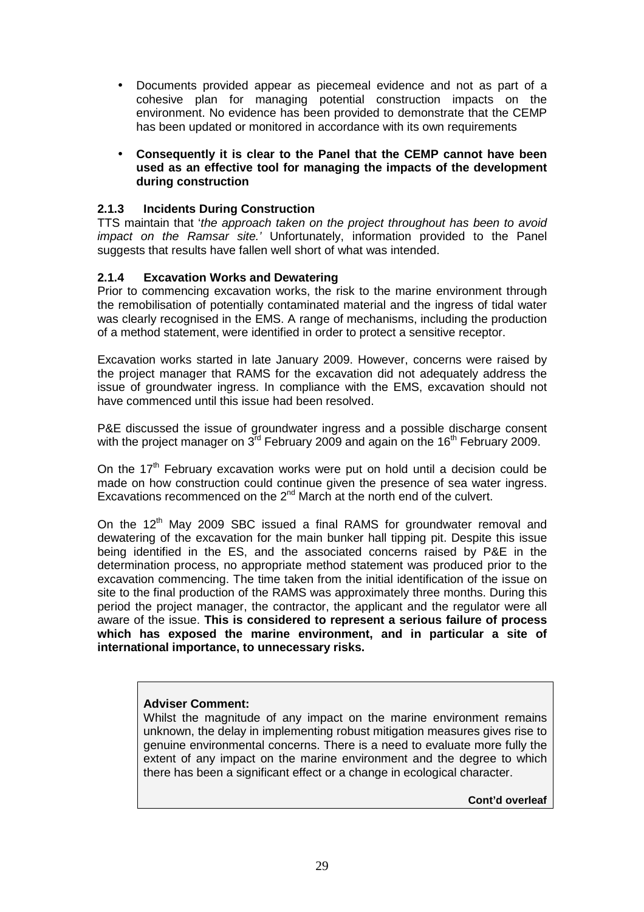- Documents provided appear as piecemeal evidence and not as part of a cohesive plan for managing potential construction impacts on the environment. No evidence has been provided to demonstrate that the CEMP has been updated or monitored in accordance with its own requirements

- **Consequently it is clear to the Panel that the CEMP cannot have been used as an effective tool for managing the impacts of the development during construction**

### 2.1.3 Incidents During Construction

TTS maintain that '*the approach taken on the project throughout has been to avoid impact on the Ramsar site.*' Unfortunately, information provided to the Panel suggests that results have fallen well short of what was intended.

### 2.1.4 Excavation Works and Dewatering

Prior to commencing excavation works, the risk to the marine environment through the remobilisation of potentially contaminated material and the ingress of tidal water was clearly recognised in the EMS. A range of mechanisms, including the production of a method statement, were identified in order to protect a sensitive receptor.

Excavation works started in late January 2009. However, concerns were raised by the project manager that RAMS for the excavation did not adequately address the issue of groundwater ingress. In compliance with the EMS, excavation should not have commenced until this issue had been resolved.

P&E discussed the issue of groundwater ingress and a possible discharge consent with the project manager on 3rd February 2009 and again on the 16th February 2009.

On the 17th February excavation works were put on hold until a decision could be made on how construction could continue given the presence of sea water ingress. Excavations recommenced on the 2nd March at the north end of the culvert.

On the 12th May 2009 SBC issued a final RAMS for groundwater removal and dewatering of the excavation for the main bunker hall tipping pit. Despite this issue being identified in the ES, and the associated concerns raised by P&E in the determination process, no appropriate method statement was produced prior to the excavation commencing. The time taken from the initial identification of the issue on site to the final production of the RAMS was approximately three months. During this period the project manager, the contractor, the applicant and the regulator were all aware of the issue. **This is considered to represent a serious failure of process which has exposed the marine environment, and in particular a site of international importance, to unnecessary risks.**

> **Adviser Comment:**
> Whilst the magnitude of any impact on the marine environment remains unknown, the delay in implementing robust mitigation measures gives rise to genuine environmental concerns. There is a need to evaluate more fully the extent of any impact on the marine environment and the degree to which there has been a significant effect or a change in ecological character.
>
> **Cont'd overleaf**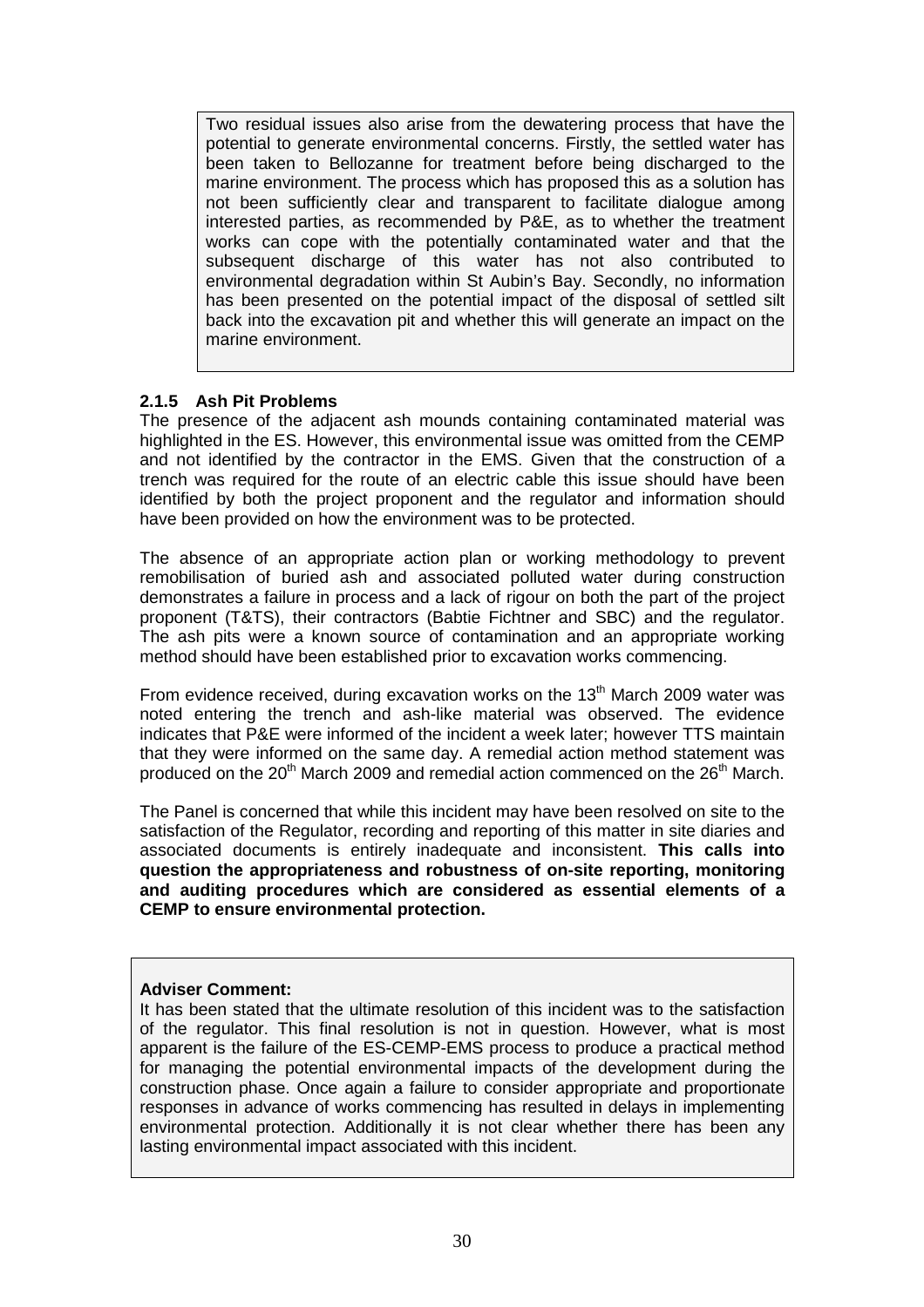Two residual issues also arise from the dewatering process that have the potential to generate environmental concerns. Firstly, the settled water has been taken to Bellozanne for treatment before being discharged to the marine environment. The process which has proposed this as a solution has not been sufficiently clear and transparent to facilitate dialogue among interested parties, as recommended by P&E, as to whether the treatment works can cope with the potentially contaminated water and that the subsequent discharge of this water has not also contributed to environmental degradation within St Aubin's Bay. Secondly, no information has been presented on the potential impact of the disposal of settled silt back into the excavation pit and whether this will generate an impact on the marine environment.

### 2.1.5 Ash Pit Problems

The presence of the adjacent ash mounds containing contaminated material was highlighted in the ES. However, this environmental issue was omitted from the CEMP and not identified by the contractor in the EMS. Given that the construction of a trench was required for the route of an electric cable this issue should have been identified by both the project proponent and the regulator and information should have been provided on how the environment was to be protected.

The absence of an appropriate action plan or working methodology to prevent remobilisation of buried ash and associated polluted water during construction demonstrates a failure in process and a lack of rigour on both the part of the project proponent (T&TS), their contractors (Babtie Fichtner and SBC) and the regulator. The ash pits were a known source of contamination and an appropriate working method should have been established prior to excavation works commencing.

From evidence received, during excavation works on the 13th March 2009 water was noted entering the trench and ash-like material was observed. The evidence indicates that P&E were informed of the incident a week later; however TTS maintain that they were informed on the same day. A remedial action method statement was produced on the 20th March 2009 and remedial action commenced on the 26th March.

The Panel is concerned that while this incident may have been resolved on site to the satisfaction of the Regulator, recording and reporting of this matter in site diaries and associated documents is entirely inadequate and inconsistent. **This calls into question the appropriateness and robustness of on-site reporting, monitoring and auditing procedures which are considered as essential elements of a CEMP to ensure environmental protection.**

**Adviser Comment:**

It has been stated that the ultimate resolution of this incident was to the satisfaction of the regulator. This final resolution is not in question. However, what is most apparent is the failure of the ES-CEMP-EMS process to produce a practical method for managing the potential environmental impacts of the development during the construction phase. Once again a failure to consider appropriate and proportionate responses in advance of works commencing has resulted in delays in implementing environmental protection. Additionally it is not clear whether there has been any lasting environmental impact associated with this incident.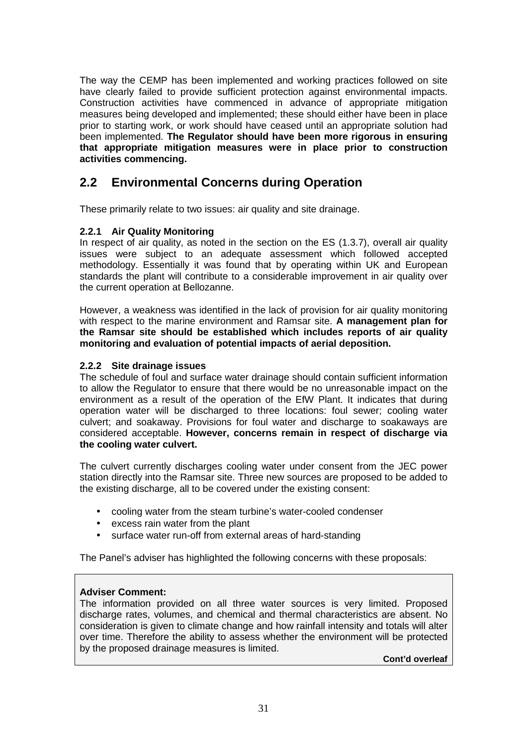The way the CEMP has been implemented and working practices followed on site have clearly failed to provide sufficient protection against environmental impacts. Construction activities have commenced in advance of appropriate mitigation measures being developed and implemented; these should either have been in place prior to starting work, or work should have ceased until an appropriate solution had been implemented. **The Regulator should have been more rigorous in ensuring that appropriate mitigation measures were in place prior to construction activities commencing.**

## 2.2 Environmental Concerns during Operation

These primarily relate to two issues: air quality and site drainage.

### 2.2.1 Air Quality Monitoring

In respect of air quality, as noted in the section on the ES (1.3.7), overall air quality issues were subject to an adequate assessment which followed accepted methodology. Essentially it was found that by operating within UK and European standards the plant will contribute to a considerable improvement in air quality over the current operation at Bellozanne.

However, a weakness was identified in the lack of provision for air quality monitoring with respect to the marine environment and Ramsar site. **A management plan for the Ramsar site should be established which includes reports of air quality monitoring and evaluation of potential impacts of aerial deposition.**

### 2.2.2 Site drainage issues

The schedule of foul and surface water drainage should contain sufficient information to allow the Regulator to ensure that there would be no unreasonable impact on the environment as a result of the operation of the EfW Plant. It indicates that during operation water will be discharged to three locations: foul sewer; cooling water culvert; and soakaway. Provisions for foul water and discharge to soakaways are considered acceptable. **However, concerns remain in respect of discharge via the cooling water culvert.**

The culvert currently discharges cooling water under consent from the JEC power station directly into the Ramsar site. Three new sources are proposed to be added to the existing discharge, all to be covered under the existing consent:

- cooling water from the steam turbine's water-cooled condenser
- excess rain water from the plant
- surface water run-off from external areas of hard-standing

The Panel's adviser has highlighted the following concerns with these proposals:

> **Adviser Comment:**
> The information provided on all three water sources is very limited. Proposed discharge rates, volumes, and chemical and thermal characteristics are absent. No consideration is given to climate change and how rainfall intensity and totals will alter over time. Therefore the ability to assess whether the environment will be protected by the proposed drainage measures is limited.
>
> **Cont'd overleaf**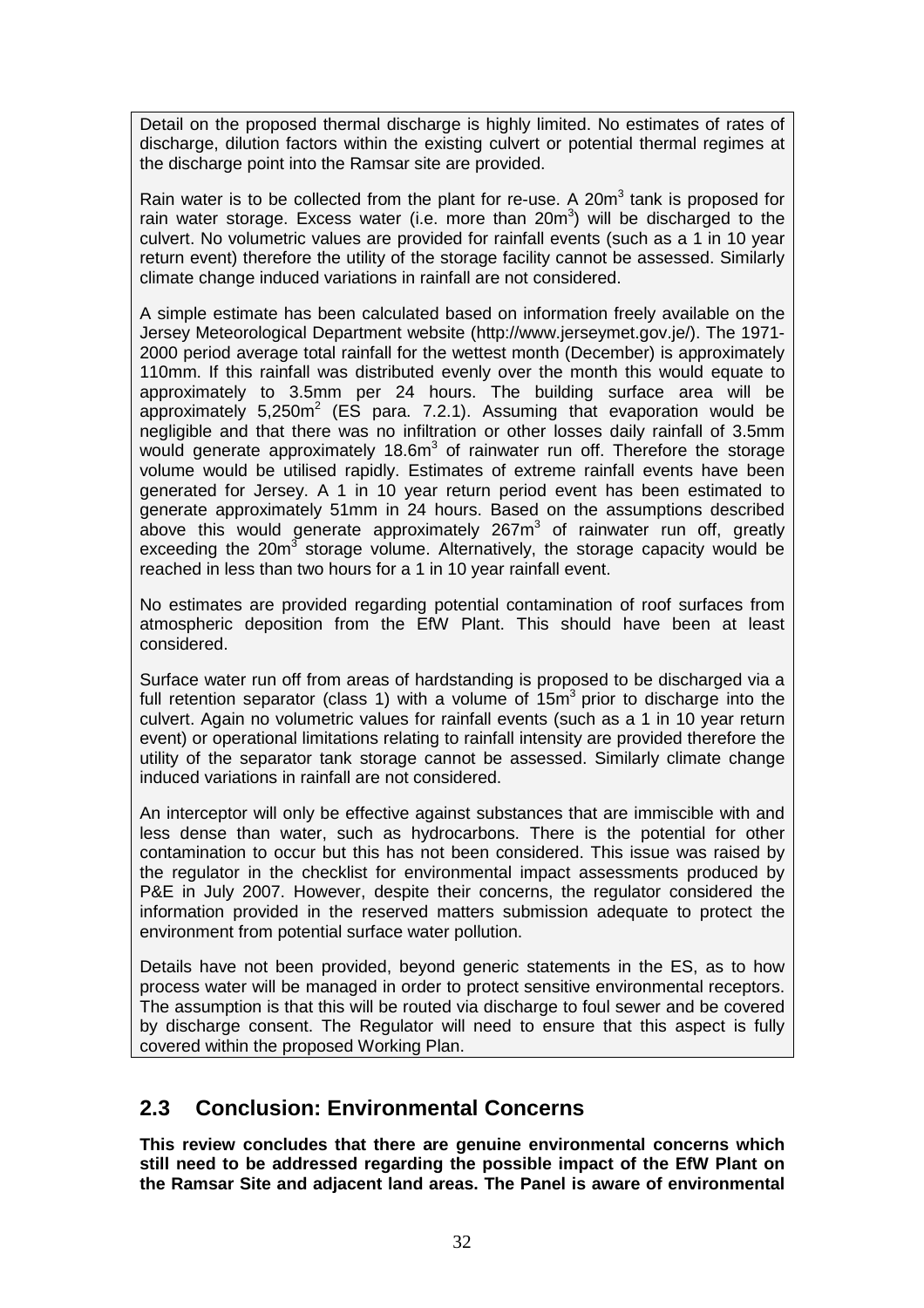Detail on the proposed thermal discharge is highly limited. No estimates of rates of discharge, dilution factors within the existing culvert or potential thermal regimes at the discharge point into the Ramsar site are provided.

Rain water is to be collected from the plant for re-use. A 20m$^3$ tank is proposed for rain water storage. Excess water (i.e. more than 20m$^3$) will be discharged to the culvert. No volumetric values are provided for rainfall events (such as a 1 in 10 year return event) therefore the utility of the storage facility cannot be assessed. Similarly climate change induced variations in rainfall are not considered.

A simple estimate has been calculated based on information freely available on the Jersey Meteorological Department website (http://www.jerseymet.gov.je/). The 1971-2000 period average total rainfall for the wettest month (December) is approximately 110mm. If this rainfall was distributed evenly over the month this would equate to approximately to 3.5mm per 24 hours. The building surface area will be approximately 5,250m$^2$ (ES para. 7.2.1). Assuming that evaporation would be negligible and that there was no infiltration or other losses daily rainfall of 3.5mm would generate approximately 18.6m$^3$ of rainwater run off. Therefore the storage volume would be utilised rapidly. Estimates of extreme rainfall events have been generated for Jersey. A 1 in 10 year return period event has been estimated to generate approximately 51mm in 24 hours. Based on the assumptions described above this would generate approximately 267m$^3$ of rainwater run off, greatly exceeding the 20m$^3$ storage volume. Alternatively, the storage capacity would be reached in less than two hours for a 1 in 10 year rainfall event.

No estimates are provided regarding potential contamination of roof surfaces from atmospheric deposition from the EfW Plant. This should have been at least considered.

Surface water run off from areas of hardstanding is proposed to be discharged via a full retention separator (class 1) with a volume of 15m$^3$ prior to discharge into the culvert. Again no volumetric values for rainfall events (such as a 1 in 10 year return event) or operational limitations relating to rainfall intensity are provided therefore the utility of the separator tank storage cannot be assessed. Similarly climate change induced variations in rainfall are not considered.

An interceptor will only be effective against substances that are immiscible with and less dense than water, such as hydrocarbons. There is the potential for other contamination to occur but this has not been considered. This issue was raised by the regulator in the checklist for environmental impact assessments produced by P&E in July 2007. However, despite their concerns, the regulator considered the information provided in the reserved matters submission adequate to protect the environment from potential surface water pollution.

Details have not been provided, beyond generic statements in the ES, as to how process water will be managed in order to protect sensitive environmental receptors. The assumption is that this will be routed via discharge to foul sewer and be covered by discharge consent. The Regulator will need to ensure that this aspect is fully covered within the proposed Working Plan.

## 2.3 Conclusion: Environmental Concerns

**This review concludes that there are genuine environmental concerns which still need to be addressed regarding the possible impact of the EfW Plant on the Ramsar Site and adjacent land areas. The Panel is aware of environmental**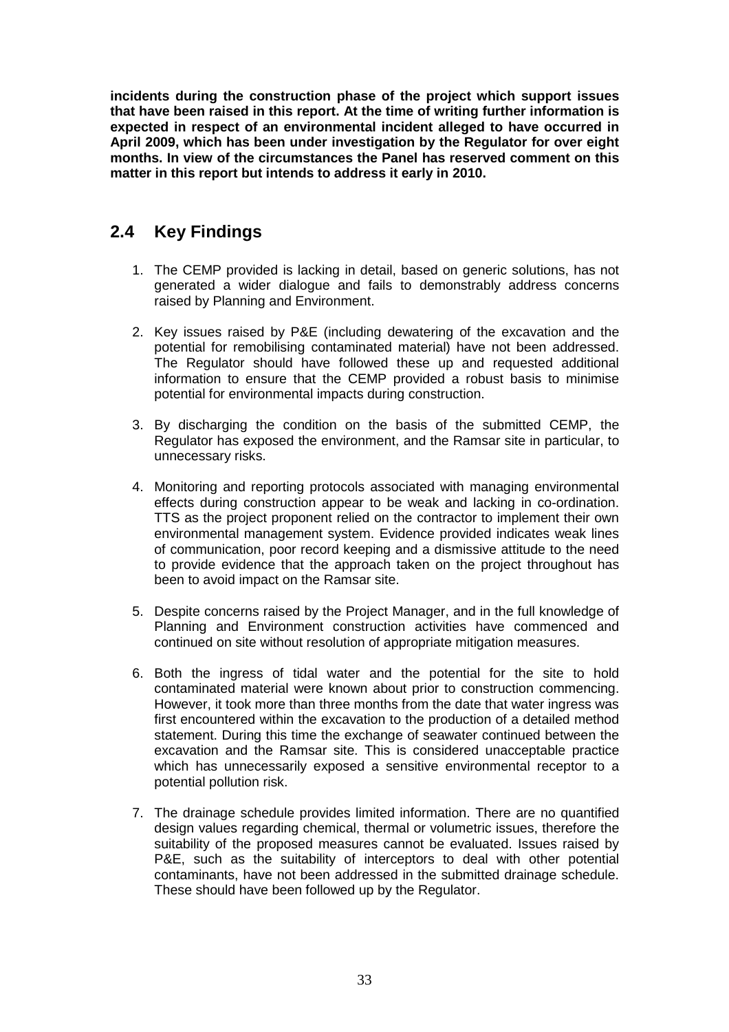**incidents during the construction phase of the project which support issues that have been raised in this report. At the time of writing further information is expected in respect of an environmental incident alleged to have occurred in April 2009, which has been under investigation by the Regulator for over eight months. In view of the circumstances the Panel has reserved comment on this matter in this report but intends to address it early in 2010.**

## 2.4 Key Findings

1. The CEMP provided is lacking in detail, based on generic solutions, has not generated a wider dialogue and fails to demonstrably address concerns raised by Planning and Environment.

2. Key issues raised by P&E (including dewatering of the excavation and the potential for remobilising contaminated material) have not been addressed. The Regulator should have followed these up and requested additional information to ensure that the CEMP provided a robust basis to minimise potential for environmental impacts during construction.

3. By discharging the condition on the basis of the submitted CEMP, the Regulator has exposed the environment, and the Ramsar site in particular, to unnecessary risks.

4. Monitoring and reporting protocols associated with managing environmental effects during construction appear to be weak and lacking in co-ordination. TTS as the project proponent relied on the contractor to implement their own environmental management system. Evidence provided indicates weak lines of communication, poor record keeping and a dismissive attitude to the need to provide evidence that the approach taken on the project throughout has been to avoid impact on the Ramsar site.

5. Despite concerns raised by the Project Manager, and in the full knowledge of Planning and Environment construction activities have commenced and continued on site without resolution of appropriate mitigation measures.

6. Both the ingress of tidal water and the potential for the site to hold contaminated material were known about prior to construction commencing. However, it took more than three months from the date that water ingress was first encountered within the excavation to the production of a detailed method statement. During this time the exchange of seawater continued between the excavation and the Ramsar site. This is considered unacceptable practice which has unnecessarily exposed a sensitive environmental receptor to a potential pollution risk.

7. The drainage schedule provides limited information. There are no quantified design values regarding chemical, thermal or volumetric issues, therefore the suitability of the proposed measures cannot be evaluated. Issues raised by P&E, such as the suitability of interceptors to deal with other potential contaminants, have not been addressed in the submitted drainage schedule. These should have been followed up by the Regulator.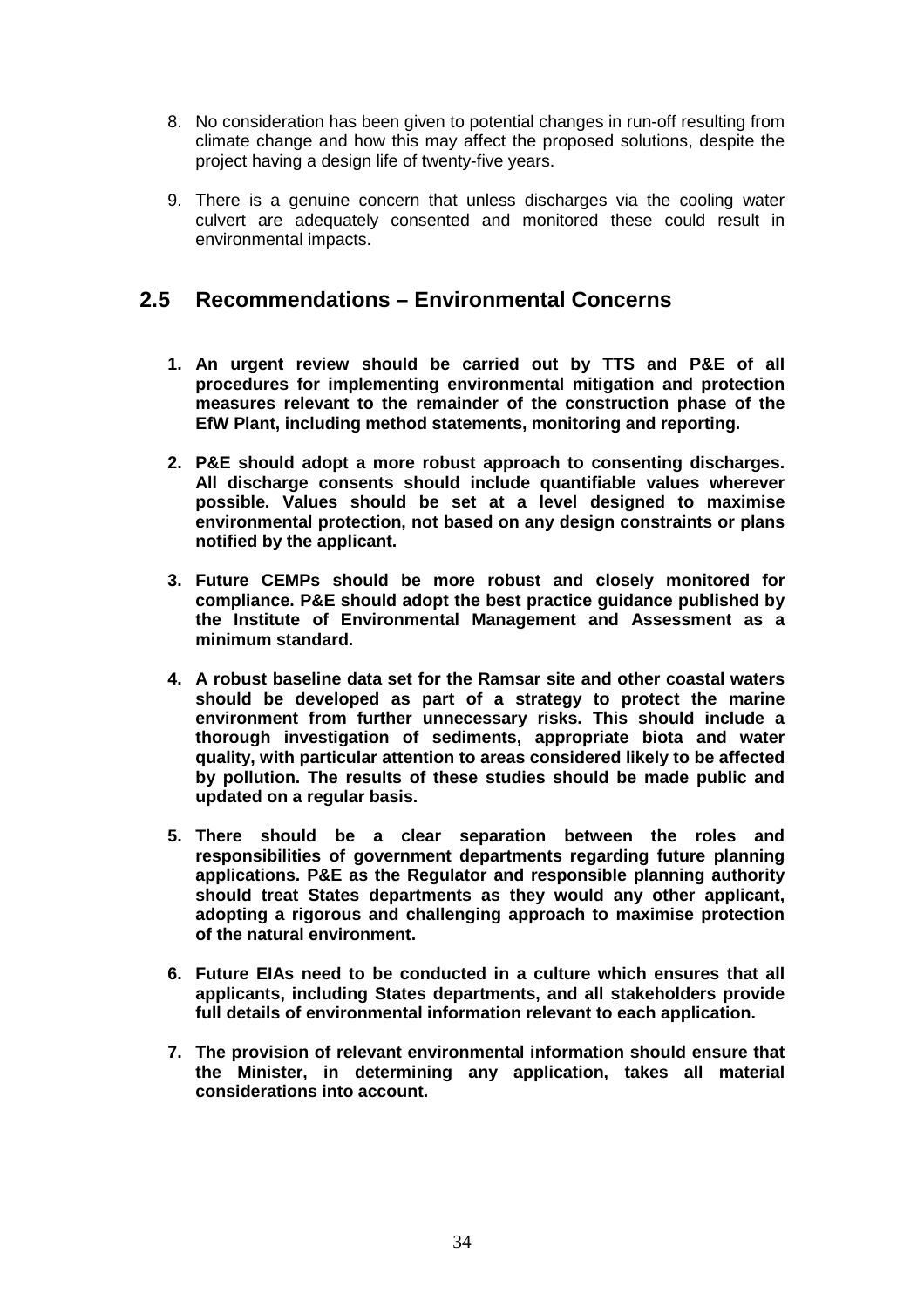8. No consideration has been given to potential changes in run-off resulting from climate change and how this may affect the proposed solutions, despite the project having a design life of twenty-five years.

9. There is a genuine concern that unless discharges via the cooling water culvert are adequately consented and monitored these could result in environmental impacts.

## 2.5 Recommendations – Environmental Concerns

1. **An urgent review should be carried out by TTS and P&E of all procedures for implementing environmental mitigation and protection measures relevant to the remainder of the construction phase of the EfW Plant, including method statements, monitoring and reporting.**

2. **P&E should adopt a more robust approach to consenting discharges. All discharge consents should include quantifiable values wherever possible. Values should be set at a level designed to maximise environmental protection, not based on any design constraints or plans notified by the applicant.**

3. **Future CEMPs should be more robust and closely monitored for compliance. P&E should adopt the best practice guidance published by the Institute of Environmental Management and Assessment as a minimum standard.**

4. **A robust baseline data set for the Ramsar site and other coastal waters should be developed as part of a strategy to protect the marine environment from further unnecessary risks. This should include a thorough investigation of sediments, appropriate biota and water quality, with particular attention to areas considered likely to be affected by pollution. The results of these studies should be made public and updated on a regular basis.**

5. **There should be a clear separation between the roles and responsibilities of government departments regarding future planning applications. P&E as the Regulator and responsible planning authority should treat States departments as they would any other applicant, adopting a rigorous and challenging approach to maximise protection of the natural environment.**

6. **Future EIAs need to be conducted in a culture which ensures that all applicants, including States departments, and all stakeholders provide full details of environmental information relevant to each application.**

7. **The provision of relevant environmental information should ensure that the Minister, in determining any application, takes all material considerations into account.**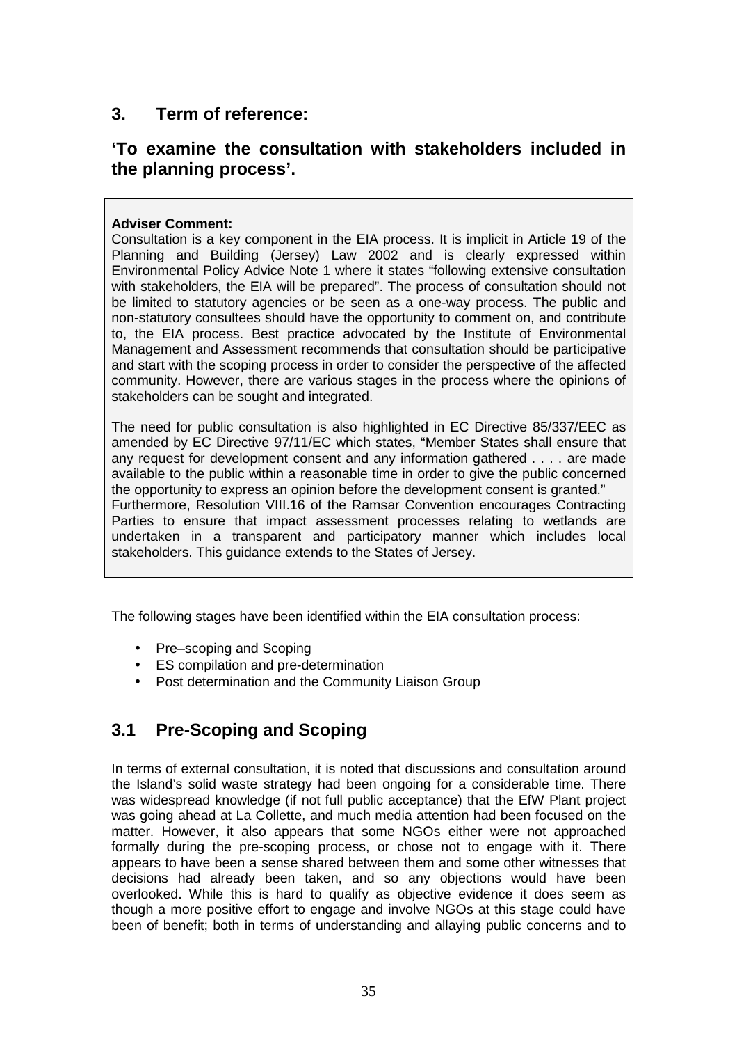## 3. Term of reference:

## 'To examine the consultation with stakeholders included in the planning process'.

> **Adviser Comment:**
> Consultation is a key component in the EIA process. It is implicit in Article 19 of the Planning and Building (Jersey) Law 2002 and is clearly expressed within Environmental Policy Advice Note 1 where it states "following extensive consultation with stakeholders, the EIA will be prepared". The process of consultation should not be limited to statutory agencies or be seen as a one-way process. The public and non-statutory consultees should have the opportunity to comment on, and contribute to, the EIA process. Best practice advocated by the Institute of Environmental Management and Assessment recommends that consultation should be participative and start with the scoping process in order to consider the perspective of the affected community. However, there are various stages in the process where the opinions of stakeholders can be sought and integrated.
>
> The need for public consultation is also highlighted in EC Directive 85/337/EEC as amended by EC Directive 97/11/EC which states, "Member States shall ensure that any request for development consent and any information gathered . . . . are made available to the public within a reasonable time in order to give the public concerned the opportunity to express an opinion before the development consent is granted."
> Furthermore, Resolution VIII.16 of the Ramsar Convention encourages Contracting Parties to ensure that impact assessment processes relating to wetlands are undertaken in a transparent and participatory manner which includes local stakeholders. This guidance extends to the States of Jersey.

The following stages have been identified within the EIA consultation process:

- Pre–scoping and Scoping
- ES compilation and pre-determination
- Post determination and the Community Liaison Group

## 3.1 Pre-Scoping and Scoping

In terms of external consultation, it is noted that discussions and consultation around the Island's solid waste strategy had been ongoing for a considerable time. There was widespread knowledge (if not full public acceptance) that the EfW Plant project was going ahead at La Collette, and much media attention had been focused on the matter. However, it also appears that some NGOs either were not approached formally during the pre-scoping process, or chose not to engage with it. There appears to have been a sense shared between them and some other witnesses that decisions had already been taken, and so any objections would have been overlooked. While this is hard to qualify as objective evidence it does seem as though a more positive effort to engage and involve NGOs at this stage could have been of benefit; both in terms of understanding and allaying public concerns and to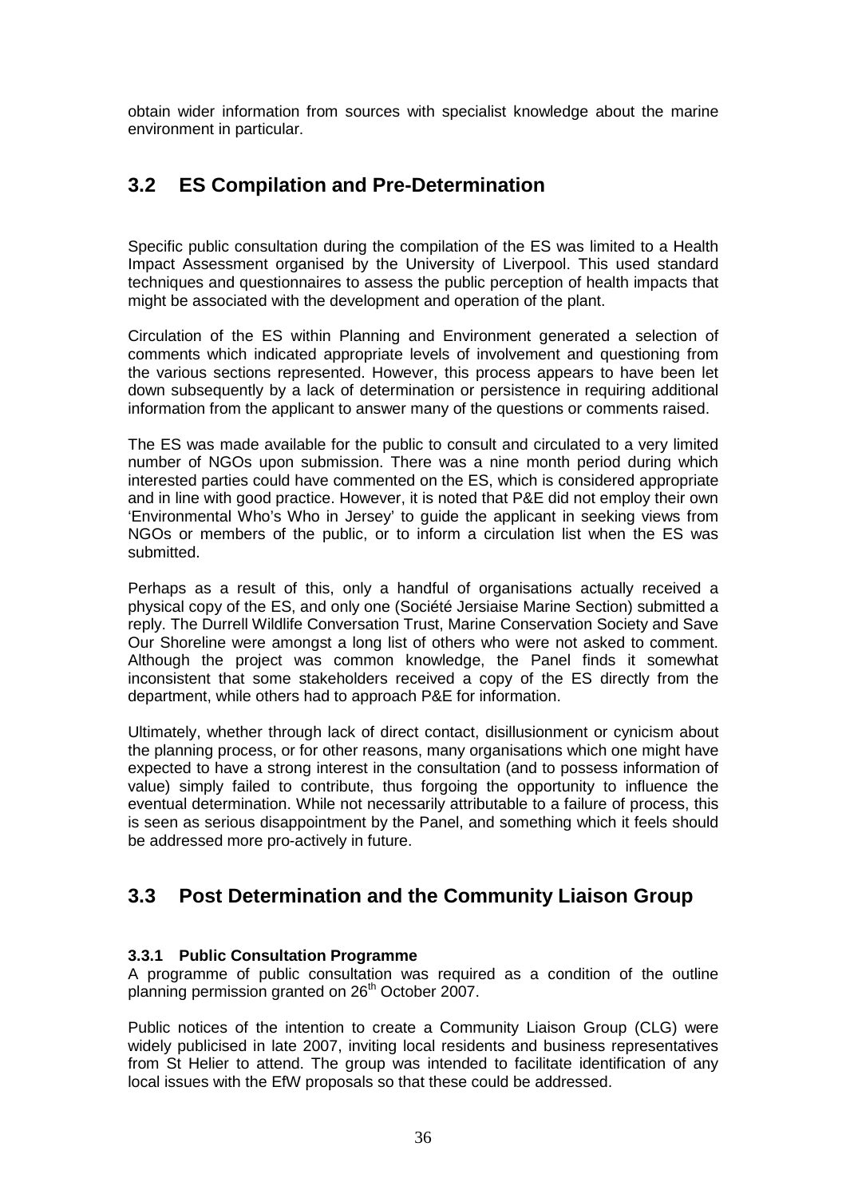obtain wider information from sources with specialist knowledge about the marine environment in particular.

## 3.2 ES Compilation and Pre-Determination

Specific public consultation during the compilation of the ES was limited to a Health Impact Assessment organised by the University of Liverpool. This used standard techniques and questionnaires to assess the public perception of health impacts that might be associated with the development and operation of the plant.

Circulation of the ES within Planning and Environment generated a selection of comments which indicated appropriate levels of involvement and questioning from the various sections represented. However, this process appears to have been let down subsequently by a lack of determination or persistence in requiring additional information from the applicant to answer many of the questions or comments raised.

The ES was made available for the public to consult and circulated to a very limited number of NGOs upon submission. There was a nine month period during which interested parties could have commented on the ES, which is considered appropriate and in line with good practice. However, it is noted that P&E did not employ their own 'Environmental Who's Who in Jersey' to guide the applicant in seeking views from NGOs or members of the public, or to inform a circulation list when the ES was submitted.

Perhaps as a result of this, only a handful of organisations actually received a physical copy of the ES, and only one (Société Jersiaise Marine Section) submitted a reply. The Durrell Wildlife Conversation Trust, Marine Conservation Society and Save Our Shoreline were amongst a long list of others who were not asked to comment. Although the project was common knowledge, the Panel finds it somewhat inconsistent that some stakeholders received a copy of the ES directly from the department, while others had to approach P&E for information.

Ultimately, whether through lack of direct contact, disillusionment or cynicism about the planning process, or for other reasons, many organisations which one might have expected to have a strong interest in the consultation (and to possess information of value) simply failed to contribute, thus forgoing the opportunity to influence the eventual determination. While not necessarily attributable to a failure of process, this is seen as serious disappointment by the Panel, and something which it feels should be addressed more pro-actively in future.

## 3.3 Post Determination and the Community Liaison Group

### 3.3.1 Public Consultation Programme

A programme of public consultation was required as a condition of the outline planning permission granted on 26th October 2007.

Public notices of the intention to create a Community Liaison Group (CLG) were widely publicised in late 2007, inviting local residents and business representatives from St Helier to attend. The group was intended to facilitate identification of any local issues with the EfW proposals so that these could be addressed.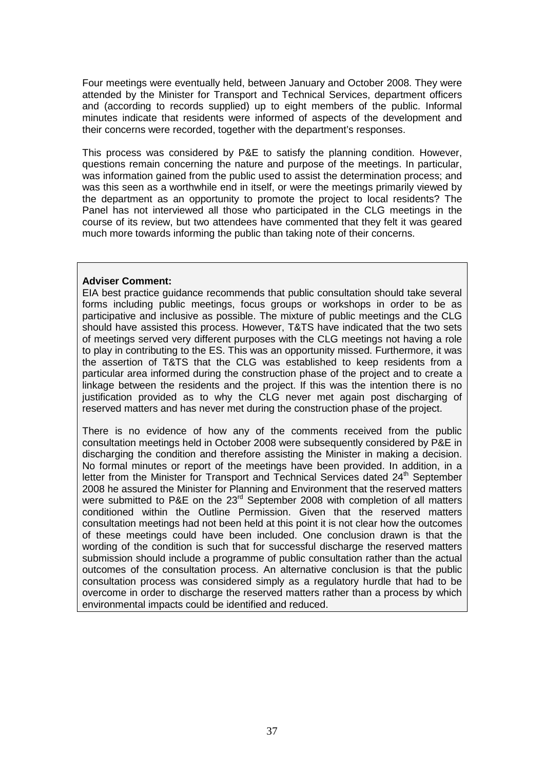Four meetings were eventually held, between January and October 2008. They were attended by the Minister for Transport and Technical Services, department officers and (according to records supplied) up to eight members of the public. Informal minutes indicate that residents were informed of aspects of the development and their concerns were recorded, together with the department's responses.

This process was considered by P&E to satisfy the planning condition. However, questions remain concerning the nature and purpose of the meetings. In particular, was information gained from the public used to assist the determination process; and was this seen as a worthwhile end in itself, or were the meetings primarily viewed by the department as an opportunity to promote the project to local residents? The Panel has not interviewed all those who participated in the CLG meetings in the course of its review, but two attendees have commented that they felt it was geared much more towards informing the public than taking note of their concerns.

**Adviser Comment:**
EIA best practice guidance recommends that public consultation should take several forms including public meetings, focus groups or workshops in order to be as participative and inclusive as possible. The mixture of public meetings and the CLG should have assisted this process. However, T&TS have indicated that the two sets of meetings served very different purposes with the CLG meetings not having a role to play in contributing to the ES. This was an opportunity missed. Furthermore, it was the assertion of T&TS that the CLG was established to keep residents from a particular area informed during the construction phase of the project and to create a linkage between the residents and the project. If this was the intention there is no justification provided as to why the CLG never met again post discharging of reserved matters and has never met during the construction phase of the project.

There is no evidence of how any of the comments received from the public consultation meetings held in October 2008 were subsequently considered by P&E in discharging the condition and therefore assisting the Minister in making a decision. No formal minutes or report of the meetings have been provided. In addition, in a letter from the Minister for Transport and Technical Services dated 24th September 2008 he assured the Minister for Planning and Environment that the reserved matters were submitted to P&E on the 23rd September 2008 with completion of all matters conditioned within the Outline Permission. Given that the reserved matters consultation meetings had not been held at this point it is not clear how the outcomes of these meetings could have been included. One conclusion drawn is that the wording of the condition is such that for successful discharge the reserved matters submission should include a programme of public consultation rather than the actual outcomes of the consultation process. An alternative conclusion is that the public consultation process was considered simply as a regulatory hurdle that had to be overcome in order to discharge the reserved matters rather than a process by which environmental impacts could be identified and reduced.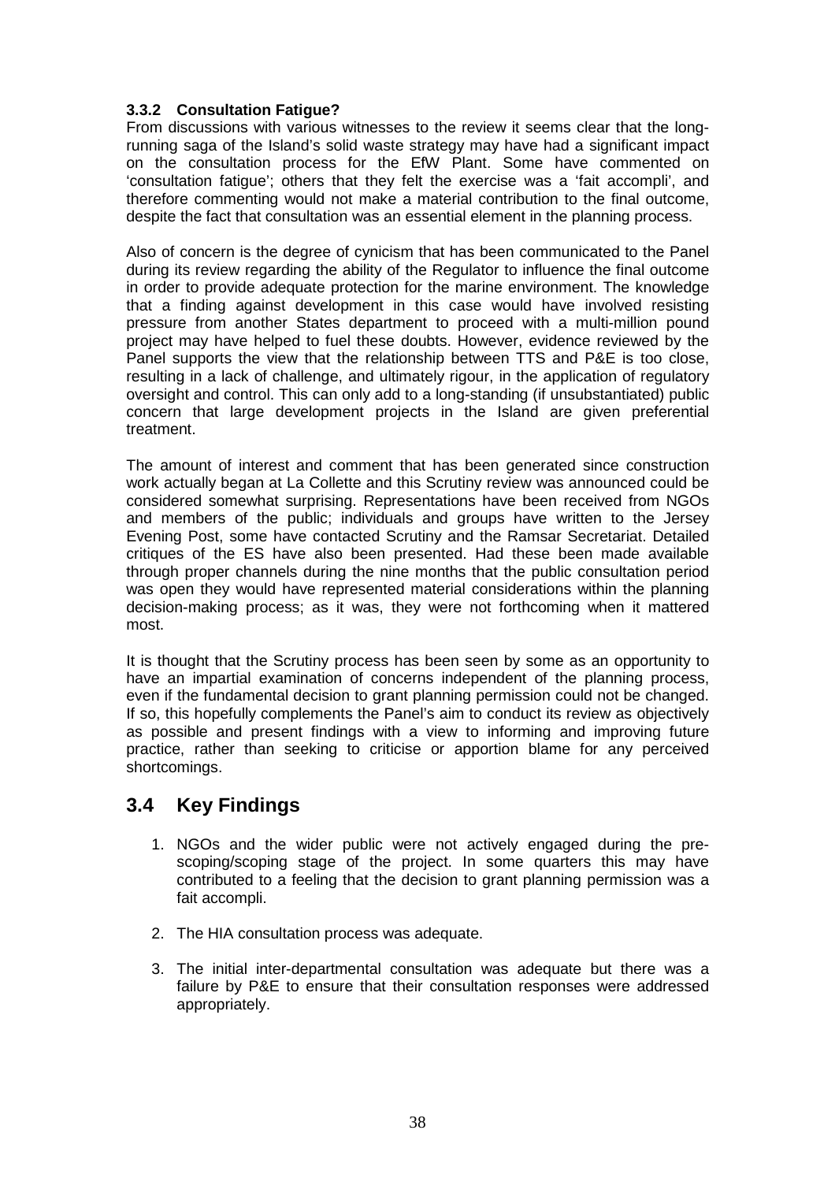### 3.3.2 Consultation Fatigue?

From discussions with various witnesses to the review it seems clear that the long-running saga of the Island's solid waste strategy may have had a significant impact on the consultation process for the EfW Plant. Some have commented on 'consultation fatigue'; others that they felt the exercise was a 'fait accompli', and therefore commenting would not make a material contribution to the final outcome, despite the fact that consultation was an essential element in the planning process.

Also of concern is the degree of cynicism that has been communicated to the Panel during its review regarding the ability of the Regulator to influence the final outcome in order to provide adequate protection for the marine environment. The knowledge that a finding against development in this case would have involved resisting pressure from another States department to proceed with a multi-million pound project may have helped to fuel these doubts. However, evidence reviewed by the Panel supports the view that the relationship between TTS and P&E is too close, resulting in a lack of challenge, and ultimately rigour, in the application of regulatory oversight and control. This can only add to a long-standing (if unsubstantiated) public concern that large development projects in the Island are given preferential treatment.

The amount of interest and comment that has been generated since construction work actually began at La Collette and this Scrutiny review was announced could be considered somewhat surprising. Representations have been received from NGOs and members of the public; individuals and groups have written to the Jersey Evening Post, some have contacted Scrutiny and the Ramsar Secretariat. Detailed critiques of the ES have also been presented. Had these been made available through proper channels during the nine months that the public consultation period was open they would have represented material considerations within the planning decision-making process; as it was, they were not forthcoming when it mattered most.

It is thought that the Scrutiny process has been seen by some as an opportunity to have an impartial examination of concerns independent of the planning process, even if the fundamental decision to grant planning permission could not be changed. If so, this hopefully complements the Panel's aim to conduct its review as objectively as possible and present findings with a view to informing and improving future practice, rather than seeking to criticise or apportion blame for any perceived shortcomings.

## 3.4 Key Findings

1. NGOs and the wider public were not actively engaged during the pre-scoping/scoping stage of the project. In some quarters this may have contributed to a feeling that the decision to grant planning permission was a fait accompli.

2. The HIA consultation process was adequate.

3. The initial inter-departmental consultation was adequate but there was a failure by P&E to ensure that their consultation responses were addressed appropriately.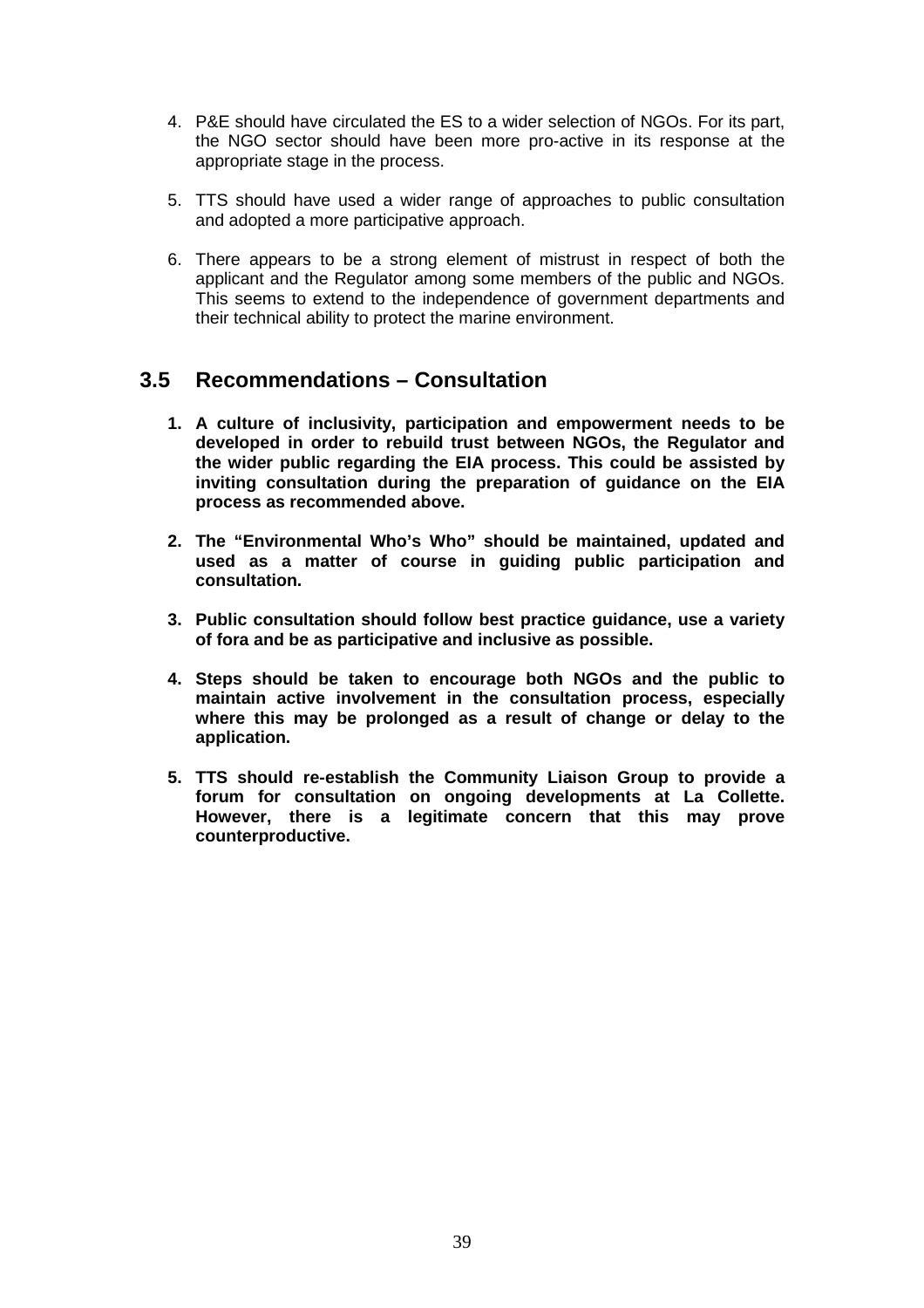4. P&E should have circulated the ES to a wider selection of NGOs. For its part, the NGO sector should have been more pro-active in its response at the appropriate stage in the process.

5. TTS should have used a wider range of approaches to public consultation and adopted a more participative approach.

6. There appears to be a strong element of mistrust in respect of both the applicant and the Regulator among some members of the public and NGOs. This seems to extend to the independence of government departments and their technical ability to protect the marine environment.

## 3.5 Recommendations – Consultation

1. **A culture of inclusivity, participation and empowerment needs to be developed in order to rebuild trust between NGOs, the Regulator and the wider public regarding the EIA process. This could be assisted by inviting consultation during the preparation of guidance on the EIA process as recommended above.**

2. **The "Environmental Who's Who" should be maintained, updated and used as a matter of course in guiding public participation and consultation.**

3. **Public consultation should follow best practice guidance, use a variety of fora and be as participative and inclusive as possible.**

4. **Steps should be taken to encourage both NGOs and the public to maintain active involvement in the consultation process, especially where this may be prolonged as a result of change or delay to the application.**

5. **TTS should re-establish the Community Liaison Group to provide a forum for consultation on ongoing developments at La Collette. However, there is a legitimate concern that this may prove counterproductive.**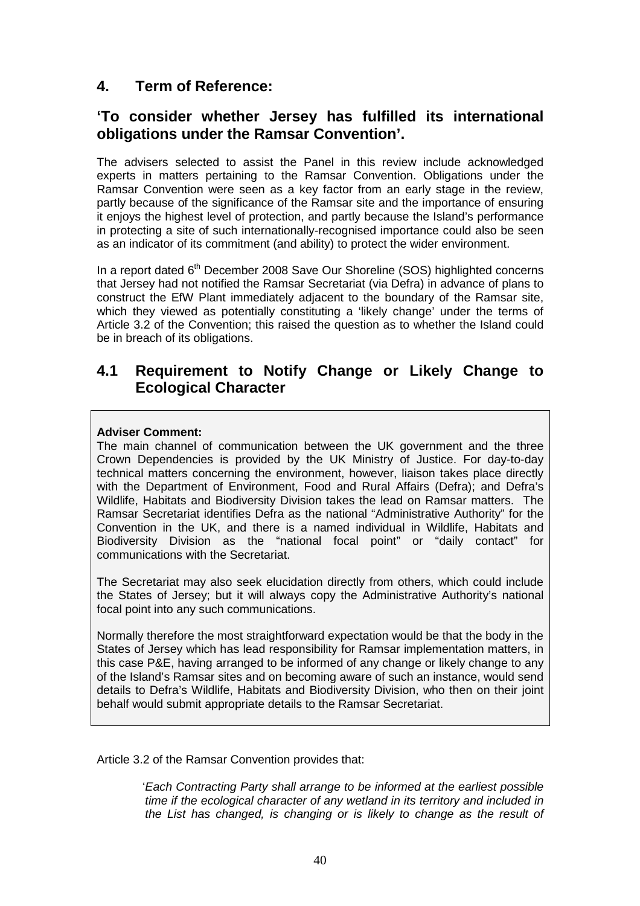## 4. Term of Reference:

## 'To consider whether Jersey has fulfilled its international obligations under the Ramsar Convention'.

The advisers selected to assist the Panel in this review include acknowledged experts in matters pertaining to the Ramsar Convention. Obligations under the Ramsar Convention were seen as a key factor from an early stage in the review, partly because of the significance of the Ramsar site and the importance of ensuring it enjoys the highest level of protection, and partly because the Island's performance in protecting a site of such internationally-recognised importance could also be seen as an indicator of its commitment (and ability) to protect the wider environment.

In a report dated 6th December 2008 Save Our Shoreline (SOS) highlighted concerns that Jersey had not notified the Ramsar Secretariat (via Defra) in advance of plans to construct the EfW Plant immediately adjacent to the boundary of the Ramsar site, which they viewed as potentially constituting a 'likely change' under the terms of Article 3.2 of the Convention; this raised the question as to whether the Island could be in breach of its obligations.

### 4.1 Requirement to Notify Change or Likely Change to Ecological Character

**Adviser Comment:**
The main channel of communication between the UK government and the three Crown Dependencies is provided by the UK Ministry of Justice. For day-to-day technical matters concerning the environment, however, liaison takes place directly with the Department of Environment, Food and Rural Affairs (Defra); and Defra's Wildlife, Habitats and Biodiversity Division takes the lead on Ramsar matters. The Ramsar Secretariat identifies Defra as the national "Administrative Authority" for the Convention in the UK, and there is a named individual in Wildlife, Habitats and Biodiversity Division as the "national focal point" or "daily contact" for communications with the Secretariat.

The Secretariat may also seek elucidation directly from others, which could include the States of Jersey; but it will always copy the Administrative Authority's national focal point into any such communications.

Normally therefore the most straightforward expectation would be that the body in the States of Jersey which has lead responsibility for Ramsar implementation matters, in this case P&E, having arranged to be informed of any change or likely change to any of the Island's Ramsar sites and on becoming aware of such an instance, would send details to Defra's Wildlife, Habitats and Biodiversity Division, who then on their joint behalf would submit appropriate details to the Ramsar Secretariat.

Article 3.2 of the Ramsar Convention provides that:

> '*Each Contracting Party shall arrange to be informed at the earliest possible time if the ecological character of any wetland in its territory and included in the List has changed, is changing or is likely to change as the result of*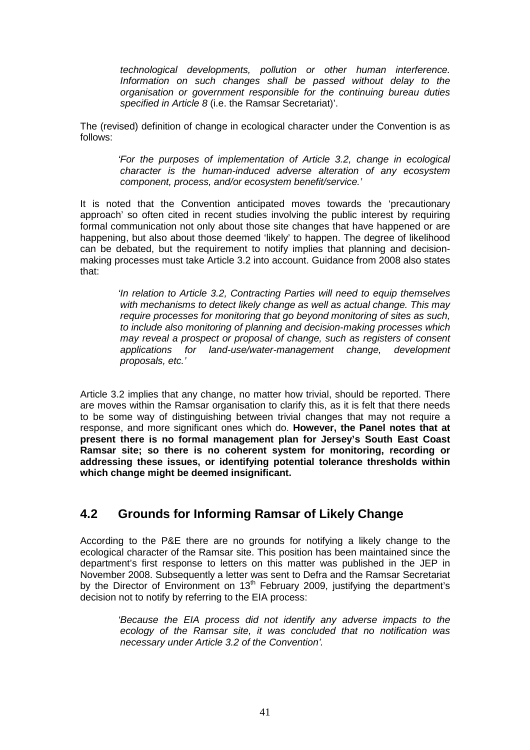*technological developments, pollution or other human interference. Information on such changes shall be passed without delay to the organisation or government responsible for the continuing bureau duties specified in Article 8* (i.e. the Ramsar Secretariat)'.

The (revised) definition of change in ecological character under the Convention is as follows:

> *'For the purposes of implementation of Article 3.2, change in ecological character is the human-induced adverse alteration of any ecosystem component, process, and/or ecosystem benefit/service.'*

It is noted that the Convention anticipated moves towards the 'precautionary approach' so often cited in recent studies involving the public interest by requiring formal communication not only about those site changes that have happened or are happening, but also about those deemed 'likely' to happen. The degree of likelihood can be debated, but the requirement to notify implies that planning and decision-making processes must take Article 3.2 into account. Guidance from 2008 also states that:

> *'In relation to Article 3.2, Contracting Parties will need to equip themselves with mechanisms to detect likely change as well as actual change. This may require processes for monitoring that go beyond monitoring of sites as such, to include also monitoring of planning and decision-making processes which may reveal a prospect or proposal of change, such as registers of consent applications for land-use/water-management change, development proposals, etc.'*

Article 3.2 implies that any change, no matter how trivial, should be reported. There are moves within the Ramsar organisation to clarify this, as it is felt that there needs to be some way of distinguishing between trivial changes that may not require a response, and more significant ones which do. **However, the Panel notes that at present there is no formal management plan for Jersey's South East Coast Ramsar site; so there is no coherent system for monitoring, recording or addressing these issues, or identifying potential tolerance thresholds within which change might be deemed insignificant.**

## 4.2 Grounds for Informing Ramsar of Likely Change

According to the P&E there are no grounds for notifying a likely change to the ecological character of the Ramsar site. This position has been maintained since the department's first response to letters on this matter was published in the JEP in November 2008. Subsequently a letter was sent to Defra and the Ramsar Secretariat by the Director of Environment on 13th February 2009, justifying the department's decision not to notify by referring to the EIA process:

> *'Because the EIA process did not identify any adverse impacts to the ecology of the Ramsar site, it was concluded that no notification was necessary under Article 3.2 of the Convention'.*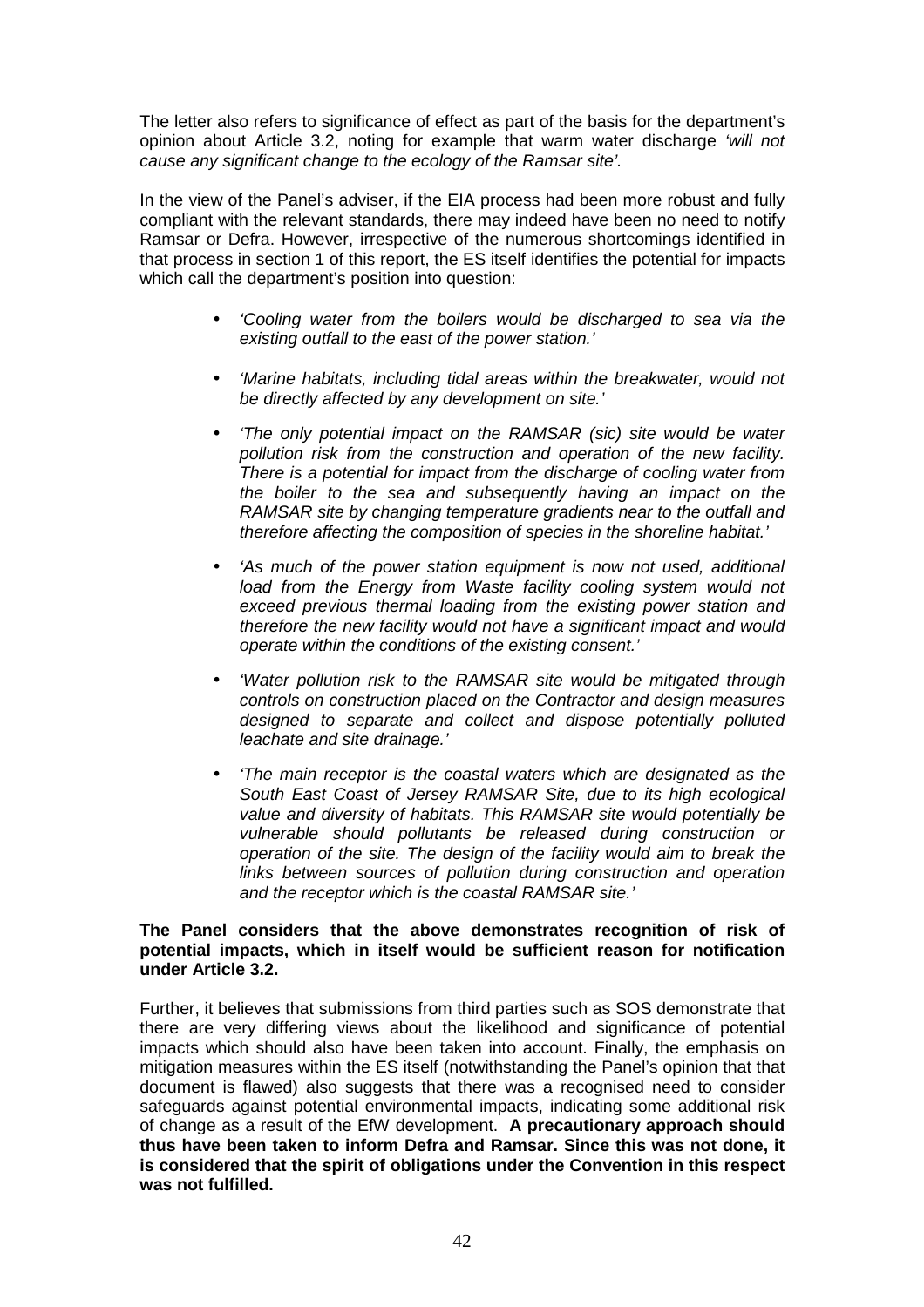The letter also refers to significance of effect as part of the basis for the department's opinion about Article 3.2, noting for example that warm water discharge *'will not cause any significant change to the ecology of the Ramsar site'.*

In the view of the Panel's adviser, if the EIA process had been more robust and fully compliant with the relevant standards, there may indeed have been no need to notify Ramsar or Defra. However, irrespective of the numerous shortcomings identified in that process in section 1 of this report, the ES itself identifies the potential for impacts which call the department's position into question:

- *'Cooling water from the boilers would be discharged to sea via the existing outfall to the east of the power station.'*
- *'Marine habitats, including tidal areas within the breakwater, would not be directly affected by any development on site.'*
- *'The only potential impact on the RAMSAR (sic) site would be water pollution risk from the construction and operation of the new facility. There is a potential for impact from the discharge of cooling water from the boiler to the sea and subsequently having an impact on the RAMSAR site by changing temperature gradients near to the outfall and therefore affecting the composition of species in the shoreline habitat.'*
- *'As much of the power station equipment is now not used, additional load from the Energy from Waste facility cooling system would not exceed previous thermal loading from the existing power station and therefore the new facility would not have a significant impact and would operate within the conditions of the existing consent.'*
- *'Water pollution risk to the RAMSAR site would be mitigated through controls on construction placed on the Contractor and design measures designed to separate and collect and dispose potentially polluted leachate and site drainage.'*
- *'The main receptor is the coastal waters which are designated as the South East Coast of Jersey RAMSAR Site, due to its high ecological value and diversity of habitats. This RAMSAR site would potentially be vulnerable should pollutants be released during construction or operation of the site. The design of the facility would aim to break the links between sources of pollution during construction and operation and the receptor which is the coastal RAMSAR site.'*

**The Panel considers that the above demonstrates recognition of risk of potential impacts, which in itself would be sufficient reason for notification under Article 3.2.**

Further, it believes that submissions from third parties such as SOS demonstrate that there are very differing views about the likelihood and significance of potential impacts which should also have been taken into account. Finally, the emphasis on mitigation measures within the ES itself (notwithstanding the Panel's opinion that that document is flawed) also suggests that there was a recognised need to consider safeguards against potential environmental impacts, indicating some additional risk of change as a result of the EfW development. **A precautionary approach should thus have been taken to inform Defra and Ramsar. Since this was not done, it is considered that the spirit of obligations under the Convention in this respect was not fulfilled.**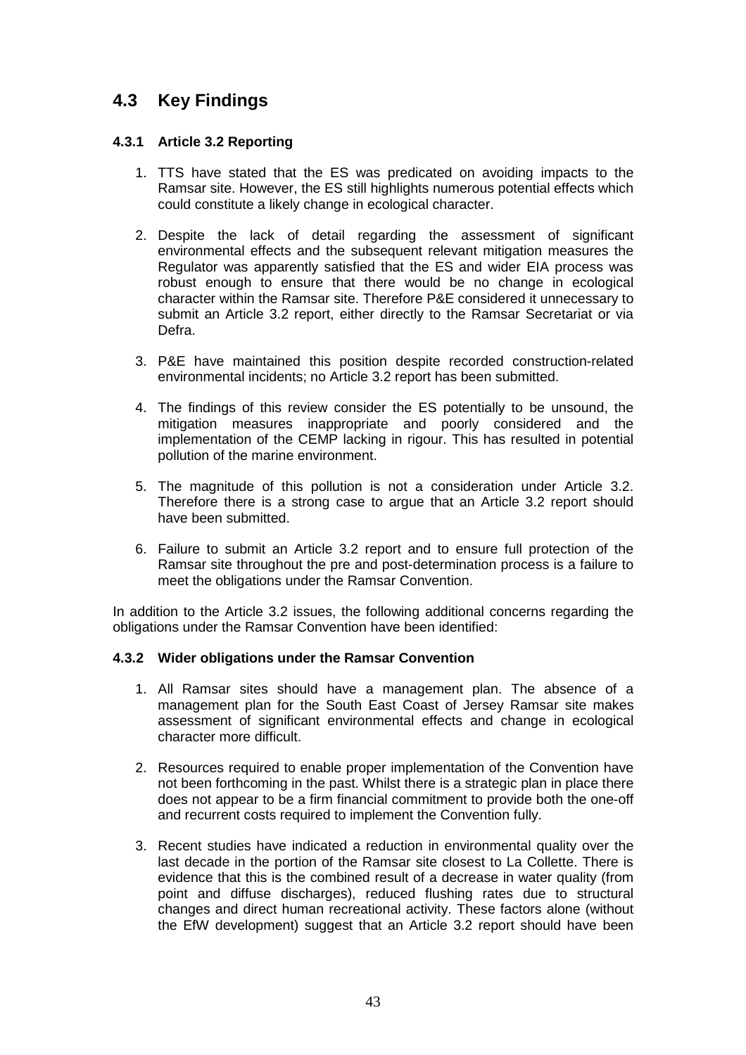## 4.3 Key Findings

### 4.3.1 Article 3.2 Reporting

1. TTS have stated that the ES was predicated on avoiding impacts to the Ramsar site. However, the ES still highlights numerous potential effects which could constitute a likely change in ecological character.

2. Despite the lack of detail regarding the assessment of significant environmental effects and the subsequent relevant mitigation measures the Regulator was apparently satisfied that the ES and wider EIA process was robust enough to ensure that there would be no change in ecological character within the Ramsar site. Therefore P&E considered it unnecessary to submit an Article 3.2 report, either directly to the Ramsar Secretariat or via Defra.

3. P&E have maintained this position despite recorded construction-related environmental incidents; no Article 3.2 report has been submitted.

4. The findings of this review consider the ES potentially to be unsound, the mitigation measures inappropriate and poorly considered and the implementation of the CEMP lacking in rigour. This has resulted in potential pollution of the marine environment.

5. The magnitude of this pollution is not a consideration under Article 3.2. Therefore there is a strong case to argue that an Article 3.2 report should have been submitted.

6. Failure to submit an Article 3.2 report and to ensure full protection of the Ramsar site throughout the pre and post-determination process is a failure to meet the obligations under the Ramsar Convention.

In addition to the Article 3.2 issues, the following additional concerns regarding the obligations under the Ramsar Convention have been identified:

### 4.3.2 Wider obligations under the Ramsar Convention

1. All Ramsar sites should have a management plan. The absence of a management plan for the South East Coast of Jersey Ramsar site makes assessment of significant environmental effects and change in ecological character more difficult.

2. Resources required to enable proper implementation of the Convention have not been forthcoming in the past. Whilst there is a strategic plan in place there does not appear to be a firm financial commitment to provide both the one-off and recurrent costs required to implement the Convention fully.

3. Recent studies have indicated a reduction in environmental quality over the last decade in the portion of the Ramsar site closest to La Collette. There is evidence that this is the combined result of a decrease in water quality (from point and diffuse discharges), reduced flushing rates due to structural changes and direct human recreational activity. These factors alone (without the EfW development) suggest that an Article 3.2 report should have been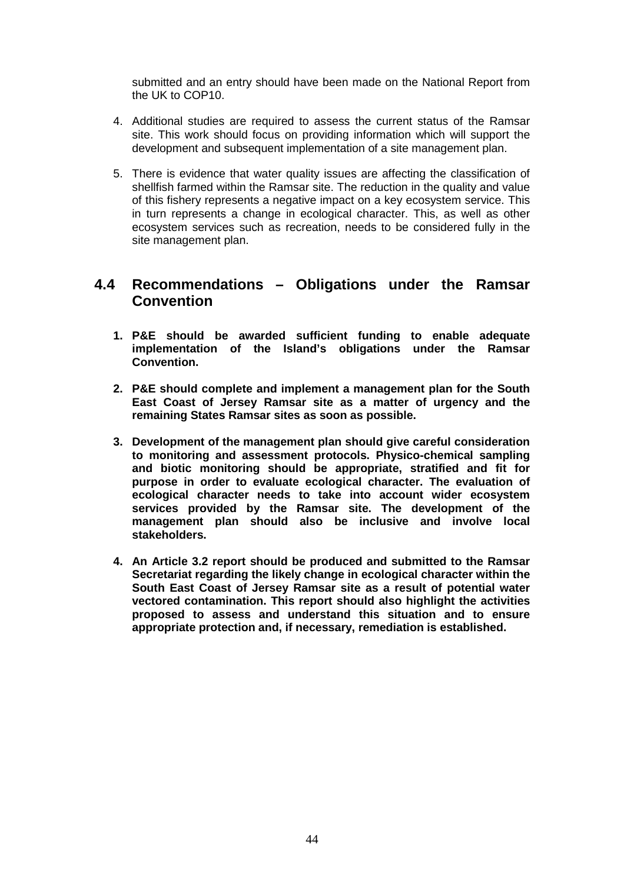submitted and an entry should have been made on the National Report from the UK to COP10.

4. Additional studies are required to assess the current status of the Ramsar site. This work should focus on providing information which will support the development and subsequent implementation of a site management plan.

5. There is evidence that water quality issues are affecting the classification of shellfish farmed within the Ramsar site. The reduction in the quality and value of this fishery represents a negative impact on a key ecosystem service. This in turn represents a change in ecological character. This, as well as other ecosystem services such as recreation, needs to be considered fully in the site management plan.

## 4.4 Recommendations – Obligations under the Ramsar Convention

1. **P&E should be awarded sufficient funding to enable adequate implementation of the Island's obligations under the Ramsar Convention.**

2. **P&E should complete and implement a management plan for the South East Coast of Jersey Ramsar site as a matter of urgency and the remaining States Ramsar sites as soon as possible.**

3. **Development of the management plan should give careful consideration to monitoring and assessment protocols. Physico-chemical sampling and biotic monitoring should be appropriate, stratified and fit for purpose in order to evaluate ecological character. The evaluation of ecological character needs to take into account wider ecosystem services provided by the Ramsar site. The development of the management plan should also be inclusive and involve local stakeholders.**

4. **An Article 3.2 report should be produced and submitted to the Ramsar Secretariat regarding the likely change in ecological character within the South East Coast of Jersey Ramsar site as a result of potential water vectored contamination. This report should also highlight the activities proposed to assess and understand this situation and to ensure appropriate protection and, if necessary, remediation is established.**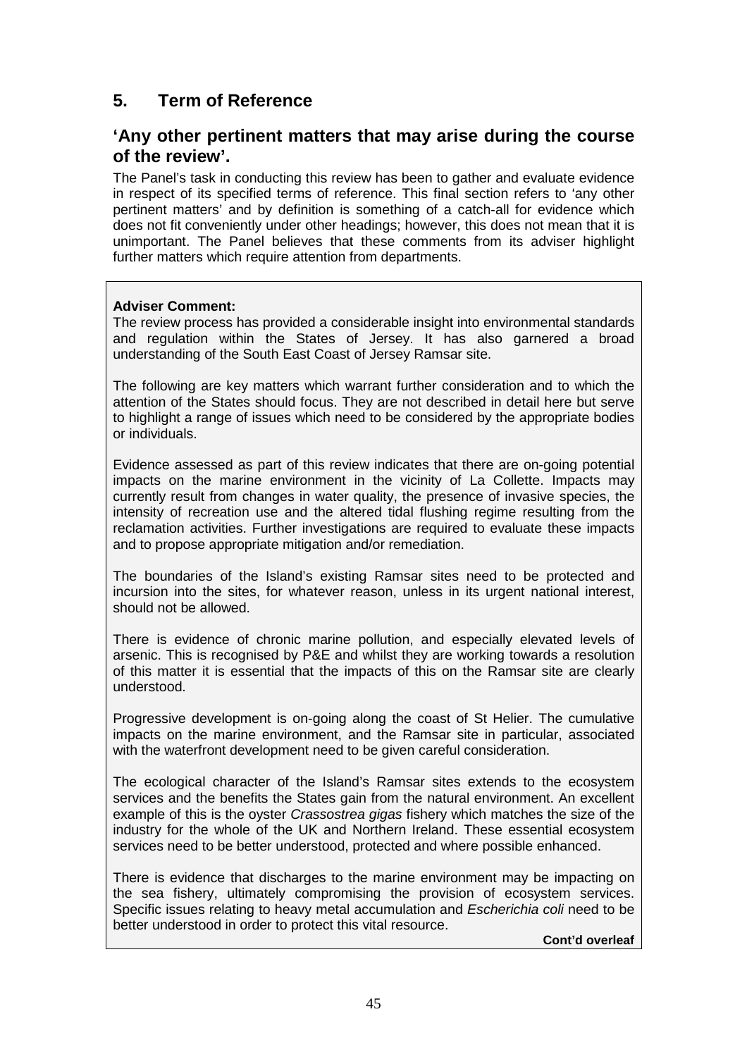## 5. Term of Reference

## 'Any other pertinent matters that may arise during the course of the review'.

The Panel's task in conducting this review has been to gather and evaluate evidence in respect of its specified terms of reference. This final section refers to 'any other pertinent matters' and by definition is something of a catch-all for evidence which does not fit conveniently under other headings; however, this does not mean that it is unimportant. The Panel believes that these comments from its adviser highlight further matters which require attention from departments.

**Adviser Comment:**

The review process has provided a considerable insight into environmental standards and regulation within the States of Jersey. It has also garnered a broad understanding of the South East Coast of Jersey Ramsar site.

The following are key matters which warrant further consideration and to which the attention of the States should focus. They are not described in detail here but serve to highlight a range of issues which need to be considered by the appropriate bodies or individuals.

Evidence assessed as part of this review indicates that there are on-going potential impacts on the marine environment in the vicinity of La Collette. Impacts may currently result from changes in water quality, the presence of invasive species, the intensity of recreation use and the altered tidal flushing regime resulting from the reclamation activities. Further investigations are required to evaluate these impacts and to propose appropriate mitigation and/or remediation.

The boundaries of the Island's existing Ramsar sites need to be protected and incursion into the sites, for whatever reason, unless in its urgent national interest, should not be allowed.

There is evidence of chronic marine pollution, and especially elevated levels of arsenic. This is recognised by P&E and whilst they are working towards a resolution of this matter it is essential that the impacts of this on the Ramsar site are clearly understood.

Progressive development is on-going along the coast of St Helier. The cumulative impacts on the marine environment, and the Ramsar site in particular, associated with the waterfront development need to be given careful consideration.

The ecological character of the Island's Ramsar sites extends to the ecosystem services and the benefits the States gain from the natural environment. An excellent example of this is the oyster *Crassostrea gigas* fishery which matches the size of the industry for the whole of the UK and Northern Ireland. These essential ecosystem services need to be better understood, protected and where possible enhanced.

There is evidence that discharges to the marine environment may be impacting on the sea fishery, ultimately compromising the provision of ecosystem services. Specific issues relating to heavy metal accumulation and *Escherichia coli* need to be better understood in order to protect this vital resource.

**Cont'd overleaf**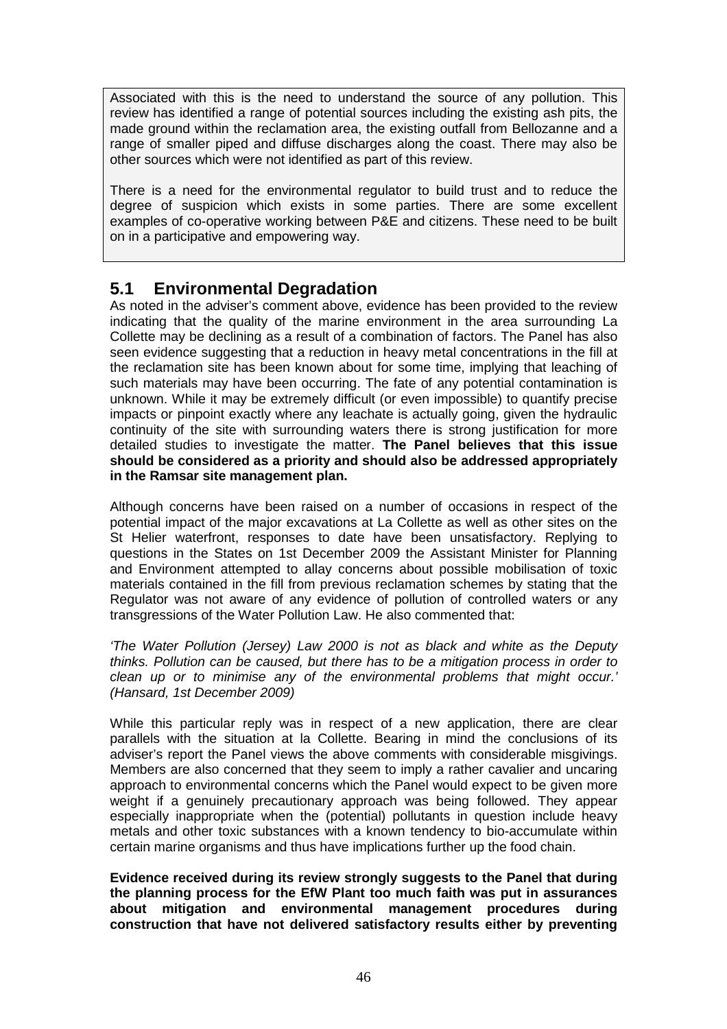Associated with this is the need to understand the source of any pollution. This review has identified a range of potential sources including the existing ash pits, the made ground within the reclamation area, the existing outfall from Bellozanne and a range of smaller piped and diffuse discharges along the coast. There may also be other sources which were not identified as part of this review.

There is a need for the environmental regulator to build trust and to reduce the degree of suspicion which exists in some parties. There are some excellent examples of co-operative working between P&E and citizens. These need to be built on in a participative and empowering way.

## 5.1 Environmental Degradation

As noted in the adviser's comment above, evidence has been provided to the review indicating that the quality of the marine environment in the area surrounding La Collette may be declining as a result of a combination of factors. The Panel has also seen evidence suggesting that a reduction in heavy metal concentrations in the fill at the reclamation site has been known about for some time, implying that leaching of such materials may have been occurring. The fate of any potential contamination is unknown. While it may be extremely difficult (or even impossible) to quantify precise impacts or pinpoint exactly where any leachate is actually going, given the hydraulic continuity of the site with surrounding waters there is strong justification for more detailed studies to investigate the matter. **The Panel believes that this issue should be considered as a priority and should also be addressed appropriately in the Ramsar site management plan.**

Although concerns have been raised on a number of occasions in respect of the potential impact of the major excavations at La Collette as well as other sites on the St Helier waterfront, responses to date have been unsatisfactory. Replying to questions in the States on 1st December 2009 the Assistant Minister for Planning and Environment attempted to allay concerns about possible mobilisation of toxic materials contained in the fill from previous reclamation schemes by stating that the Regulator was not aware of any evidence of pollution of controlled waters or any transgressions of the Water Pollution Law. He also commented that:

*'The Water Pollution (Jersey) Law 2000 is not as black and white as the Deputy thinks. Pollution can be caused, but there has to be a mitigation process in order to clean up or to minimise any of the environmental problems that might occur.' (Hansard, 1st December 2009)*

While this particular reply was in respect of a new application, there are clear parallels with the situation at la Collette. Bearing in mind the conclusions of its adviser's report the Panel views the above comments with considerable misgivings. Members are also concerned that they seem to imply a rather cavalier and uncaring approach to environmental concerns which the Panel would expect to be given more weight if a genuinely precautionary approach was being followed. They appear especially inappropriate when the (potential) pollutants in question include heavy metals and other toxic substances with a known tendency to bio-accumulate within certain marine organisms and thus have implications further up the food chain.

**Evidence received during its review strongly suggests to the Panel that during the planning process for the EfW Plant too much faith was put in assurances about mitigation and environmental management procedures during construction that have not delivered satisfactory results either by preventing**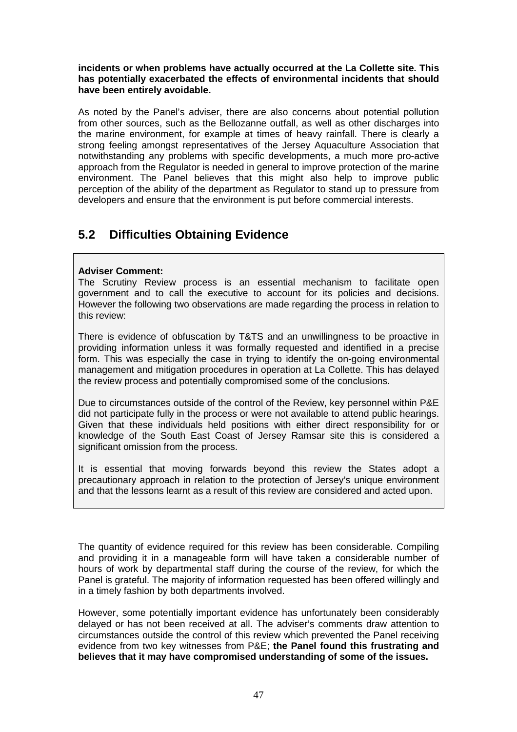**incidents or when problems have actually occurred at the La Collette site. This has potentially exacerbated the effects of environmental incidents that should have been entirely avoidable.**

As noted by the Panel's adviser, there are also concerns about potential pollution from other sources, such as the Bellozanne outfall, as well as other discharges into the marine environment, for example at times of heavy rainfall. There is clearly a strong feeling amongst representatives of the Jersey Aquaculture Association that notwithstanding any problems with specific developments, a much more pro-active approach from the Regulator is needed in general to improve protection of the marine environment. The Panel believes that this might also help to improve public perception of the ability of the department as Regulator to stand up to pressure from developers and ensure that the environment is put before commercial interests.

## 5.2 Difficulties Obtaining Evidence

> **Adviser Comment:**
> The Scrutiny Review process is an essential mechanism to facilitate open government and to call the executive to account for its policies and decisions. However the following two observations are made regarding the process in relation to this review:
>
> There is evidence of obfuscation by T&TS and an unwillingness to be proactive in providing information unless it was formally requested and identified in a precise form. This was especially the case in trying to identify the on-going environmental management and mitigation procedures in operation at La Collette. This has delayed the review process and potentially compromised some of the conclusions.
>
> Due to circumstances outside of the control of the Review, key personnel within P&E did not participate fully in the process or were not available to attend public hearings. Given that these individuals held positions with either direct responsibility for or knowledge of the South East Coast of Jersey Ramsar site this is considered a significant omission from the process.
>
> It is essential that moving forwards beyond this review the States adopt a precautionary approach in relation to the protection of Jersey's unique environment and that the lessons learnt as a result of this review are considered and acted upon.

The quantity of evidence required for this review has been considerable. Compiling and providing it in a manageable form will have taken a considerable number of hours of work by departmental staff during the course of the review, for which the Panel is grateful. The majority of information requested has been offered willingly and in a timely fashion by both departments involved.

However, some potentially important evidence has unfortunately been considerably delayed or has not been received at all. The adviser's comments draw attention to circumstances outside the control of this review which prevented the Panel receiving evidence from two key witnesses from P&E; **the Panel found this frustrating and believes that it may have compromised understanding of some of the issues.**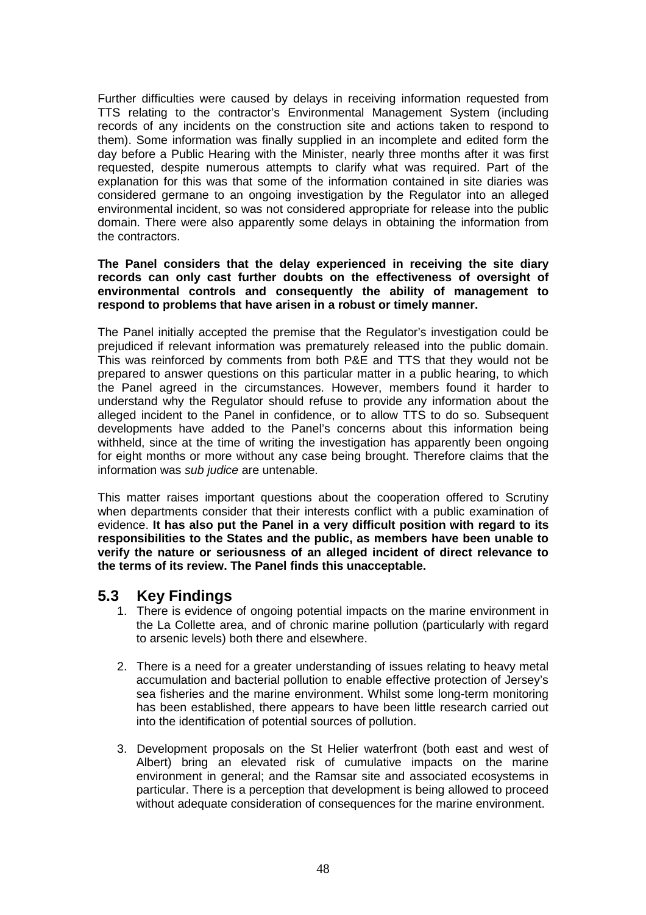Further difficulties were caused by delays in receiving information requested from TTS relating to the contractor's Environmental Management System (including records of any incidents on the construction site and actions taken to respond to them). Some information was finally supplied in an incomplete and edited form the day before a Public Hearing with the Minister, nearly three months after it was first requested, despite numerous attempts to clarify what was required. Part of the explanation for this was that some of the information contained in site diaries was considered germane to an ongoing investigation by the Regulator into an alleged environmental incident, so was not considered appropriate for release into the public domain. There were also apparently some delays in obtaining the information from the contractors.

**The Panel considers that the delay experienced in receiving the site diary records can only cast further doubts on the effectiveness of oversight of environmental controls and consequently the ability of management to respond to problems that have arisen in a robust or timely manner.**

The Panel initially accepted the premise that the Regulator's investigation could be prejudiced if relevant information was prematurely released into the public domain. This was reinforced by comments from both P&E and TTS that they would not be prepared to answer questions on this particular matter in a public hearing, to which the Panel agreed in the circumstances. However, members found it harder to understand why the Regulator should refuse to provide any information about the alleged incident to the Panel in confidence, or to allow TTS to do so. Subsequent developments have added to the Panel's concerns about this information being withheld, since at the time of writing the investigation has apparently been ongoing for eight months or more without any case being brought. Therefore claims that the information was *sub judice* are untenable.

This matter raises important questions about the cooperation offered to Scrutiny when departments consider that their interests conflict with a public examination of evidence. **It has also put the Panel in a very difficult position with regard to its responsibilities to the States and the public, as members have been unable to verify the nature or seriousness of an alleged incident of direct relevance to the terms of its review. The Panel finds this unacceptable.**

## 5.3 Key Findings

1. There is evidence of ongoing potential impacts on the marine environment in the La Collette area, and of chronic marine pollution (particularly with regard to arsenic levels) both there and elsewhere.

2. There is a need for a greater understanding of issues relating to heavy metal accumulation and bacterial pollution to enable effective protection of Jersey's sea fisheries and the marine environment. Whilst some long-term monitoring has been established, there appears to have been little research carried out into the identification of potential sources of pollution.

3. Development proposals on the St Helier waterfront (both east and west of Albert) bring an elevated risk of cumulative impacts on the marine environment in general; and the Ramsar site and associated ecosystems in particular. There is a perception that development is being allowed to proceed without adequate consideration of consequences for the marine environment.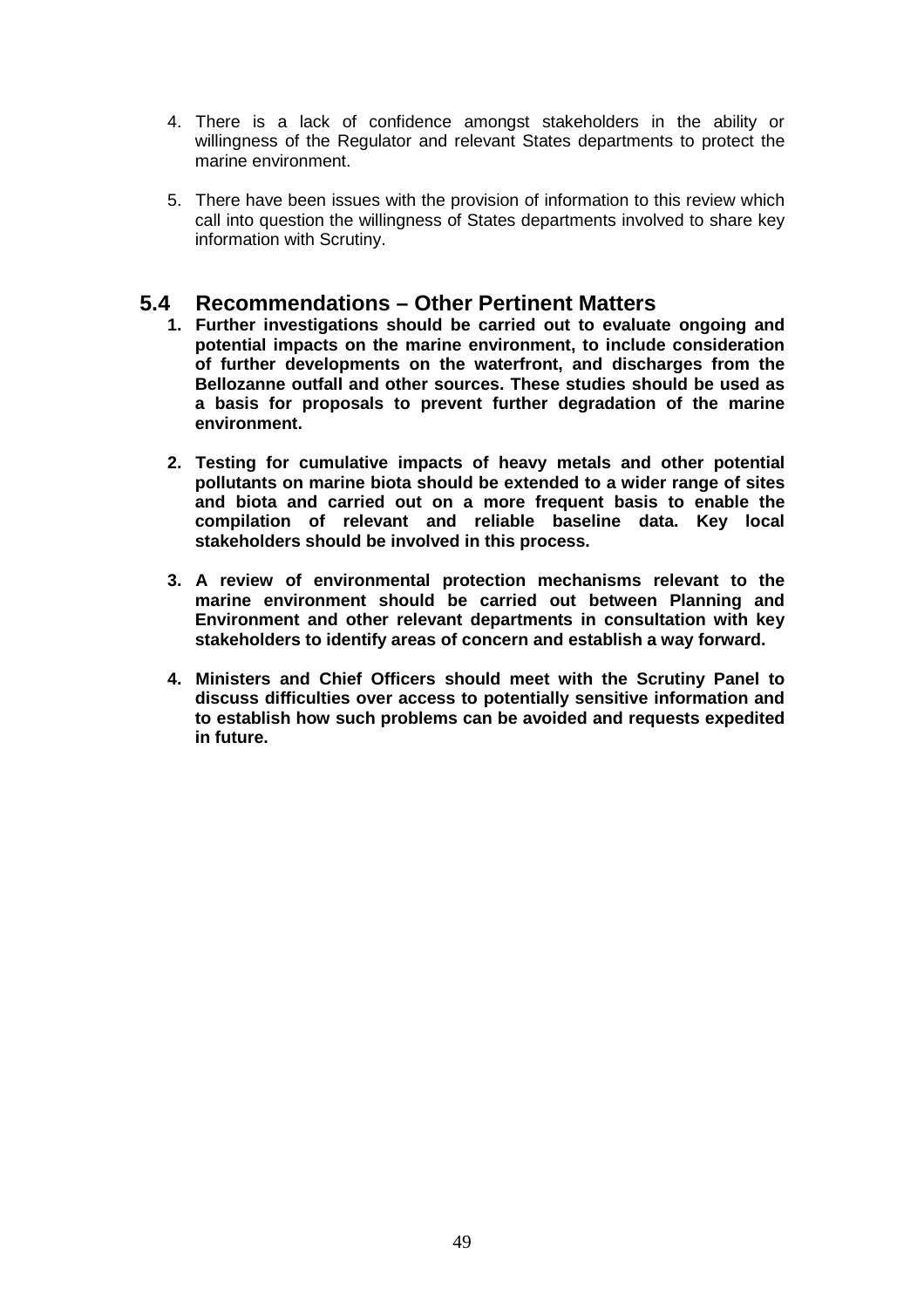4. There is a lack of confidence amongst stakeholders in the ability or willingness of the Regulator and relevant States departments to protect the marine environment.

5. There have been issues with the provision of information to this review which call into question the willingness of States departments involved to share key information with Scrutiny.

## 5.4 Recommendations – Other Pertinent Matters

1. **Further investigations should be carried out to evaluate ongoing and potential impacts on the marine environment, to include consideration of further developments on the waterfront, and discharges from the Bellozanne outfall and other sources. These studies should be used as a basis for proposals to prevent further degradation of the marine environment.**

2. **Testing for cumulative impacts of heavy metals and other potential pollutants on marine biota should be extended to a wider range of sites and biota and carried out on a more frequent basis to enable the compilation of relevant and reliable baseline data. Key local stakeholders should be involved in this process.**

3. **A review of environmental protection mechanisms relevant to the marine environment should be carried out between Planning and Environment and other relevant departments in consultation with key stakeholders to identify areas of concern and establish a way forward.**

4. **Ministers and Chief Officers should meet with the Scrutiny Panel to discuss difficulties over access to potentially sensitive information and to establish how such problems can be avoided and requests expedited in future.**